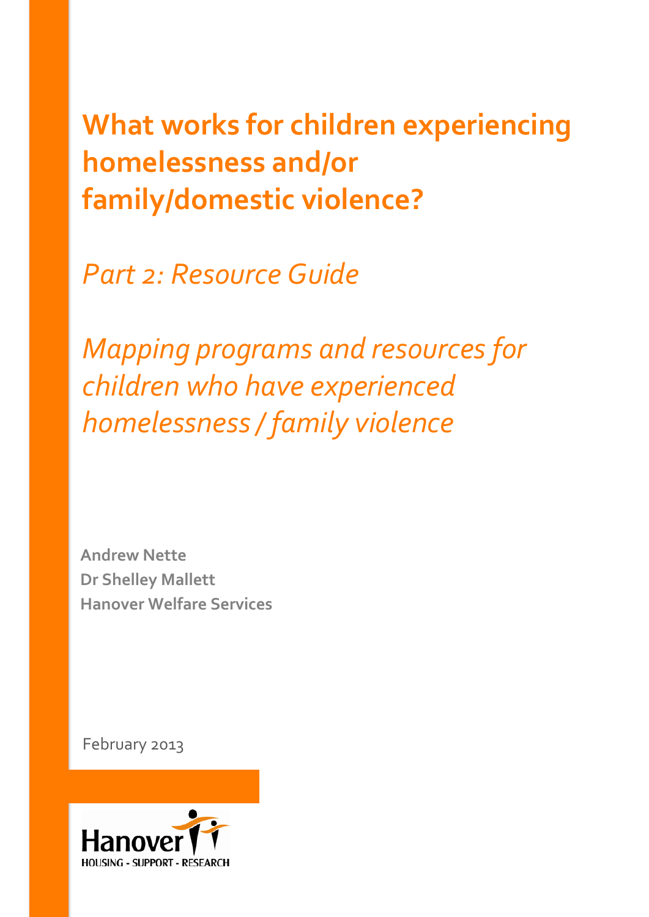# What works for children experiencing homelessness and/or family/domestic violence?

## *Part 2: Resource Guide*

## *Mapping programs and resources for children who have experienced homelessness / family violence*

**Andrew Nette**
**Dr Shelley Mallett**
**Hanover Welfare Services**

February 2013

Hanover
HOUSING - SUPPORT - RESEARCH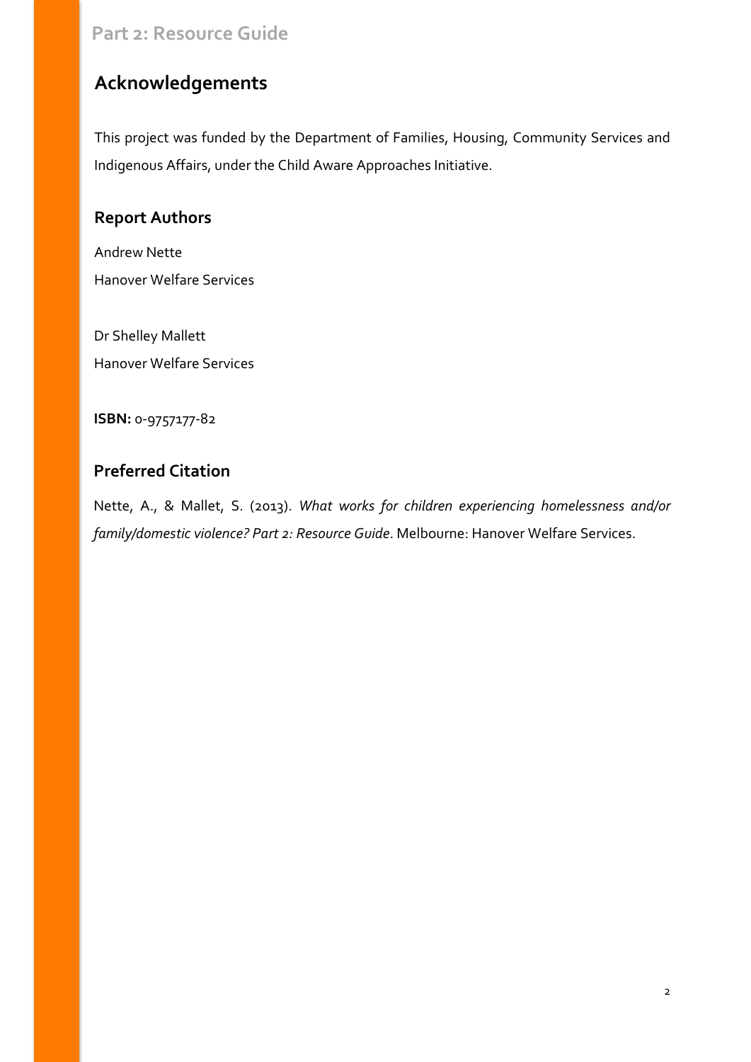## Acknowledgements

This project was funded by the Department of Families, Housing, Community Services and Indigenous Affairs, under the Child Aware Approaches Initiative.

### Report Authors

Andrew Nette
Hanover Welfare Services

Dr Shelley Mallett
Hanover Welfare Services

**ISBN:** 0-9757177-82

### Preferred Citation

Nette, A., & Mallet, S. (2013). *What works for children experiencing homelessness and/or family/domestic violence? Part 2: Resource Guide*. Melbourne: Hanover Welfare Services.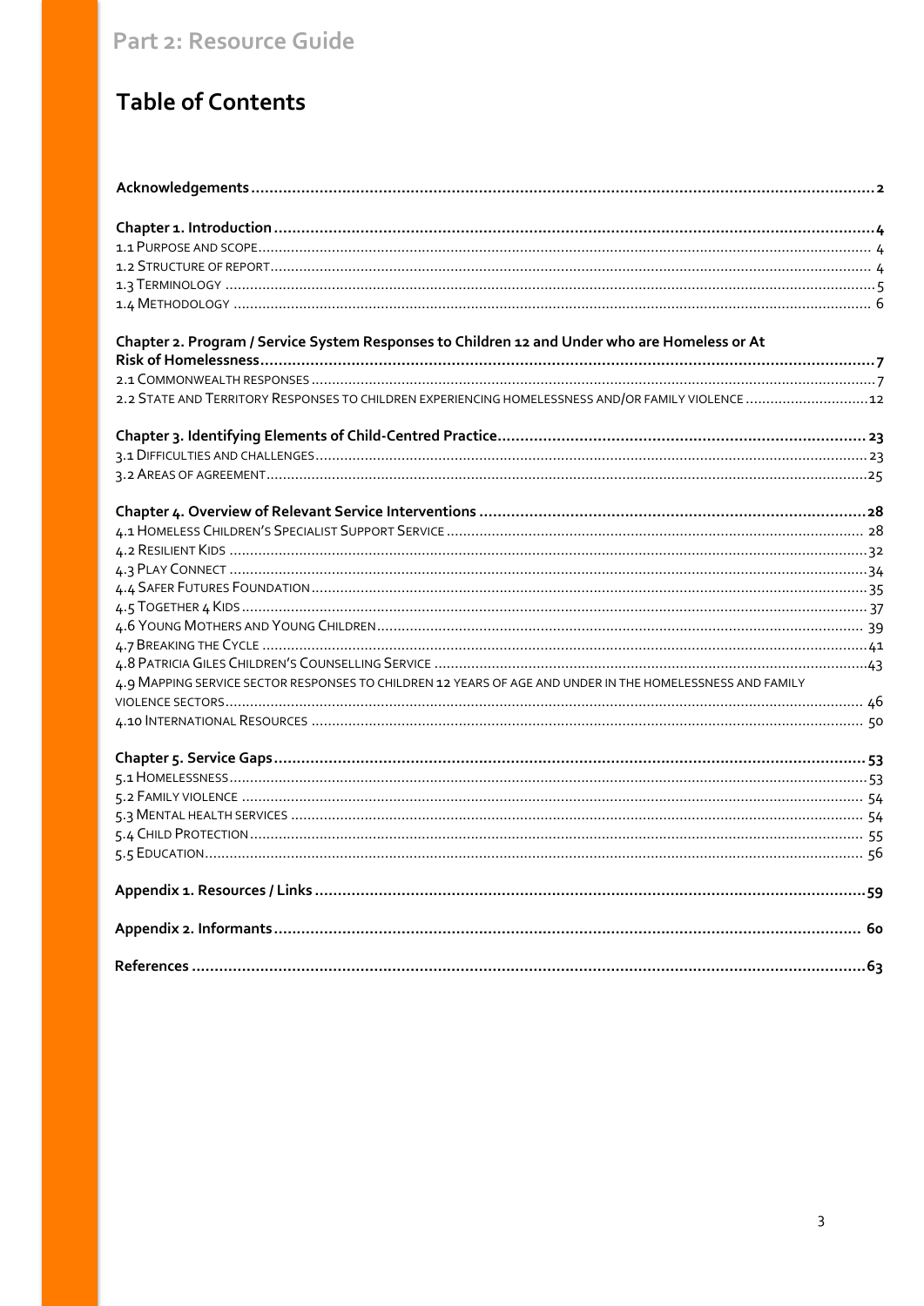Part 2: Resource Guide

# Table of Contents

**Acknowledgements** .......... **2**

**Chapter 1. Introduction** .......... **4**

1.1 Purpose and scope .......... 4
1.2 Structure of report .......... 4
1.3 Terminology .......... 5
1.4 Methodology .......... 6

**Chapter 2. Program / Service System Responses to Children 12 and Under who are Homeless or At Risk of Homelessness** .......... **7**

2.1 Commonwealth responses .......... 7
2.2 State and Territory responses to children experiencing homelessness and/or family violence .......... 12

**Chapter 3. Identifying Elements of Child-Centred Practice** .......... **23**

3.1 Difficulties and challenges .......... 23
3.2 Areas of agreement .......... 25

**Chapter 4. Overview of Relevant Service Interventions** .......... **28**

4.1 Homeless Children's Specialist Support Service .......... 28
4.2 Resilient Kids .......... 32
4.3 Play Connect .......... 34
4.4 Safer Futures Foundation .......... 35
4.5 Together 4 Kids .......... 37
4.6 Young Mothers and Young Children .......... 39
4.7 Breaking the Cycle .......... 41
4.8 Patricia Giles Children's Counselling Service .......... 43
4.9 Mapping service sector responses to children 12 years of age and under in the homelessness and family violence sectors .......... 46
4.10 International Resources .......... 50

**Chapter 5. Service Gaps** .......... **53**

5.1 Homelessness .......... 53
5.2 Family violence .......... 54
5.3 Mental health services .......... 54
5.4 Child Protection .......... 55
5.5 Education .......... 56

**Appendix 1. Resources / Links** .......... **59**

**Appendix 2. Informants** .......... **60**

**References** .......... **63**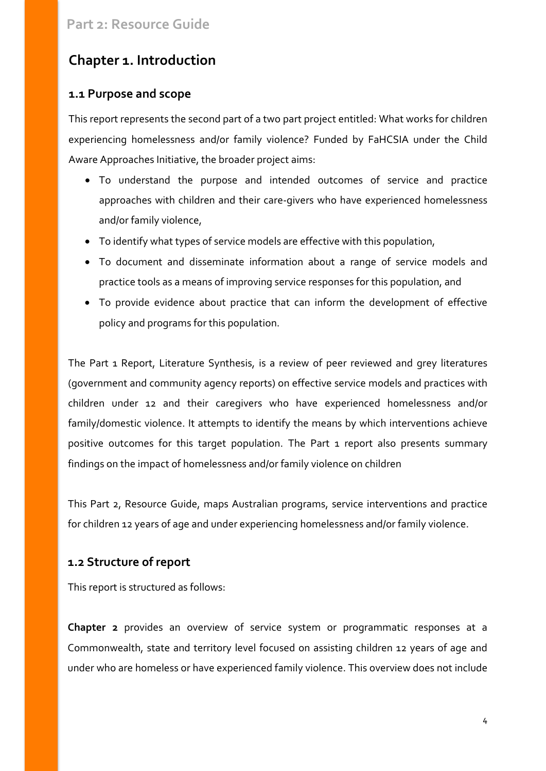# Chapter 1. Introduction

## 1.1 Purpose and scope

This report represents the second part of a two part project entitled: What works for children experiencing homelessness and/or family violence? Funded by FaHCSIA under the Child Aware Approaches Initiative, the broader project aims:

- To understand the purpose and intended outcomes of service and practice approaches with children and their care-givers who have experienced homelessness and/or family violence,
- To identify what types of service models are effective with this population,
- To document and disseminate information about a range of service models and practice tools as a means of improving service responses for this population, and
- To provide evidence about practice that can inform the development of effective policy and programs for this population.

The Part 1 Report, Literature Synthesis, is a review of peer reviewed and grey literatures (government and community agency reports) on effective service models and practices with children under 12 and their caregivers who have experienced homelessness and/or family/domestic violence. It attempts to identify the means by which interventions achieve positive outcomes for this target population. The Part 1 report also presents summary findings on the impact of homelessness and/or family violence on children

This Part 2, Resource Guide, maps Australian programs, service interventions and practice for children 12 years of age and under experiencing homelessness and/or family violence.

## 1.2 Structure of report

This report is structured as follows:

**Chapter 2** provides an overview of service system or programmatic responses at a Commonwealth, state and territory level focused on assisting children 12 years of age and under who are homeless or have experienced family violence. This overview does not include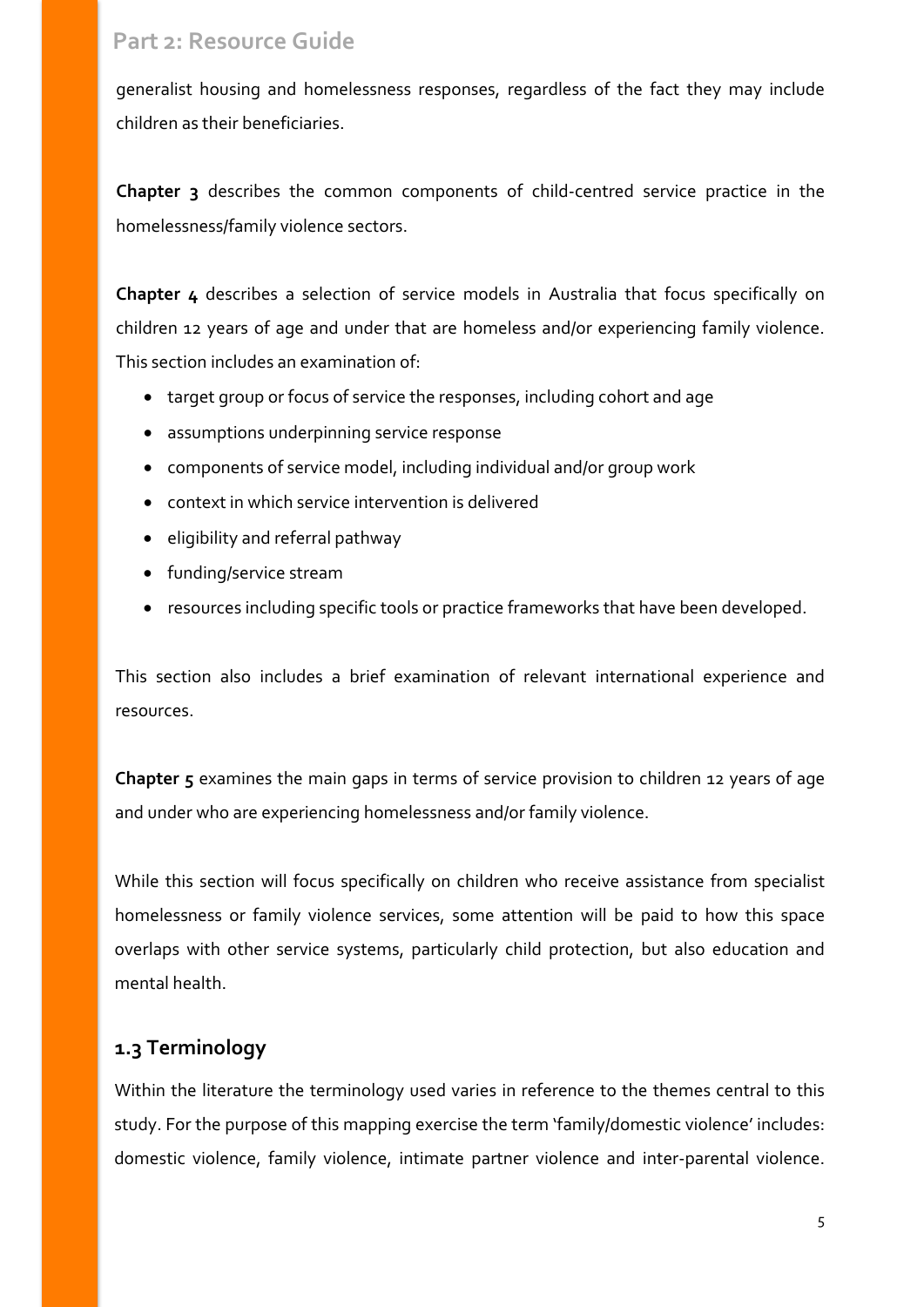generalist housing and homelessness responses, regardless of the fact they may include children as their beneficiaries.

**Chapter 3** describes the common components of child-centred service practice in the homelessness/family violence sectors.

**Chapter 4** describes a selection of service models in Australia that focus specifically on children 12 years of age and under that are homeless and/or experiencing family violence. This section includes an examination of:

- target group or focus of service the responses, including cohort and age
- assumptions underpinning service response
- components of service model, including individual and/or group work
- context in which service intervention is delivered
- eligibility and referral pathway
- funding/service stream
- resources including specific tools or practice frameworks that have been developed.

This section also includes a brief examination of relevant international experience and resources.

**Chapter 5** examines the main gaps in terms of service provision to children 12 years of age and under who are experiencing homelessness and/or family violence.

While this section will focus specifically on children who receive assistance from specialist homelessness or family violence services, some attention will be paid to how this space overlaps with other service systems, particularly child protection, but also education and mental health.

## 1.3 Terminology

Within the literature the terminology used varies in reference to the themes central to this study. For the purpose of this mapping exercise the term 'family/domestic violence' includes: domestic violence, family violence, intimate partner violence and inter-parental violence.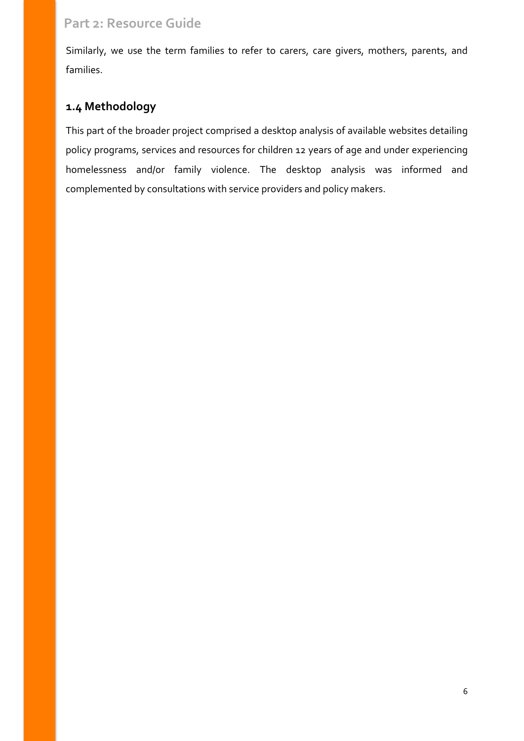Similarly, we use the term families to refer to carers, care givers, mothers, parents, and families.

## 1.4 Methodology

This part of the broader project comprised a desktop analysis of available websites detailing policy programs, services and resources for children 12 years of age and under experiencing homelessness and/or family violence. The desktop analysis was informed and complemented by consultations with service providers and policy makers.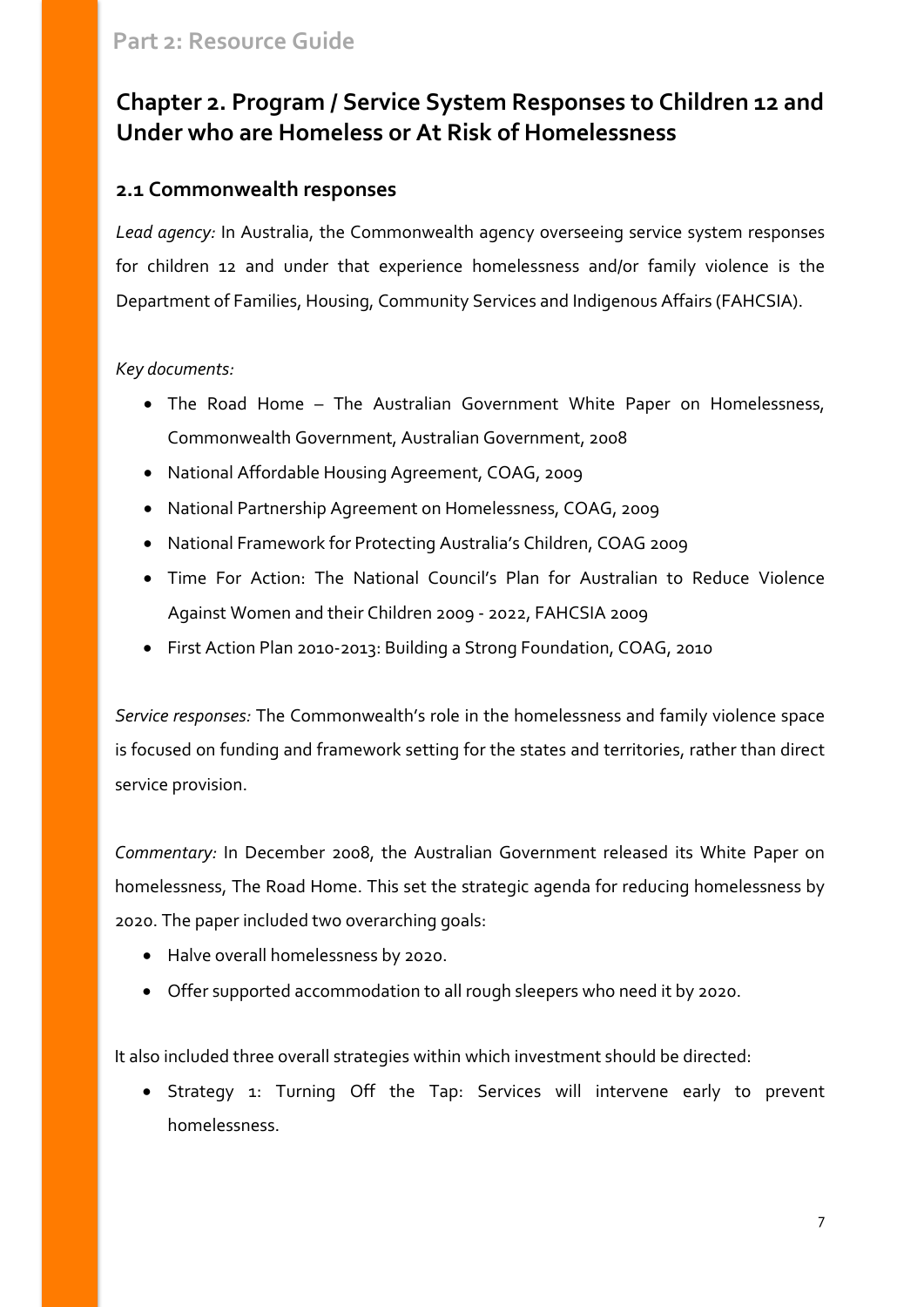# Chapter 2. Program / Service System Responses to Children 12 and Under who are Homeless or At Risk of Homelessness

## 2.1 Commonwealth responses

*Lead agency:* In Australia, the Commonwealth agency overseeing service system responses for children 12 and under that experience homelessness and/or family violence is the Department of Families, Housing, Community Services and Indigenous Affairs (FAHCSIA).

*Key documents:*

- The Road Home – The Australian Government White Paper on Homelessness, Commonwealth Government, Australian Government, 2008
- National Affordable Housing Agreement, COAG, 2009
- National Partnership Agreement on Homelessness, COAG, 2009
- National Framework for Protecting Australia's Children, COAG 2009
- Time For Action: The National Council's Plan for Australian to Reduce Violence Against Women and their Children 2009 - 2022, FAHCSIA 2009
- First Action Plan 2010-2013: Building a Strong Foundation, COAG, 2010

*Service responses:* The Commonwealth's role in the homelessness and family violence space is focused on funding and framework setting for the states and territories, rather than direct service provision.

*Commentary:* In December 2008, the Australian Government released its White Paper on homelessness, The Road Home. This set the strategic agenda for reducing homelessness by 2020. The paper included two overarching goals:

- Halve overall homelessness by 2020.
- Offer supported accommodation to all rough sleepers who need it by 2020.

It also included three overall strategies within which investment should be directed:

- Strategy 1: Turning Off the Tap: Services will intervene early to prevent homelessness.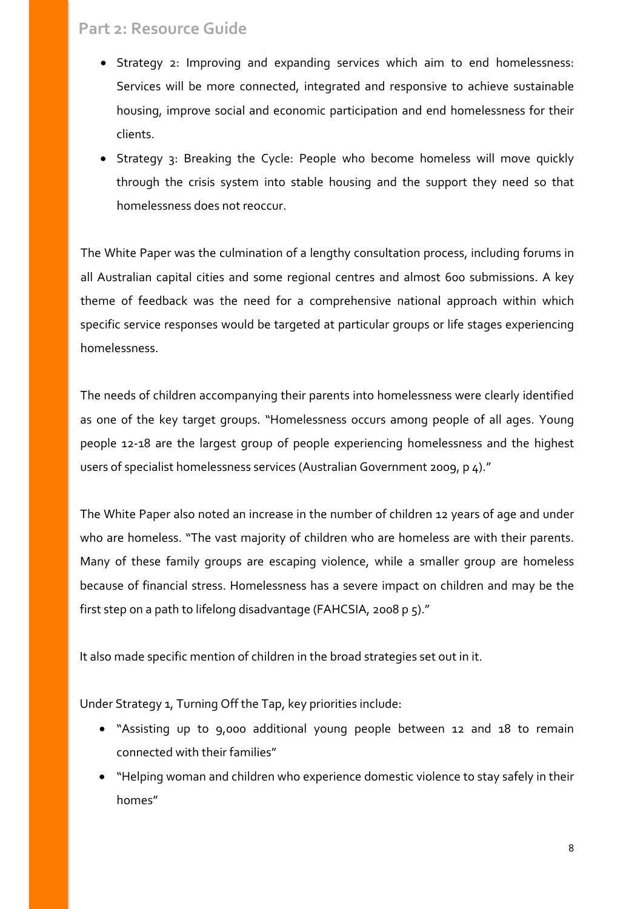- Strategy 2: Improving and expanding services which aim to end homelessness: Services will be more connected, integrated and responsive to achieve sustainable housing, improve social and economic participation and end homelessness for their clients.
- Strategy 3: Breaking the Cycle: People who become homeless will move quickly through the crisis system into stable housing and the support they need so that homelessness does not reoccur.

The White Paper was the culmination of a lengthy consultation process, including forums in all Australian capital cities and some regional centres and almost 600 submissions. A key theme of feedback was the need for a comprehensive national approach within which specific service responses would be targeted at particular groups or life stages experiencing homelessness.

The needs of children accompanying their parents into homelessness were clearly identified as one of the key target groups. "Homelessness occurs among people of all ages. Young people 12-18 are the largest group of people experiencing homelessness and the highest users of specialist homelessness services (Australian Government 2009, p 4)."

The White Paper also noted an increase in the number of children 12 years of age and under who are homeless. "The vast majority of children who are homeless are with their parents. Many of these family groups are escaping violence, while a smaller group are homeless because of financial stress. Homelessness has a severe impact on children and may be the first step on a path to lifelong disadvantage (FAHCSIA, 2008 p 5)."

It also made specific mention of children in the broad strategies set out in it.

Under Strategy 1, Turning Off the Tap, key priorities include:

- "Assisting up to 9,000 additional young people between 12 and 18 to remain connected with their families"
- "Helping woman and children who experience domestic violence to stay safely in their homes"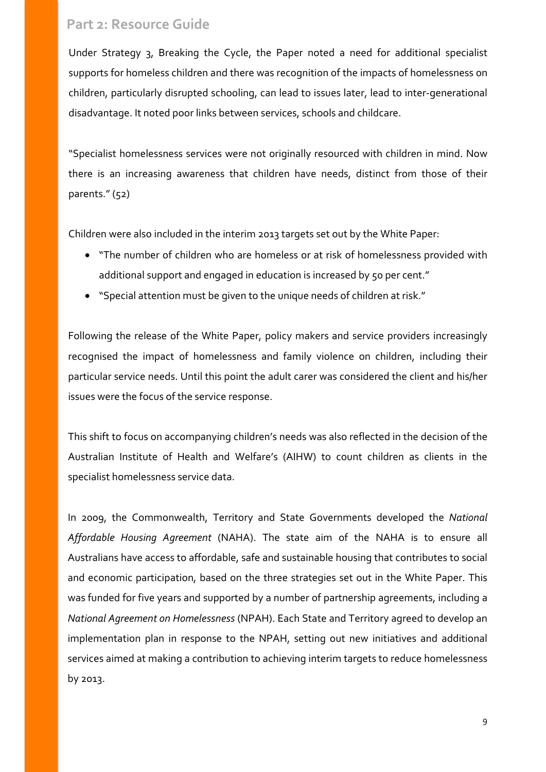Under Strategy 3, Breaking the Cycle, the Paper noted a need for additional specialist supports for homeless children and there was recognition of the impacts of homelessness on children, particularly disrupted schooling, can lead to issues later, lead to inter-generational disadvantage. It noted poor links between services, schools and childcare.

"Specialist homelessness services were not originally resourced with children in mind. Now there is an increasing awareness that children have needs, distinct from those of their parents." (52)

Children were also included in the interim 2013 targets set out by the White Paper:

- "The number of children who are homeless or at risk of homelessness provided with additional support and engaged in education is increased by 50 per cent."
- "Special attention must be given to the unique needs of children at risk."

Following the release of the White Paper, policy makers and service providers increasingly recognised the impact of homelessness and family violence on children, including their particular service needs. Until this point the adult carer was considered the client and his/her issues were the focus of the service response.

This shift to focus on accompanying children's needs was also reflected in the decision of the Australian Institute of Health and Welfare's (AIHW) to count children as clients in the specialist homelessness service data.

In 2009, the Commonwealth, Territory and State Governments developed the *National Affordable Housing Agreement* (NAHA). The state aim of the NAHA is to ensure all Australians have access to affordable, safe and sustainable housing that contributes to social and economic participation, based on the three strategies set out in the White Paper. This was funded for five years and supported by a number of partnership agreements, including a *National Agreement on Homelessness* (NPAH). Each State and Territory agreed to develop an implementation plan in response to the NPAH, setting out new initiatives and additional services aimed at making a contribution to achieving interim targets to reduce homelessness by 2013.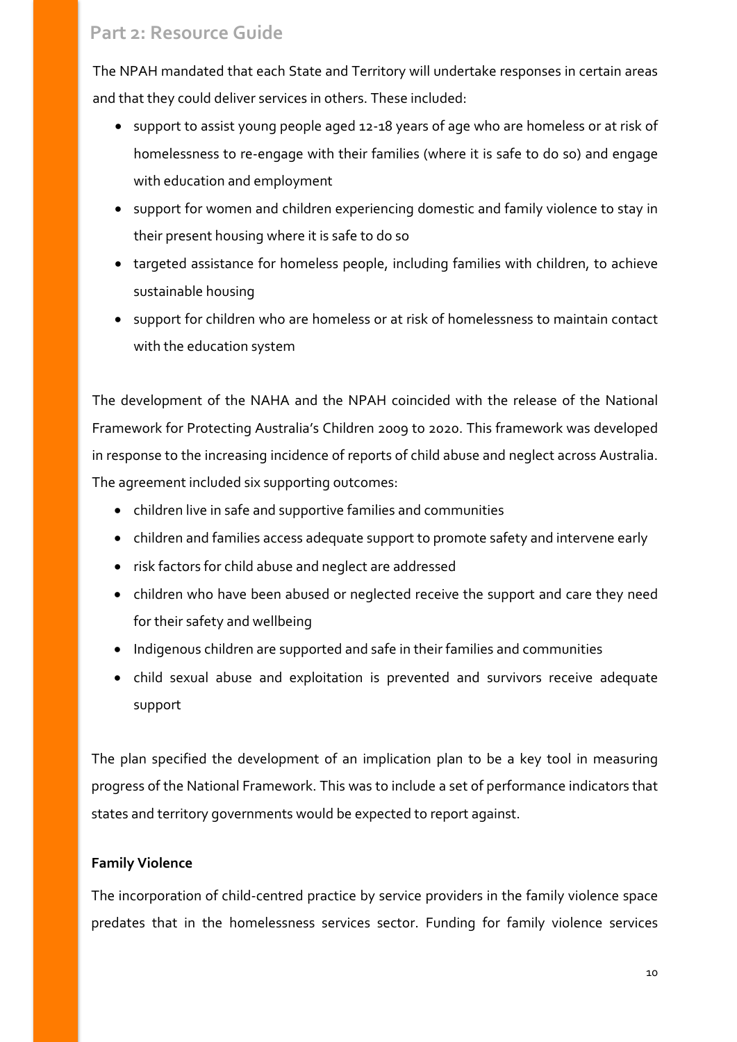The NPAH mandated that each State and Territory will undertake responses in certain areas and that they could deliver services in others. These included:

- support to assist young people aged 12-18 years of age who are homeless or at risk of homelessness to re-engage with their families (where it is safe to do so) and engage with education and employment
- support for women and children experiencing domestic and family violence to stay in their present housing where it is safe to do so
- targeted assistance for homeless people, including families with children, to achieve sustainable housing
- support for children who are homeless or at risk of homelessness to maintain contact with the education system

The development of the NAHA and the NPAH coincided with the release of the National Framework for Protecting Australia's Children 2009 to 2020. This framework was developed in response to the increasing incidence of reports of child abuse and neglect across Australia. The agreement included six supporting outcomes:

- children live in safe and supportive families and communities
- children and families access adequate support to promote safety and intervene early
- risk factors for child abuse and neglect are addressed
- children who have been abused or neglected receive the support and care they need for their safety and wellbeing
- Indigenous children are supported and safe in their families and communities
- child sexual abuse and exploitation is prevented and survivors receive adequate support

The plan specified the development of an implication plan to be a key tool in measuring progress of the National Framework. This was to include a set of performance indicators that states and territory governments would be expected to report against.

**Family Violence**

The incorporation of child-centred practice by service providers in the family violence space predates that in the homelessness services sector. Funding for family violence services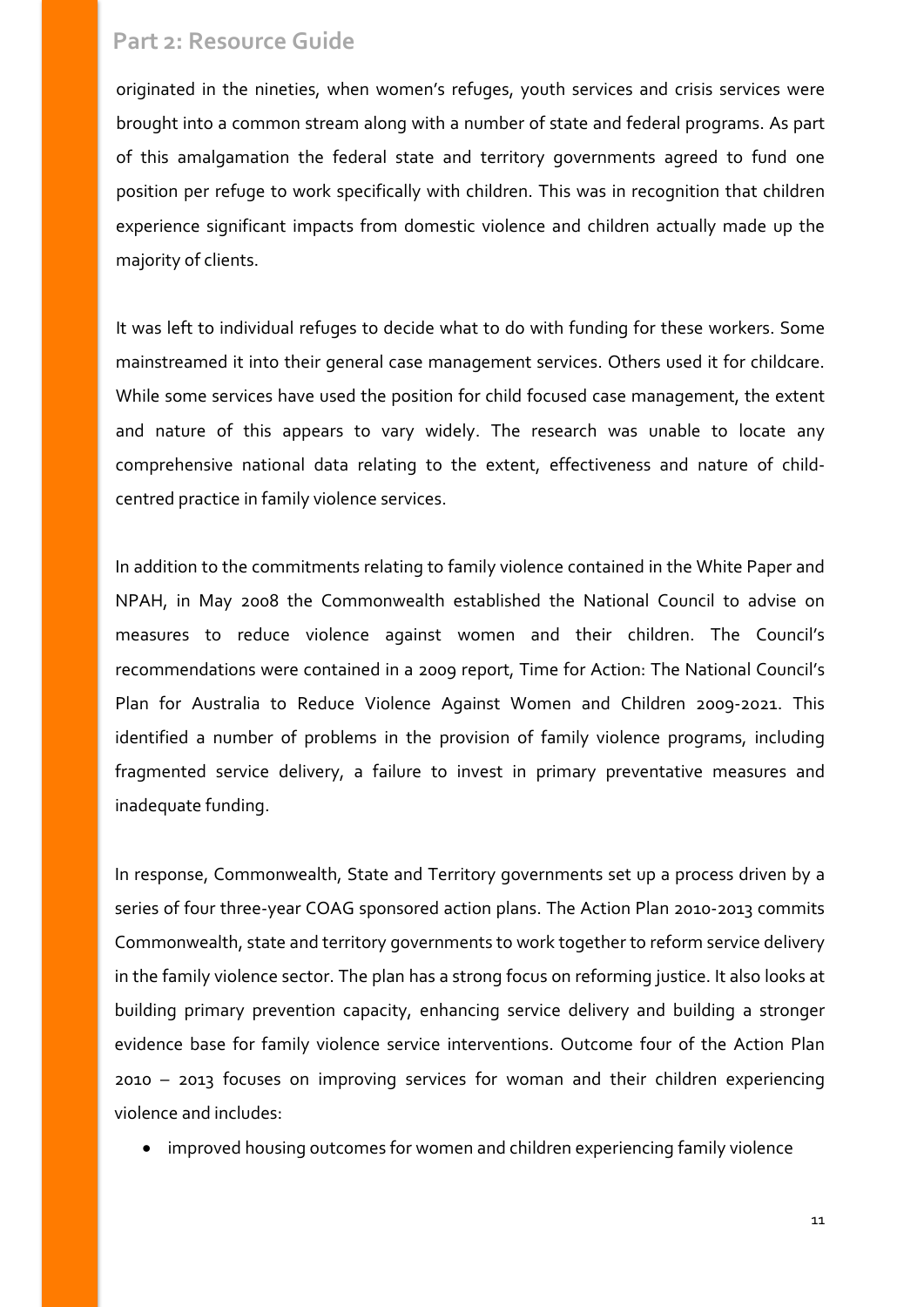originated in the nineties, when women's refuges, youth services and crisis services were brought into a common stream along with a number of state and federal programs. As part of this amalgamation the federal state and territory governments agreed to fund one position per refuge to work specifically with children. This was in recognition that children experience significant impacts from domestic violence and children actually made up the majority of clients.

It was left to individual refuges to decide what to do with funding for these workers. Some mainstreamed it into their general case management services. Others used it for childcare. While some services have used the position for child focused case management, the extent and nature of this appears to vary widely. The research was unable to locate any comprehensive national data relating to the extent, effectiveness and nature of child-centred practice in family violence services.

In addition to the commitments relating to family violence contained in the White Paper and NPAH, in May 2008 the Commonwealth established the National Council to advise on measures to reduce violence against women and their children. The Council's recommendations were contained in a 2009 report, Time for Action: The National Council's Plan for Australia to Reduce Violence Against Women and Children 2009-2021. This identified a number of problems in the provision of family violence programs, including fragmented service delivery, a failure to invest in primary preventative measures and inadequate funding.

In response, Commonwealth, State and Territory governments set up a process driven by a series of four three-year COAG sponsored action plans. The Action Plan 2010-2013 commits Commonwealth, state and territory governments to work together to reform service delivery in the family violence sector. The plan has a strong focus on reforming justice. It also looks at building primary prevention capacity, enhancing service delivery and building a stronger evidence base for family violence service interventions. Outcome four of the Action Plan 2010 – 2013 focuses on improving services for woman and their children experiencing violence and includes:

- improved housing outcomes for women and children experiencing family violence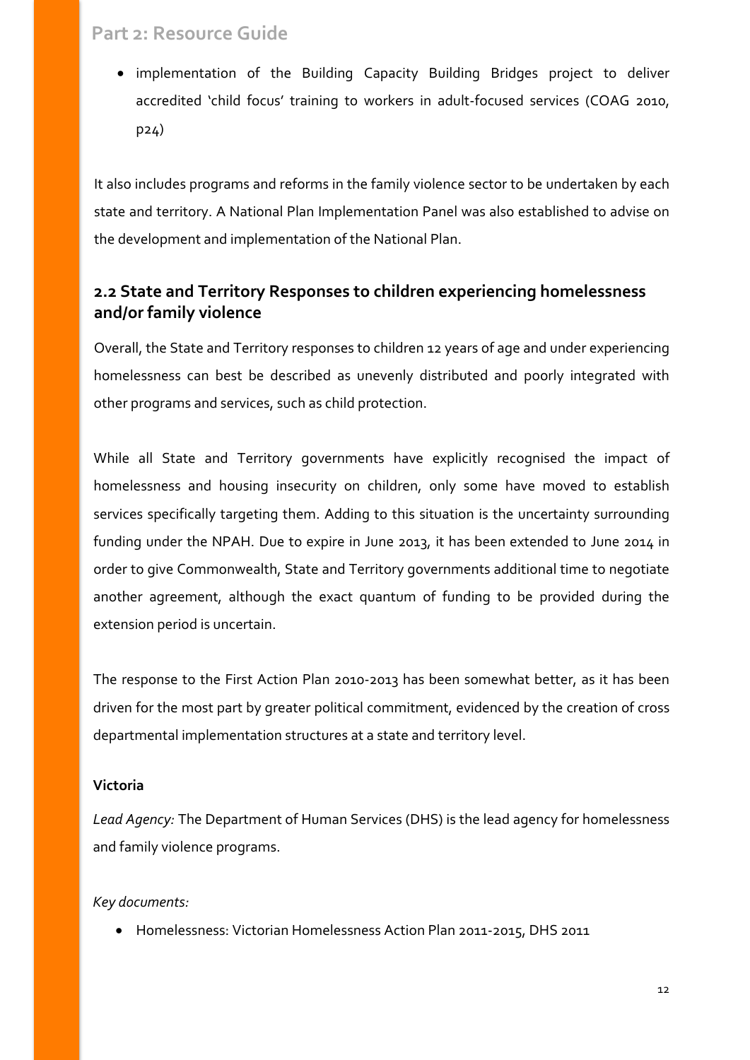- implementation of the Building Capacity Building Bridges project to deliver accredited 'child focus' training to workers in adult-focused services (COAG 2010, p24)

It also includes programs and reforms in the family violence sector to be undertaken by each state and territory. A National Plan Implementation Panel was also established to advise on the development and implementation of the National Plan.

## 2.2 State and Territory Responses to children experiencing homelessness and/or family violence

Overall, the State and Territory responses to children 12 years of age and under experiencing homelessness can best be described as unevenly distributed and poorly integrated with other programs and services, such as child protection.

While all State and Territory governments have explicitly recognised the impact of homelessness and housing insecurity on children, only some have moved to establish services specifically targeting them. Adding to this situation is the uncertainty surrounding funding under the NPAH. Due to expire in June 2013, it has been extended to June 2014 in order to give Commonwealth, State and Territory governments additional time to negotiate another agreement, although the exact quantum of funding to be provided during the extension period is uncertain.

The response to the First Action Plan 2010-2013 has been somewhat better, as it has been driven for the most part by greater political commitment, evidenced by the creation of cross departmental implementation structures at a state and territory level.

**Victoria**

*Lead Agency:* The Department of Human Services (DHS) is the lead agency for homelessness and family violence programs.

*Key documents:*

- Homelessness: Victorian Homelessness Action Plan 2011-2015, DHS 2011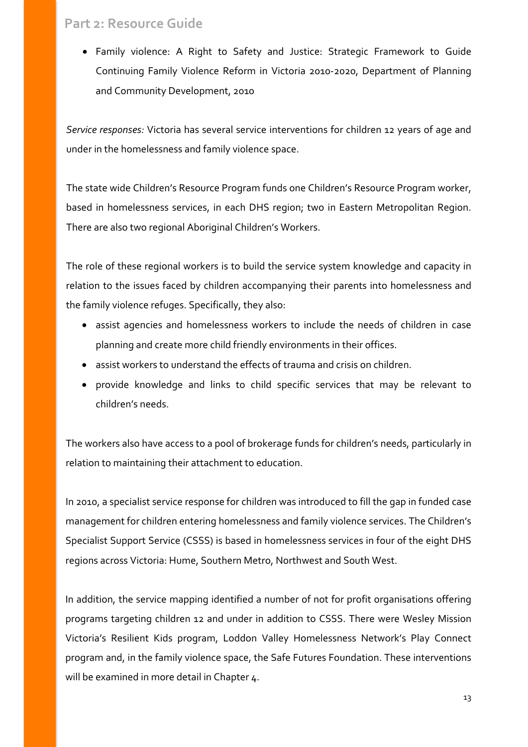- Family violence: A Right to Safety and Justice: Strategic Framework to Guide Continuing Family Violence Reform in Victoria 2010-2020, Department of Planning and Community Development, 2010

*Service responses:* Victoria has several service interventions for children 12 years of age and under in the homelessness and family violence space.

The state wide Children's Resource Program funds one Children's Resource Program worker, based in homelessness services, in each DHS region; two in Eastern Metropolitan Region. There are also two regional Aboriginal Children's Workers.

The role of these regional workers is to build the service system knowledge and capacity in relation to the issues faced by children accompanying their parents into homelessness and the family violence refuges. Specifically, they also:

- assist agencies and homelessness workers to include the needs of children in case planning and create more child friendly environments in their offices.
- assist workers to understand the effects of trauma and crisis on children.
- provide knowledge and links to child specific services that may be relevant to children's needs.

The workers also have access to a pool of brokerage funds for children's needs, particularly in relation to maintaining their attachment to education.

In 2010, a specialist service response for children was introduced to fill the gap in funded case management for children entering homelessness and family violence services. The Children's Specialist Support Service (CSSS) is based in homelessness services in four of the eight DHS regions across Victoria: Hume, Southern Metro, Northwest and South West.

In addition, the service mapping identified a number of not for profit organisations offering programs targeting children 12 and under in addition to CSSS. There were Wesley Mission Victoria's Resilient Kids program, Loddon Valley Homelessness Network's Play Connect program and, in the family violence space, the Safe Futures Foundation. These interventions will be examined in more detail in Chapter 4.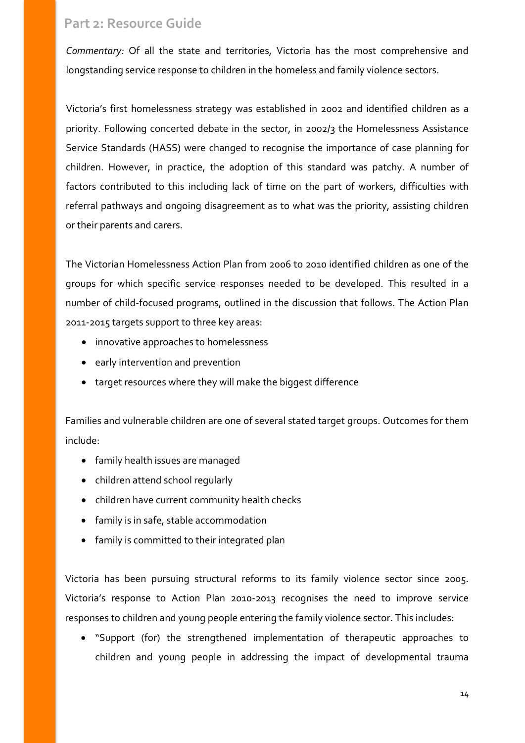## Part 2: Resource Guide

*Commentary:* Of all the state and territories, Victoria has the most comprehensive and longstanding service response to children in the homeless and family violence sectors.

Victoria's first homelessness strategy was established in 2002 and identified children as a priority. Following concerted debate in the sector, in 2002/3 the Homelessness Assistance Service Standards (HASS) were changed to recognise the importance of case planning for children. However, in practice, the adoption of this standard was patchy. A number of factors contributed to this including lack of time on the part of workers, difficulties with referral pathways and ongoing disagreement as to what was the priority, assisting children or their parents and carers.

The Victorian Homelessness Action Plan from 2006 to 2010 identified children as one of the groups for which specific service responses needed to be developed. This resulted in a number of child-focused programs, outlined in the discussion that follows. The Action Plan 2011-2015 targets support to three key areas:

- innovative approaches to homelessness
- early intervention and prevention
- target resources where they will make the biggest difference

Families and vulnerable children are one of several stated target groups. Outcomes for them include:

- family health issues are managed
- children attend school regularly
- children have current community health checks
- family is in safe, stable accommodation
- family is committed to their integrated plan

Victoria has been pursuing structural reforms to its family violence sector since 2005. Victoria's response to Action Plan 2010-2013 recognises the need to improve service responses to children and young people entering the family violence sector. This includes:

- "Support (for) the strengthened implementation of therapeutic approaches to children and young people in addressing the impact of developmental trauma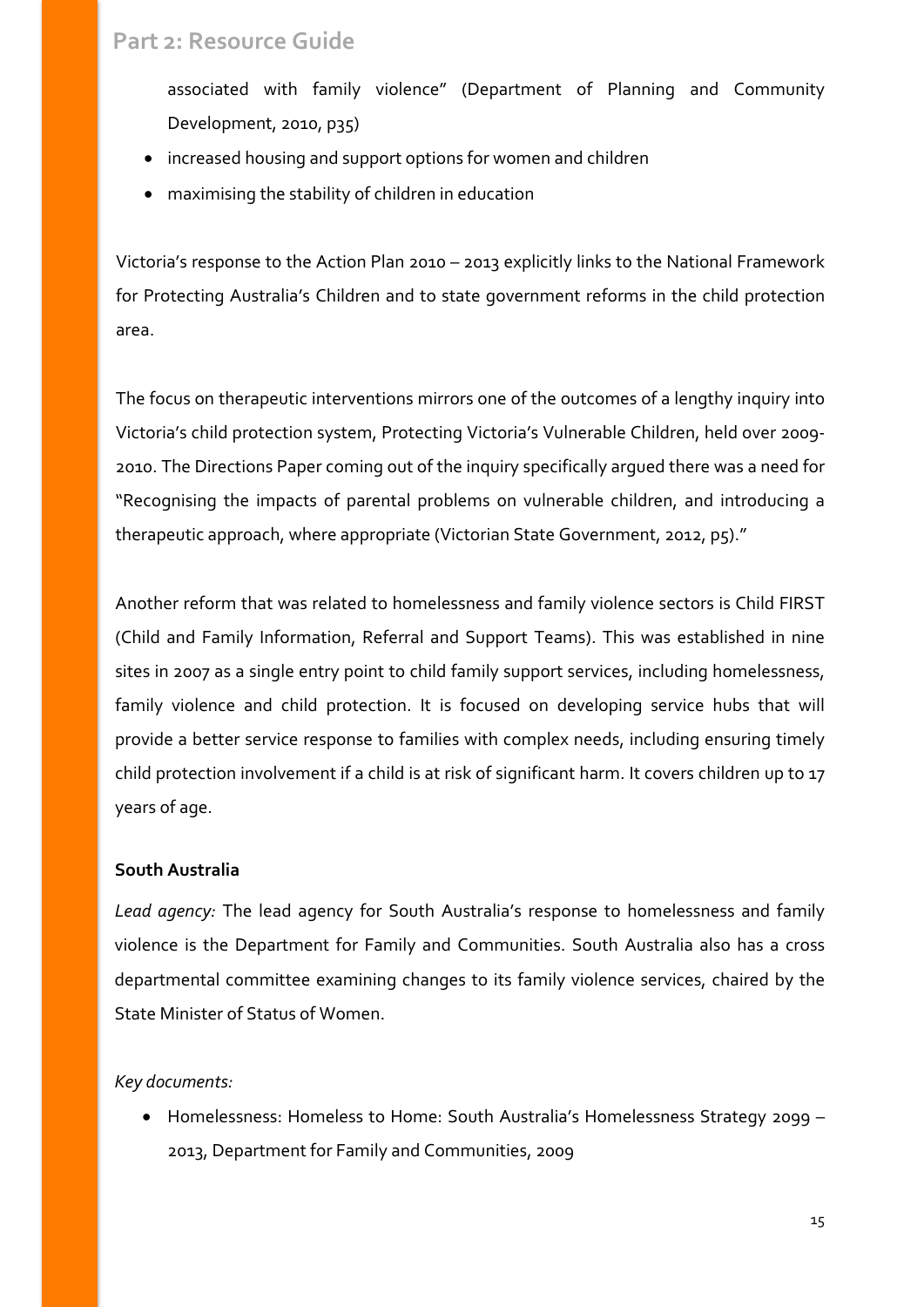associated with family violence" (Department of Planning and Community Development, 2010, p35)

- increased housing and support options for women and children
- maximising the stability of children in education

Victoria's response to the Action Plan 2010 – 2013 explicitly links to the National Framework for Protecting Australia's Children and to state government reforms in the child protection area.

The focus on therapeutic interventions mirrors one of the outcomes of a lengthy inquiry into Victoria's child protection system, Protecting Victoria's Vulnerable Children, held over 2009-2010. The Directions Paper coming out of the inquiry specifically argued there was a need for "Recognising the impacts of parental problems on vulnerable children, and introducing a therapeutic approach, where appropriate (Victorian State Government, 2012, p5)."

Another reform that was related to homelessness and family violence sectors is Child FIRST (Child and Family Information, Referral and Support Teams). This was established in nine sites in 2007 as a single entry point to child family support services, including homelessness, family violence and child protection. It is focused on developing service hubs that will provide a better service response to families with complex needs, including ensuring timely child protection involvement if a child is at risk of significant harm. It covers children up to 17 years of age.

**South Australia**

*Lead agency:* The lead agency for South Australia's response to homelessness and family violence is the Department for Family and Communities. South Australia also has a cross departmental committee examining changes to its family violence services, chaired by the State Minister of Status of Women.

*Key documents:*

- Homelessness: Homeless to Home: South Australia's Homelessness Strategy 2099 – 2013, Department for Family and Communities, 2009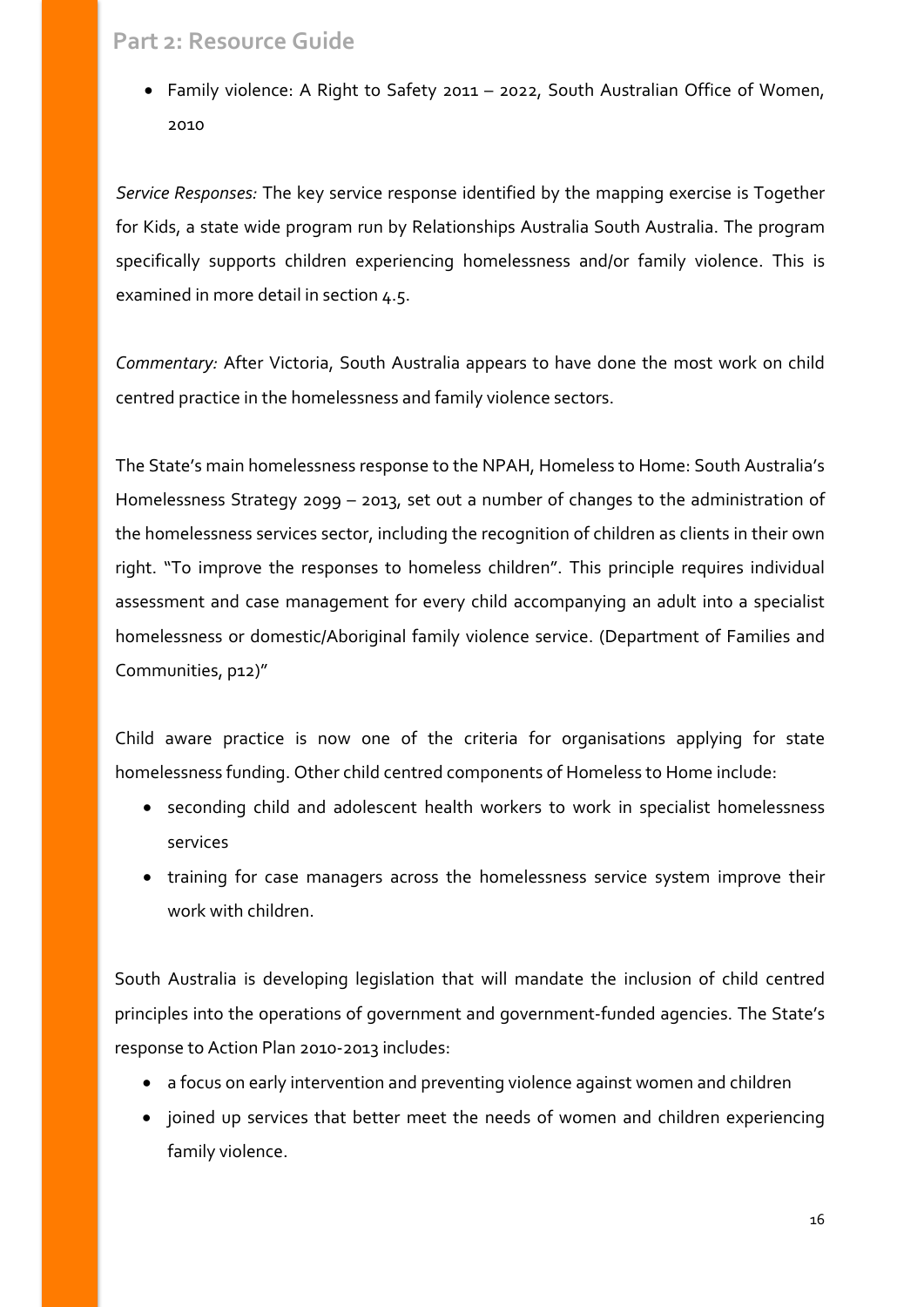- Family violence: A Right to Safety 2011 – 2022, South Australian Office of Women, 2010

*Service Responses:* The key service response identified by the mapping exercise is Together for Kids, a state wide program run by Relationships Australia South Australia. The program specifically supports children experiencing homelessness and/or family violence. This is examined in more detail in section 4.5.

*Commentary:* After Victoria, South Australia appears to have done the most work on child centred practice in the homelessness and family violence sectors.

The State's main homelessness response to the NPAH, Homeless to Home: South Australia's Homelessness Strategy 2099 – 2013, set out a number of changes to the administration of the homelessness services sector, including the recognition of children as clients in their own right. "To improve the responses to homeless children". This principle requires individual assessment and case management for every child accompanying an adult into a specialist homelessness or domestic/Aboriginal family violence service. (Department of Families and Communities, p12)"

Child aware practice is now one of the criteria for organisations applying for state homelessness funding. Other child centred components of Homeless to Home include:

- seconding child and adolescent health workers to work in specialist homelessness services
- training for case managers across the homelessness service system improve their work with children.

South Australia is developing legislation that will mandate the inclusion of child centred principles into the operations of government and government-funded agencies. The State's response to Action Plan 2010-2013 includes:

- a focus on early intervention and preventing violence against women and children
- joined up services that better meet the needs of women and children experiencing family violence.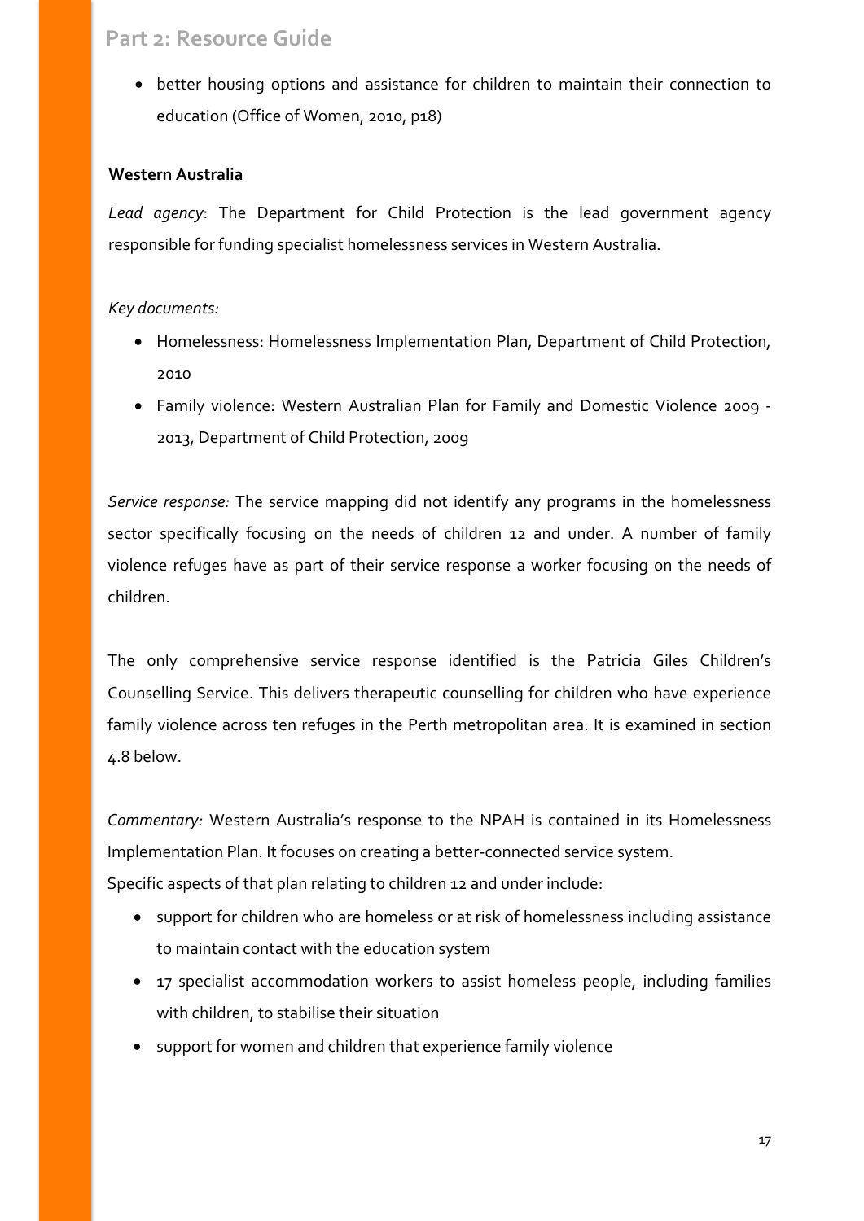- better housing options and assistance for children to maintain their connection to education (Office of Women, 2010, p18)

**Western Australia**

*Lead agency*: The Department for Child Protection is the lead government agency responsible for funding specialist homelessness services in Western Australia.

*Key documents:*

- Homelessness: Homelessness Implementation Plan, Department of Child Protection, 2010
- Family violence: Western Australian Plan for Family and Domestic Violence 2009 - 2013, Department of Child Protection, 2009

*Service response:* The service mapping did not identify any programs in the homelessness sector specifically focusing on the needs of children 12 and under. A number of family violence refuges have as part of their service response a worker focusing on the needs of children.

The only comprehensive service response identified is the Patricia Giles Children's Counselling Service. This delivers therapeutic counselling for children who have experience family violence across ten refuges in the Perth metropolitan area. It is examined in section 4.8 below.

*Commentary:* Western Australia's response to the NPAH is contained in its Homelessness Implementation Plan. It focuses on creating a better-connected service system.
Specific aspects of that plan relating to children 12 and under include:

- support for children who are homeless or at risk of homelessness including assistance to maintain contact with the education system
- 17 specialist accommodation workers to assist homeless people, including families with children, to stabilise their situation
- support for women and children that experience family violence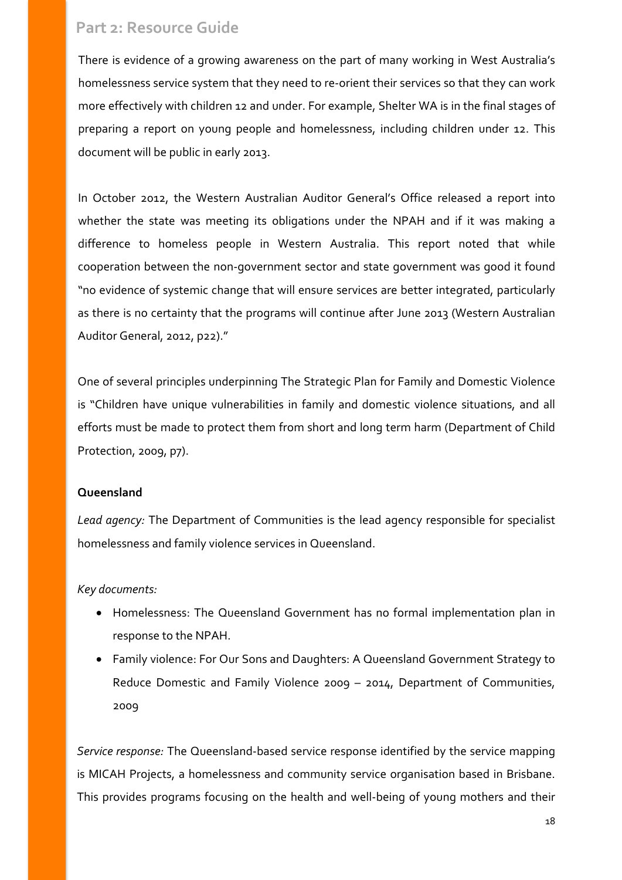There is evidence of a growing awareness on the part of many working in West Australia's homelessness service system that they need to re-orient their services so that they can work more effectively with children 12 and under. For example, Shelter WA is in the final stages of preparing a report on young people and homelessness, including children under 12. This document will be public in early 2013.

In October 2012, the Western Australian Auditor General's Office released a report into whether the state was meeting its obligations under the NPAH and if it was making a difference to homeless people in Western Australia. This report noted that while cooperation between the non-government sector and state government was good it found "no evidence of systemic change that will ensure services are better integrated, particularly as there is no certainty that the programs will continue after June 2013 (Western Australian Auditor General, 2012, p22)."

One of several principles underpinning The Strategic Plan for Family and Domestic Violence is "Children have unique vulnerabilities in family and domestic violence situations, and all efforts must be made to protect them from short and long term harm (Department of Child Protection, 2009, p7).

**Queensland**

*Lead agency:* The Department of Communities is the lead agency responsible for specialist homelessness and family violence services in Queensland.

*Key documents:*

- Homelessness: The Queensland Government has no formal implementation plan in response to the NPAH.
- Family violence: For Our Sons and Daughters: A Queensland Government Strategy to Reduce Domestic and Family Violence 2009 – 2014, Department of Communities, 2009

*Service response:* The Queensland-based service response identified by the service mapping is MICAH Projects, a homelessness and community service organisation based in Brisbane. This provides programs focusing on the health and well-being of young mothers and their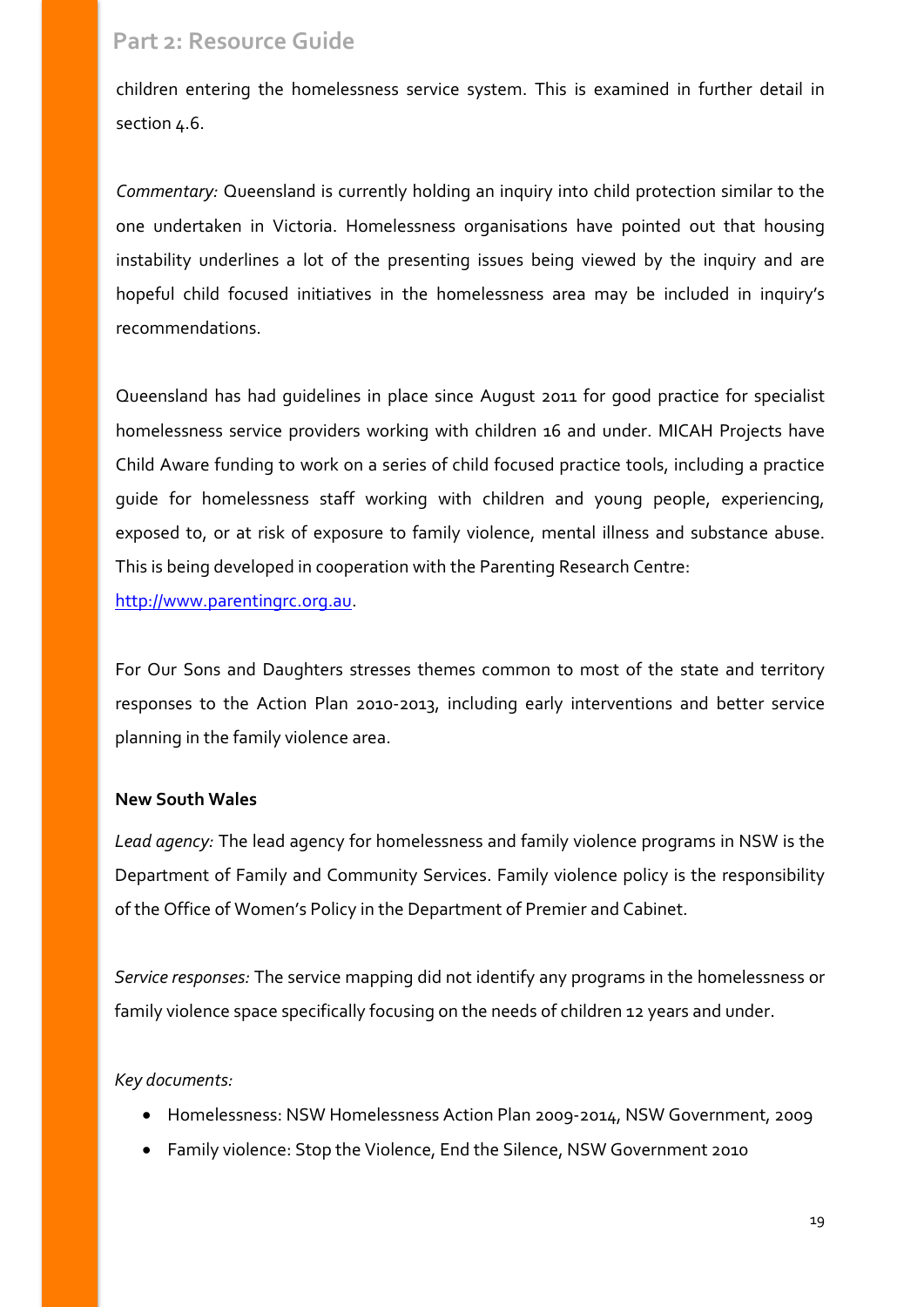children entering the homelessness service system. This is examined in further detail in section 4.6.

*Commentary:* Queensland is currently holding an inquiry into child protection similar to the one undertaken in Victoria. Homelessness organisations have pointed out that housing instability underlines a lot of the presenting issues being viewed by the inquiry and are hopeful child focused initiatives in the homelessness area may be included in inquiry's recommendations.

Queensland has had guidelines in place since August 2011 for good practice for specialist homelessness service providers working with children 16 and under. MICAH Projects have Child Aware funding to work on a series of child focused practice tools, including a practice guide for homelessness staff working with children and young people, experiencing, exposed to, or at risk of exposure to family violence, mental illness and substance abuse. This is being developed in cooperation with the Parenting Research Centre: [http://www.parentingrc.org.au](http://www.parentingrc.org.au).

For Our Sons and Daughters stresses themes common to most of the state and territory responses to the Action Plan 2010-2013, including early interventions and better service planning in the family violence area.

**New South Wales**

*Lead agency:* The lead agency for homelessness and family violence programs in NSW is the Department of Family and Community Services. Family violence policy is the responsibility of the Office of Women's Policy in the Department of Premier and Cabinet.

*Service responses:* The service mapping did not identify any programs in the homelessness or family violence space specifically focusing on the needs of children 12 years and under.

*Key documents:*

- Homelessness: NSW Homelessness Action Plan 2009-2014, NSW Government, 2009
- Family violence: Stop the Violence, End the Silence, NSW Government 2010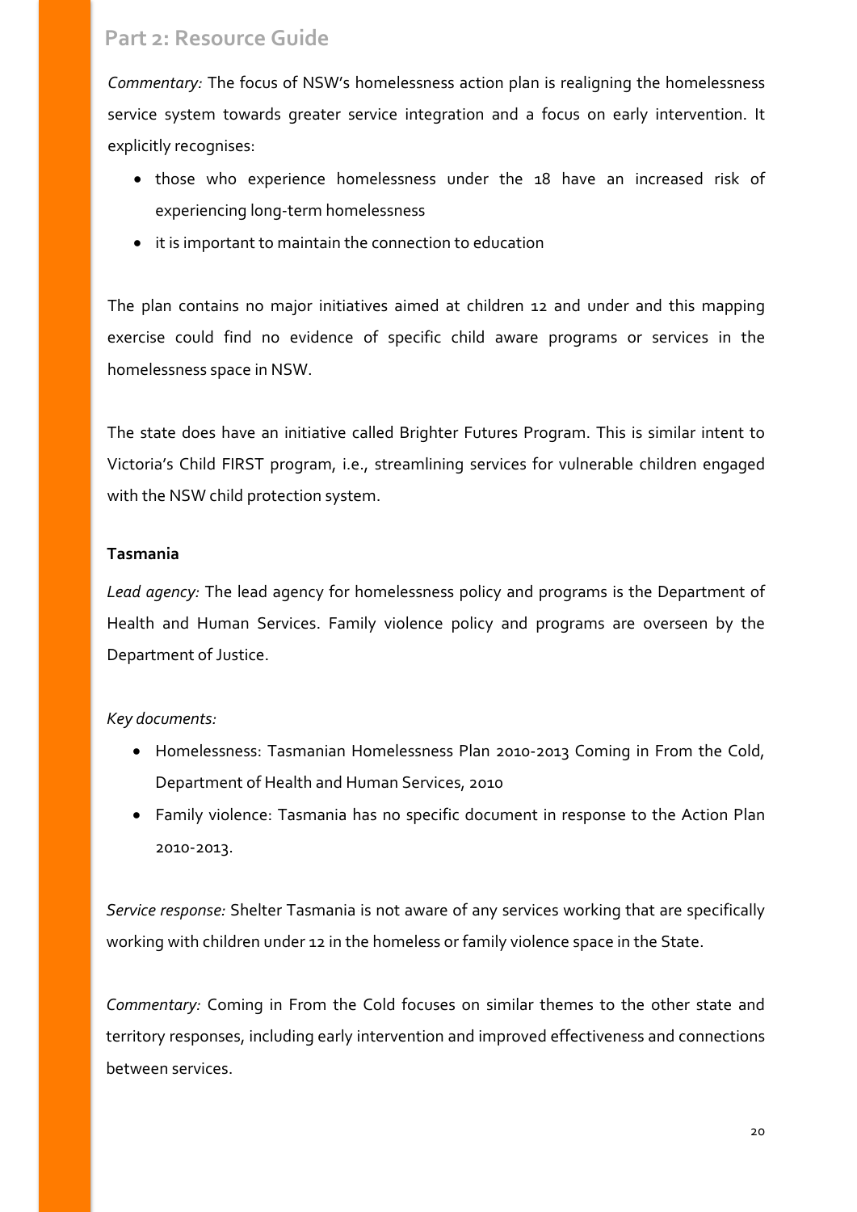*Commentary:* The focus of NSW's homelessness action plan is realigning the homelessness service system towards greater service integration and a focus on early intervention. It explicitly recognises:

- those who experience homelessness under the 18 have an increased risk of experiencing long-term homelessness
- it is important to maintain the connection to education

The plan contains no major initiatives aimed at children 12 and under and this mapping exercise could find no evidence of specific child aware programs or services in the homelessness space in NSW.

The state does have an initiative called Brighter Futures Program. This is similar intent to Victoria's Child FIRST program, i.e., streamlining services for vulnerable children engaged with the NSW child protection system.

**Tasmania**

*Lead agency:* The lead agency for homelessness policy and programs is the Department of Health and Human Services. Family violence policy and programs are overseen by the Department of Justice.

*Key documents:*

- Homelessness: Tasmanian Homelessness Plan 2010-2013 Coming in From the Cold, Department of Health and Human Services, 2010
- Family violence: Tasmania has no specific document in response to the Action Plan 2010-2013.

*Service response:* Shelter Tasmania is not aware of any services working that are specifically working with children under 12 in the homeless or family violence space in the State.

*Commentary:* Coming in From the Cold focuses on similar themes to the other state and territory responses, including early intervention and improved effectiveness and connections between services.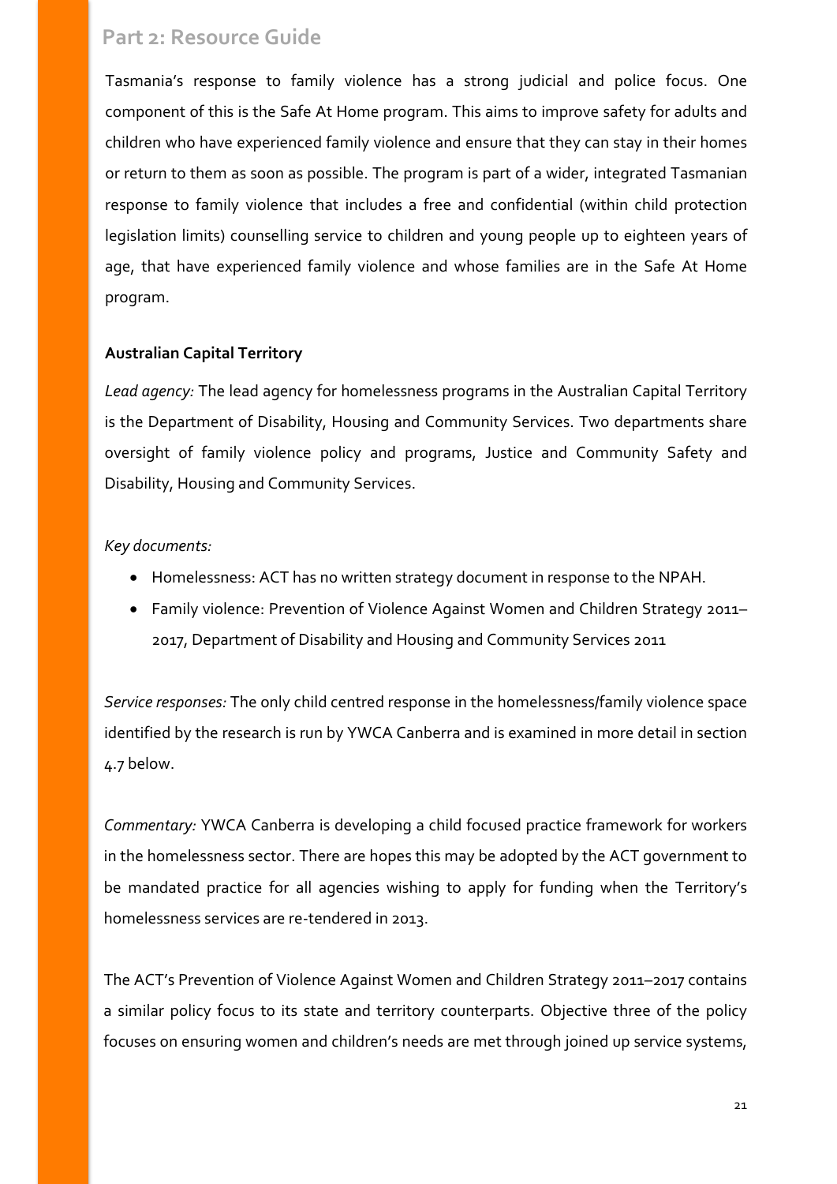Tasmania's response to family violence has a strong judicial and police focus. One component of this is the Safe At Home program. This aims to improve safety for adults and children who have experienced family violence and ensure that they can stay in their homes or return to them as soon as possible. The program is part of a wider, integrated Tasmanian response to family violence that includes a free and confidential (within child protection legislation limits) counselling service to children and young people up to eighteen years of age, that have experienced family violence and whose families are in the Safe At Home program.

**Australian Capital Territory**

*Lead agency:* The lead agency for homelessness programs in the Australian Capital Territory is the Department of Disability, Housing and Community Services. Two departments share oversight of family violence policy and programs, Justice and Community Safety and Disability, Housing and Community Services.

*Key documents:*

- Homelessness: ACT has no written strategy document in response to the NPAH.
- Family violence: Prevention of Violence Against Women and Children Strategy 2011–2017, Department of Disability and Housing and Community Services 2011

*Service responses:* The only child centred response in the homelessness/family violence space identified by the research is run by YWCA Canberra and is examined in more detail in section 4.7 below.

*Commentary:* YWCA Canberra is developing a child focused practice framework for workers in the homelessness sector. There are hopes this may be adopted by the ACT government to be mandated practice for all agencies wishing to apply for funding when the Territory's homelessness services are re-tendered in 2013.

The ACT's Prevention of Violence Against Women and Children Strategy 2011–2017 contains a similar policy focus to its state and territory counterparts. Objective three of the policy focuses on ensuring women and children's needs are met through joined up service systems,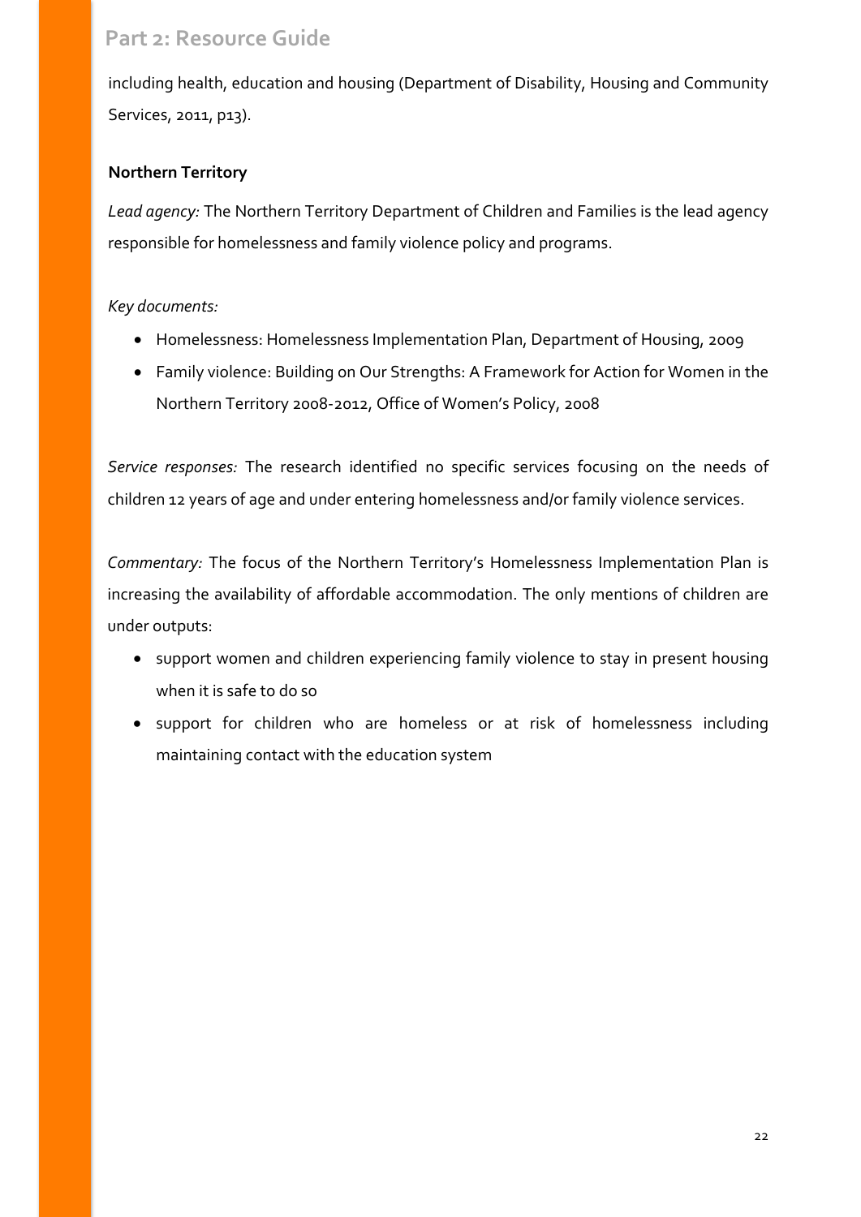including health, education and housing (Department of Disability, Housing and Community Services, 2011, p13).

**Northern Territory**

*Lead agency:* The Northern Territory Department of Children and Families is the lead agency responsible for homelessness and family violence policy and programs.

*Key documents:*

- Homelessness: Homelessness Implementation Plan, Department of Housing, 2009
- Family violence: Building on Our Strengths: A Framework for Action for Women in the Northern Territory 2008-2012, Office of Women's Policy, 2008

*Service responses:* The research identified no specific services focusing on the needs of children 12 years of age and under entering homelessness and/or family violence services.

*Commentary:* The focus of the Northern Territory's Homelessness Implementation Plan is increasing the availability of affordable accommodation. The only mentions of children are under outputs:

- support women and children experiencing family violence to stay in present housing when it is safe to do so
- support for children who are homeless or at risk of homelessness including maintaining contact with the education system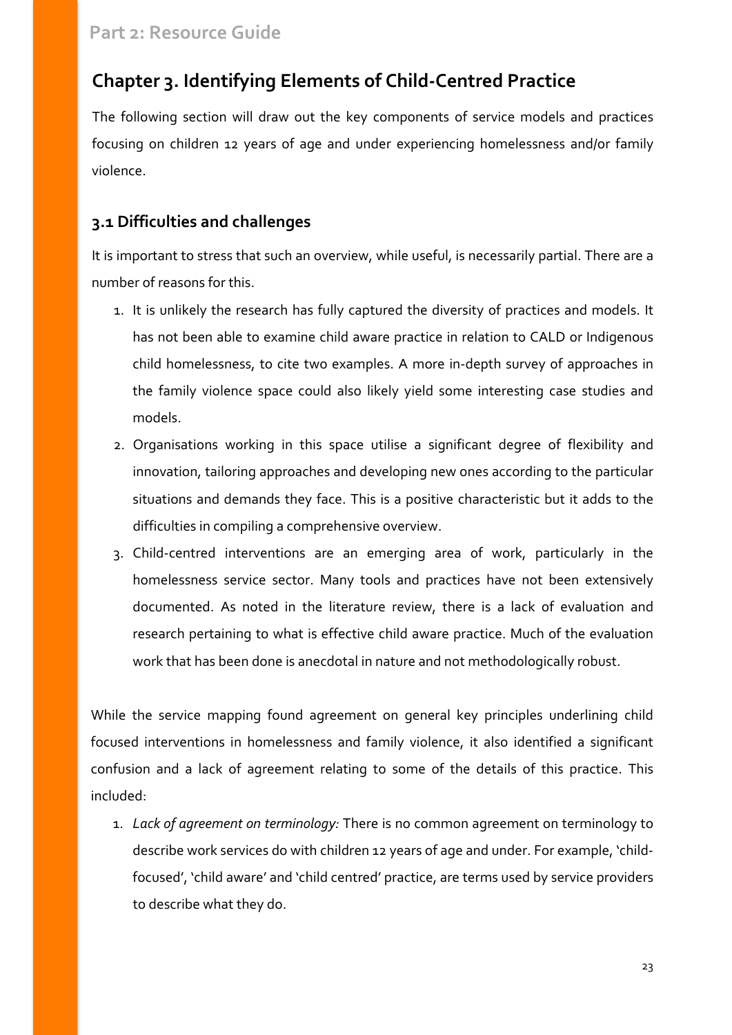# Chapter 3. Identifying Elements of Child-Centred Practice

The following section will draw out the key components of service models and practices focusing on children 12 years of age and under experiencing homelessness and/or family violence.

## 3.1 Difficulties and challenges

It is important to stress that such an overview, while useful, is necessarily partial. There are a number of reasons for this.

1. It is unlikely the research has fully captured the diversity of practices and models. It has not been able to examine child aware practice in relation to CALD or Indigenous child homelessness, to cite two examples. A more in-depth survey of approaches in the family violence space could also likely yield some interesting case studies and models.
2. Organisations working in this space utilise a significant degree of flexibility and innovation, tailoring approaches and developing new ones according to the particular situations and demands they face. This is a positive characteristic but it adds to the difficulties in compiling a comprehensive overview.
3. Child-centred interventions are an emerging area of work, particularly in the homelessness service sector. Many tools and practices have not been extensively documented. As noted in the literature review, there is a lack of evaluation and research pertaining to what is effective child aware practice. Much of the evaluation work that has been done is anecdotal in nature and not methodologically robust.

While the service mapping found agreement on general key principles underlining child focused interventions in homelessness and family violence, it also identified a significant confusion and a lack of agreement relating to some of the details of this practice. This included:

1. *Lack of agreement on terminology:* There is no common agreement on terminology to describe work services do with children 12 years of age and under. For example, 'child-focused', 'child aware' and 'child centred' practice, are terms used by service providers to describe what they do.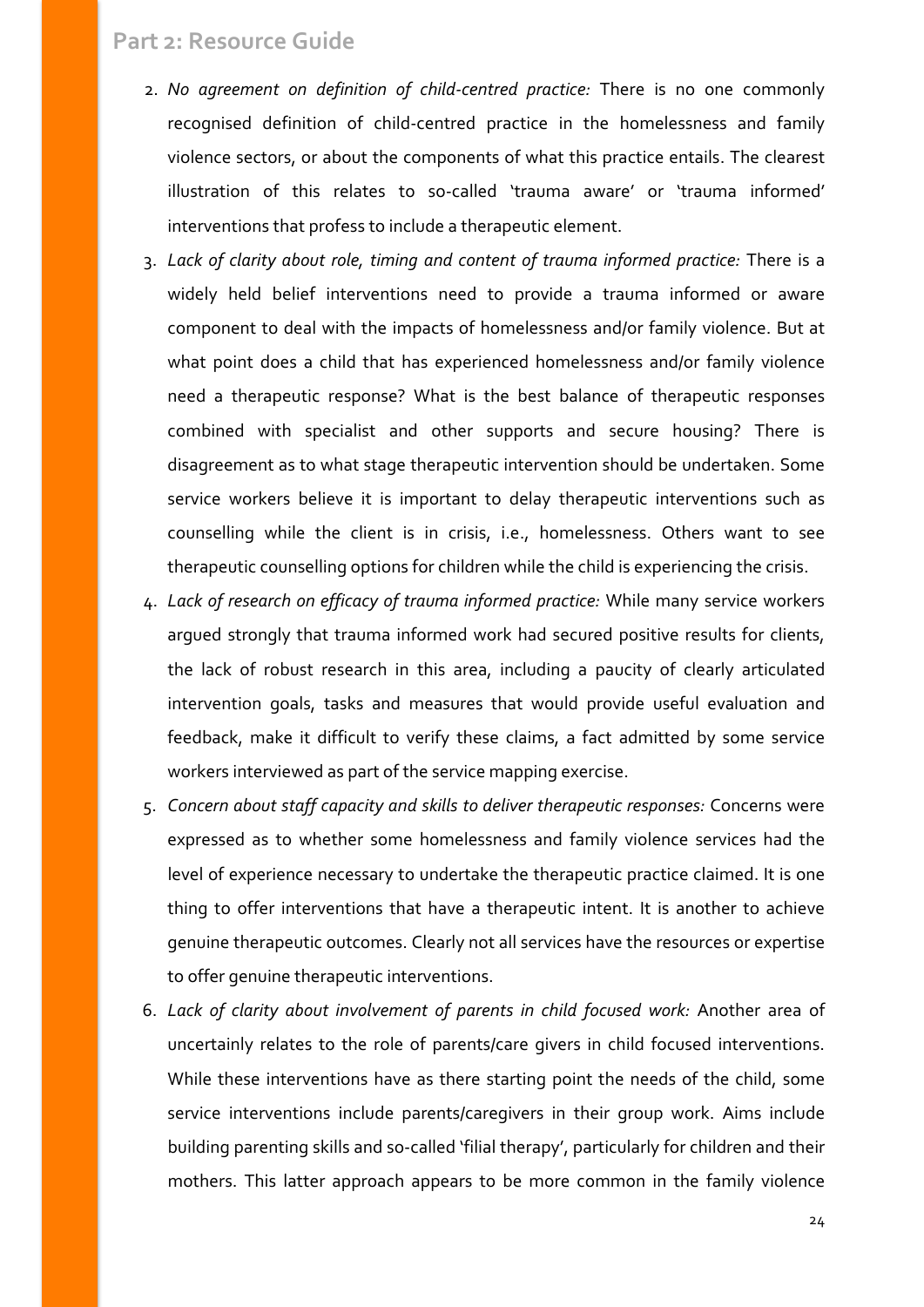2. *No agreement on definition of child-centred practice:* There is no one commonly recognised definition of child-centred practice in the homelessness and family violence sectors, or about the components of what this practice entails. The clearest illustration of this relates to so-called 'trauma aware' or 'trauma informed' interventions that profess to include a therapeutic element.
3. *Lack of clarity about role, timing and content of trauma informed practice:* There is a widely held belief interventions need to provide a trauma informed or aware component to deal with the impacts of homelessness and/or family violence. But at what point does a child that has experienced homelessness and/or family violence need a therapeutic response? What is the best balance of therapeutic responses combined with specialist and other supports and secure housing? There is disagreement as to what stage therapeutic intervention should be undertaken. Some service workers believe it is important to delay therapeutic interventions such as counselling while the client is in crisis, i.e., homelessness. Others want to see therapeutic counselling options for children while the child is experiencing the crisis.
4. *Lack of research on efficacy of trauma informed practice:* While many service workers argued strongly that trauma informed work had secured positive results for clients, the lack of robust research in this area, including a paucity of clearly articulated intervention goals, tasks and measures that would provide useful evaluation and feedback, make it difficult to verify these claims, a fact admitted by some service workers interviewed as part of the service mapping exercise.
5. *Concern about staff capacity and skills to deliver therapeutic responses:* Concerns were expressed as to whether some homelessness and family violence services had the level of experience necessary to undertake the therapeutic practice claimed. It is one thing to offer interventions that have a therapeutic intent. It is another to achieve genuine therapeutic outcomes. Clearly not all services have the resources or expertise to offer genuine therapeutic interventions.
6. *Lack of clarity about involvement of parents in child focused work:* Another area of uncertainly relates to the role of parents/care givers in child focused interventions. While these interventions have as there starting point the needs of the child, some service interventions include parents/caregivers in their group work. Aims include building parenting skills and so-called 'filial therapy', particularly for children and their mothers. This latter approach appears to be more common in the family violence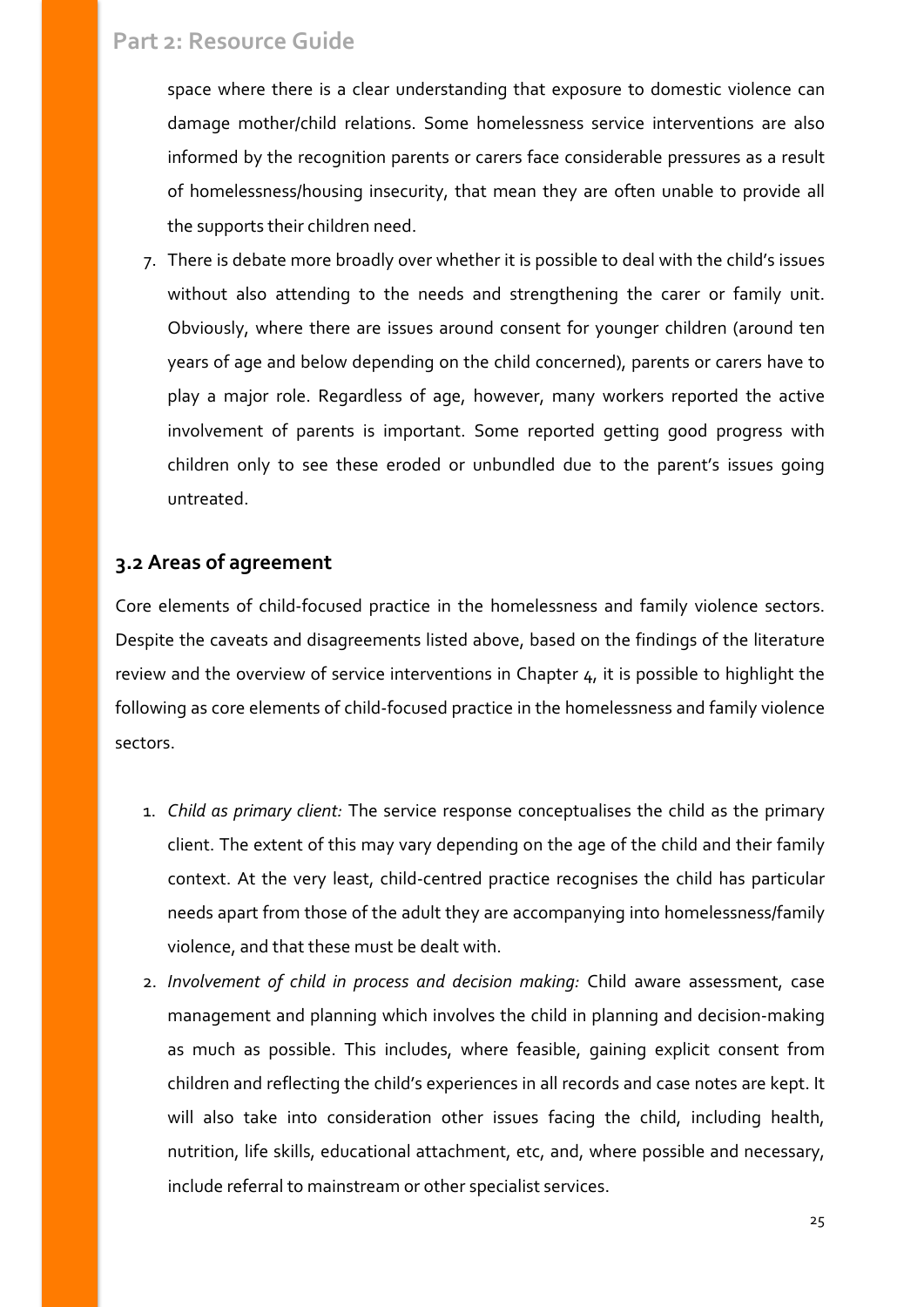space where there is a clear understanding that exposure to domestic violence can damage mother/child relations. Some homelessness service interventions are also informed by the recognition parents or carers face considerable pressures as a result of homelessness/housing insecurity, that mean they are often unable to provide all the supports their children need.

7. There is debate more broadly over whether it is possible to deal with the child's issues without also attending to the needs and strengthening the carer or family unit. Obviously, where there are issues around consent for younger children (around ten years of age and below depending on the child concerned), parents or carers have to play a major role. Regardless of age, however, many workers reported the active involvement of parents is important. Some reported getting good progress with children only to see these eroded or unbundled due to the parent's issues going untreated.

## 3.2 Areas of agreement

Core elements of child-focused practice in the homelessness and family violence sectors. Despite the caveats and disagreements listed above, based on the findings of the literature review and the overview of service interventions in Chapter 4, it is possible to highlight the following as core elements of child-focused practice in the homelessness and family violence sectors.

1. *Child as primary client:* The service response conceptualises the child as the primary client. The extent of this may vary depending on the age of the child and their family context. At the very least, child-centred practice recognises the child has particular needs apart from those of the adult they are accompanying into homelessness/family violence, and that these must be dealt with.
2. *Involvement of child in process and decision making:* Child aware assessment, case management and planning which involves the child in planning and decision-making as much as possible. This includes, where feasible, gaining explicit consent from children and reflecting the child's experiences in all records and case notes are kept. It will also take into consideration other issues facing the child, including health, nutrition, life skills, educational attachment, etc, and, where possible and necessary, include referral to mainstream or other specialist services.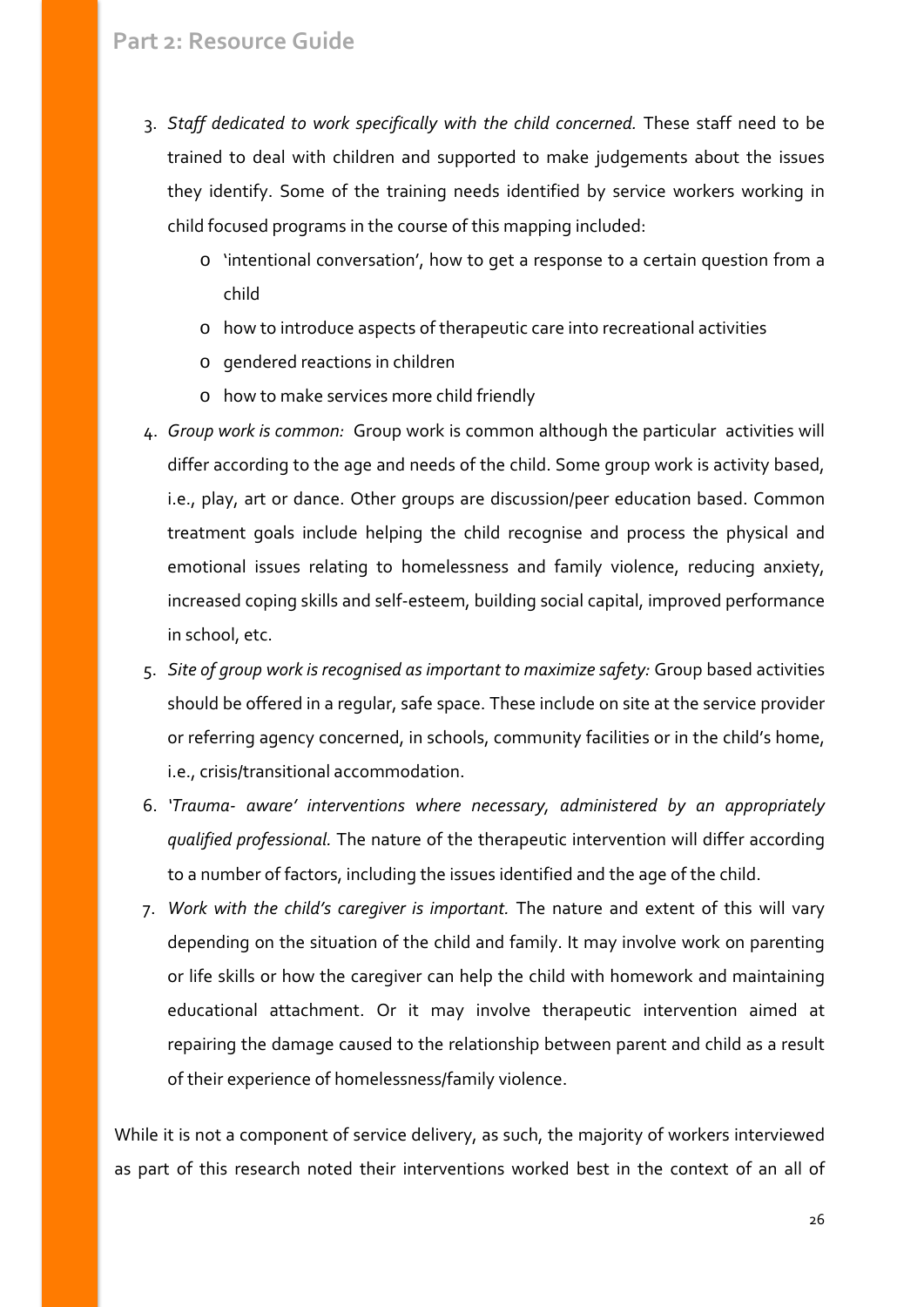3. *Staff dedicated to work specifically with the child concerned.* These staff need to be trained to deal with children and supported to make judgements about the issues they identify. Some of the training needs identified by service workers working in child focused programs in the course of this mapping included:
   - 'intentional conversation', how to get a response to a certain question from a child
   - how to introduce aspects of therapeutic care into recreational activities
   - gendered reactions in children
   - how to make services more child friendly
4. *Group work is common:* Group work is common although the particular activities will differ according to the age and needs of the child. Some group work is activity based, i.e., play, art or dance. Other groups are discussion/peer education based. Common treatment goals include helping the child recognise and process the physical and emotional issues relating to homelessness and family violence, reducing anxiety, increased coping skills and self-esteem, building social capital, improved performance in school, etc.
5. *Site of group work is recognised as important to maximize safety:* Group based activities should be offered in a regular, safe space. These include on site at the service provider or referring agency concerned, in schools, community facilities or in the child's home, i.e., crisis/transitional accommodation.
6. *'Trauma- aware' interventions where necessary, administered by an appropriately qualified professional.* The nature of the therapeutic intervention will differ according to a number of factors, including the issues identified and the age of the child.
7. *Work with the child's caregiver is important.* The nature and extent of this will vary depending on the situation of the child and family. It may involve work on parenting or life skills or how the caregiver can help the child with homework and maintaining educational attachment. Or it may involve therapeutic intervention aimed at repairing the damage caused to the relationship between parent and child as a result of their experience of homelessness/family violence.

While it is not a component of service delivery, as such, the majority of workers interviewed as part of this research noted their interventions worked best in the context of an all of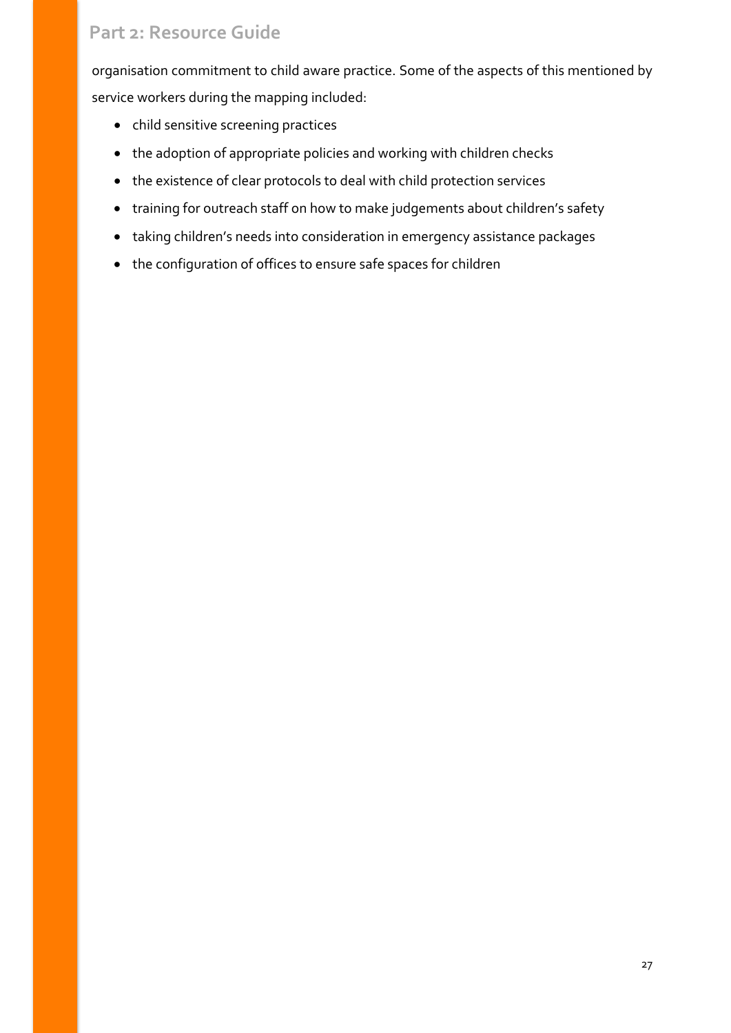organisation commitment to child aware practice. Some of the aspects of this mentioned by service workers during the mapping included:

- child sensitive screening practices
- the adoption of appropriate policies and working with children checks
- the existence of clear protocols to deal with child protection services
- training for outreach staff on how to make judgements about children's safety
- taking children's needs into consideration in emergency assistance packages
- the configuration of offices to ensure safe spaces for children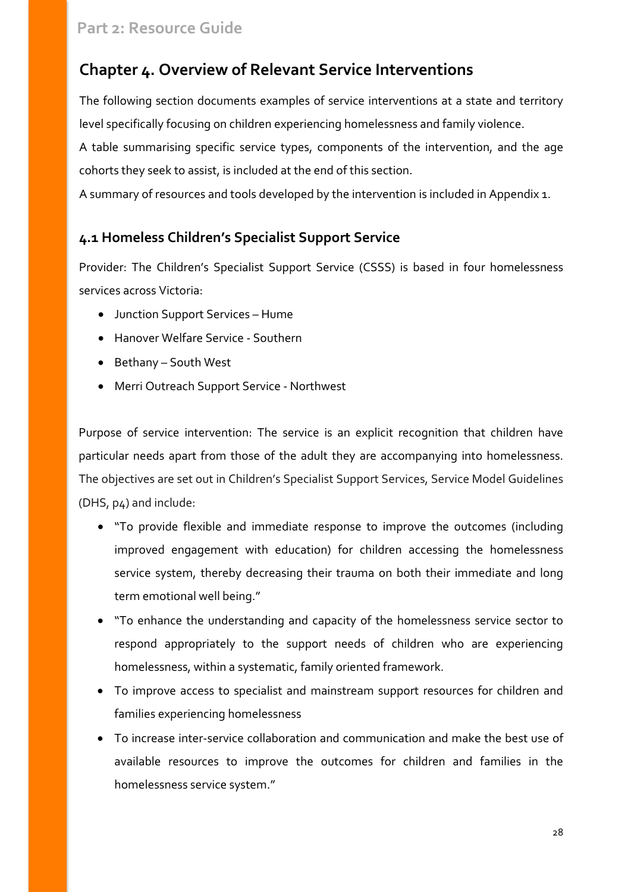## Chapter 4. Overview of Relevant Service Interventions

The following section documents examples of service interventions at a state and territory level specifically focusing on children experiencing homelessness and family violence.

A table summarising specific service types, components of the intervention, and the age cohorts they seek to assist, is included at the end of this section.

A summary of resources and tools developed by the intervention is included in Appendix 1.

### 4.1 Homeless Children's Specialist Support Service

Provider: The Children's Specialist Support Service (CSSS) is based in four homelessness services across Victoria:

- Junction Support Services – Hume
- Hanover Welfare Service - Southern
- Bethany – South West
- Merri Outreach Support Service - Northwest

Purpose of service intervention: The service is an explicit recognition that children have particular needs apart from those of the adult they are accompanying into homelessness. The objectives are set out in Children's Specialist Support Services, Service Model Guidelines (DHS, p4) and include:

- "To provide flexible and immediate response to improve the outcomes (including improved engagement with education) for children accessing the homelessness service system, thereby decreasing their trauma on both their immediate and long term emotional well being."
- "To enhance the understanding and capacity of the homelessness service sector to respond appropriately to the support needs of children who are experiencing homelessness, within a systematic, family oriented framework.
- To improve access to specialist and mainstream support resources for children and families experiencing homelessness
- To increase inter-service collaboration and communication and make the best use of available resources to improve the outcomes for children and families in the homelessness service system."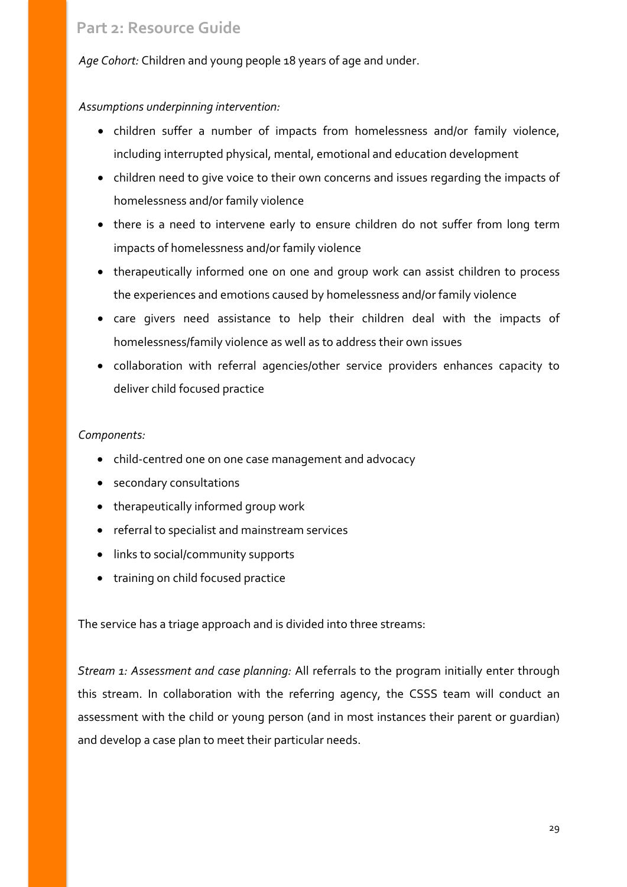*Age Cohort:* Children and young people 18 years of age and under.

*Assumptions underpinning intervention:*

- children suffer a number of impacts from homelessness and/or family violence, including interrupted physical, mental, emotional and education development
- children need to give voice to their own concerns and issues regarding the impacts of homelessness and/or family violence
- there is a need to intervene early to ensure children do not suffer from long term impacts of homelessness and/or family violence
- therapeutically informed one on one and group work can assist children to process the experiences and emotions caused by homelessness and/or family violence
- care givers need assistance to help their children deal with the impacts of homelessness/family violence as well as to address their own issues
- collaboration with referral agencies/other service providers enhances capacity to deliver child focused practice

*Components:*

- child-centred one on one case management and advocacy
- secondary consultations
- therapeutically informed group work
- referral to specialist and mainstream services
- links to social/community supports
- training on child focused practice

The service has a triage approach and is divided into three streams:

*Stream 1: Assessment and case planning:* All referrals to the program initially enter through this stream. In collaboration with the referring agency, the CSSS team will conduct an assessment with the child or young person (and in most instances their parent or guardian) and develop a case plan to meet their particular needs.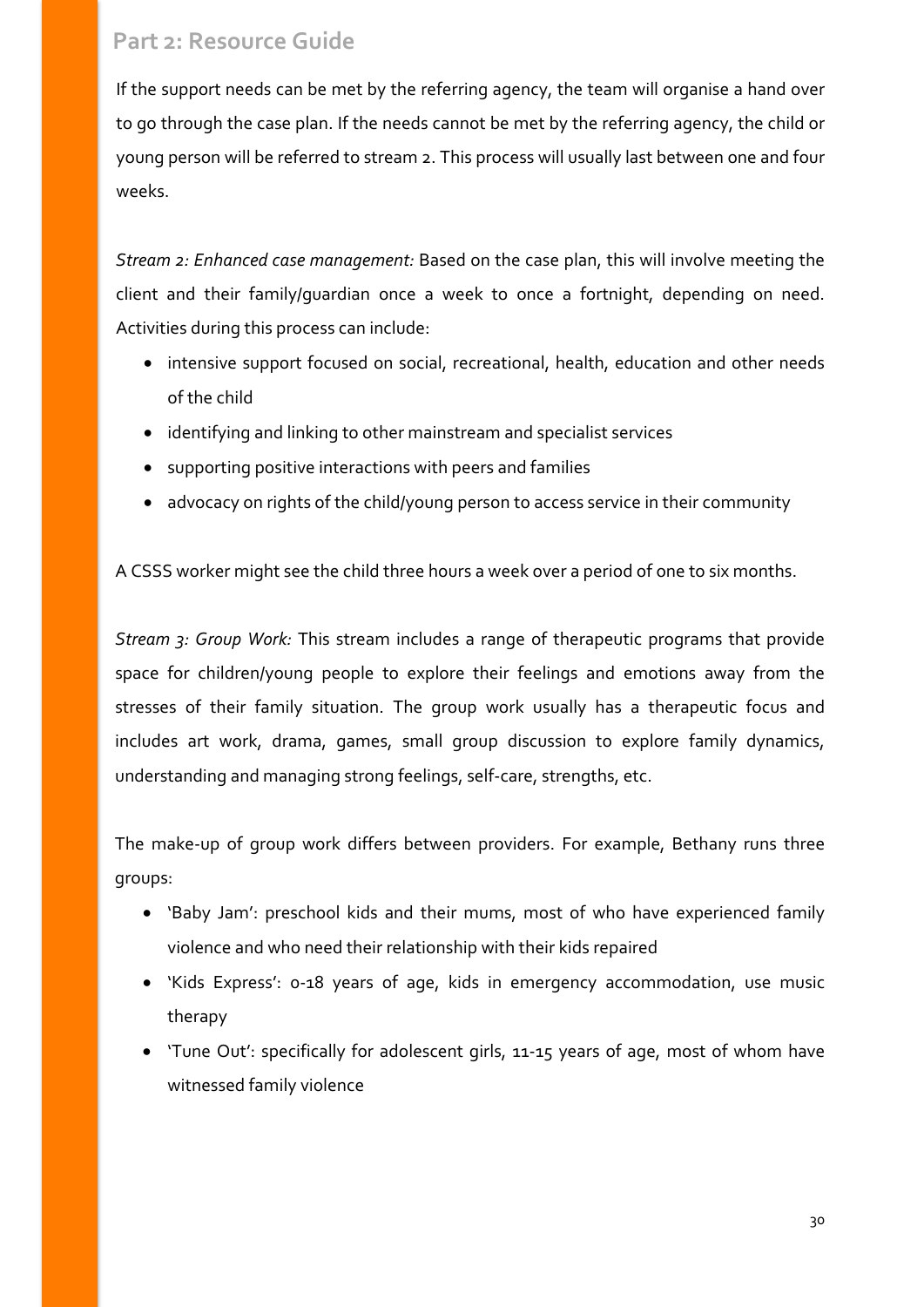If the support needs can be met by the referring agency, the team will organise a hand over to go through the case plan. If the needs cannot be met by the referring agency, the child or young person will be referred to stream 2. This process will usually last between one and four weeks.

*Stream 2: Enhanced case management:* Based on the case plan, this will involve meeting the client and their family/guardian once a week to once a fortnight, depending on need. Activities during this process can include:

- intensive support focused on social, recreational, health, education and other needs of the child
- identifying and linking to other mainstream and specialist services
- supporting positive interactions with peers and families
- advocacy on rights of the child/young person to access service in their community

A CSSS worker might see the child three hours a week over a period of one to six months.

*Stream 3: Group Work:* This stream includes a range of therapeutic programs that provide space for children/young people to explore their feelings and emotions away from the stresses of their family situation. The group work usually has a therapeutic focus and includes art work, drama, games, small group discussion to explore family dynamics, understanding and managing strong feelings, self-care, strengths, etc.

The make-up of group work differs between providers. For example, Bethany runs three groups:

- 'Baby Jam': preschool kids and their mums, most of who have experienced family violence and who need their relationship with their kids repaired
- 'Kids Express': 0-18 years of age, kids in emergency accommodation, use music therapy
- 'Tune Out': specifically for adolescent girls, 11-15 years of age, most of whom have witnessed family violence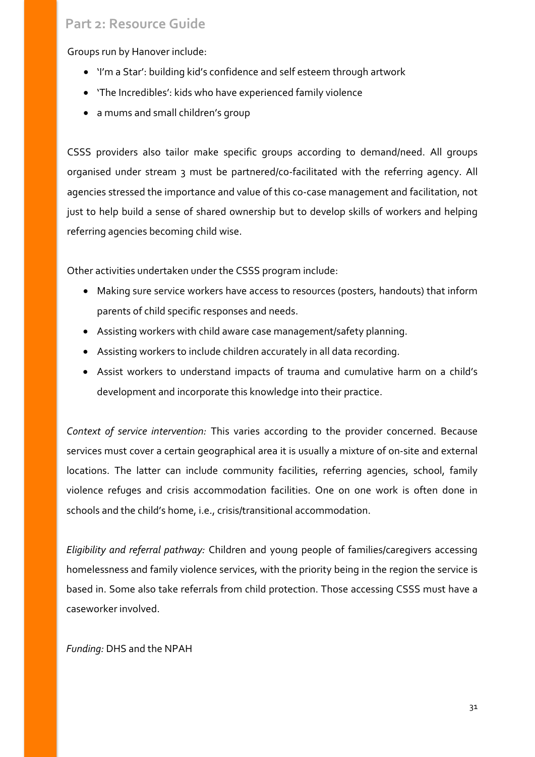Groups run by Hanover include:

- 'I'm a Star': building kid's confidence and self esteem through artwork
- 'The Incredibles': kids who have experienced family violence
- a mums and small children's group

CSSS providers also tailor make specific groups according to demand/need. All groups organised under stream 3 must be partnered/co-facilitated with the referring agency. All agencies stressed the importance and value of this co-case management and facilitation, not just to help build a sense of shared ownership but to develop skills of workers and helping referring agencies becoming child wise.

Other activities undertaken under the CSSS program include:

- Making sure service workers have access to resources (posters, handouts) that inform parents of child specific responses and needs.
- Assisting workers with child aware case management/safety planning.
- Assisting workers to include children accurately in all data recording.
- Assist workers to understand impacts of trauma and cumulative harm on a child's development and incorporate this knowledge into their practice.

*Context of service intervention:* This varies according to the provider concerned. Because services must cover a certain geographical area it is usually a mixture of on-site and external locations. The latter can include community facilities, referring agencies, school, family violence refuges and crisis accommodation facilities. One on one work is often done in schools and the child's home, i.e., crisis/transitional accommodation.

*Eligibility and referral pathway:* Children and young people of families/caregivers accessing homelessness and family violence services, with the priority being in the region the service is based in. Some also take referrals from child protection. Those accessing CSSS must have a caseworker involved.

*Funding:* DHS and the NPAH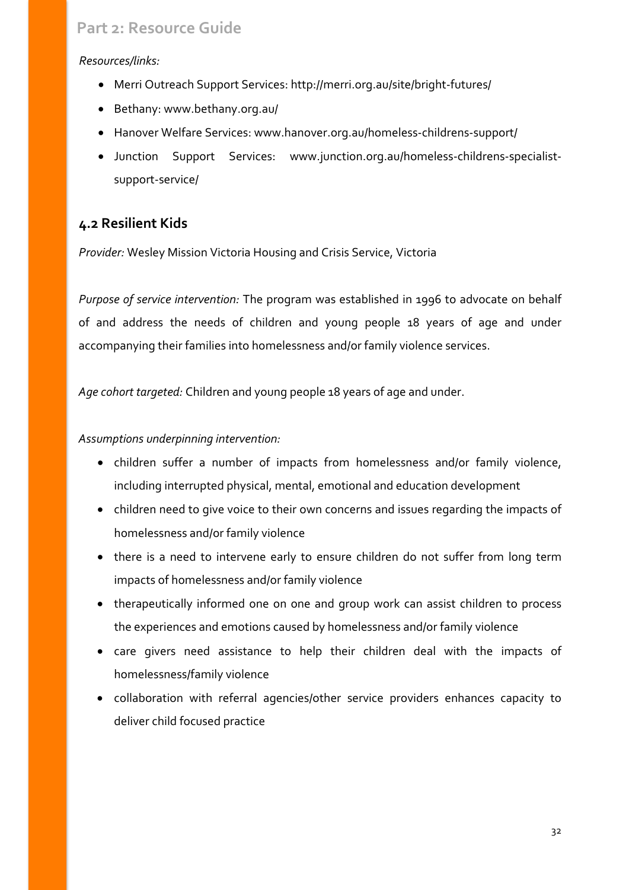*Resources/links:*

- Merri Outreach Support Services: http://merri.org.au/site/bright-futures/
- Bethany: www.bethany.org.au/
- Hanover Welfare Services: www.hanover.org.au/homeless-childrens-support/
- Junction Support Services: www.junction.org.au/homeless-childrens-specialist-support-service/

## 4.2 Resilient Kids

*Provider:* Wesley Mission Victoria Housing and Crisis Service, Victoria

*Purpose of service intervention:* The program was established in 1996 to advocate on behalf of and address the needs of children and young people 18 years of age and under accompanying their families into homelessness and/or family violence services.

*Age cohort targeted:* Children and young people 18 years of age and under.

*Assumptions underpinning intervention:*

- children suffer a number of impacts from homelessness and/or family violence, including interrupted physical, mental, emotional and education development
- children need to give voice to their own concerns and issues regarding the impacts of homelessness and/or family violence
- there is a need to intervene early to ensure children do not suffer from long term impacts of homelessness and/or family violence
- therapeutically informed one on one and group work can assist children to process the experiences and emotions caused by homelessness and/or family violence
- care givers need assistance to help their children deal with the impacts of homelessness/family violence
- collaboration with referral agencies/other service providers enhances capacity to deliver child focused practice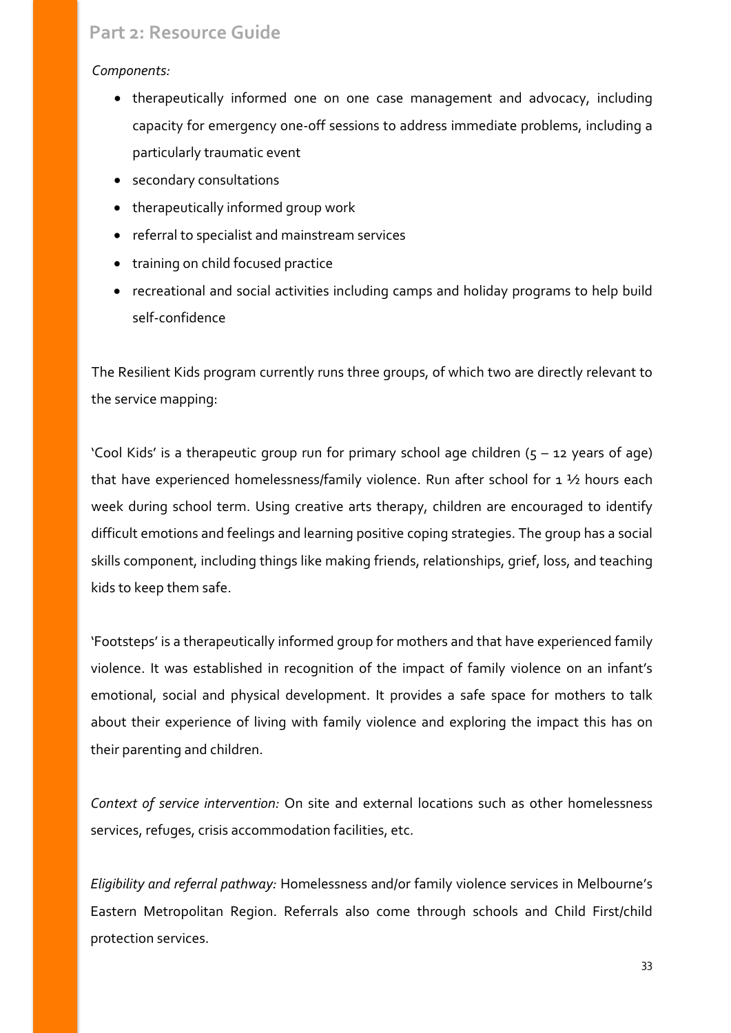*Components:*

- therapeutically informed one on one case management and advocacy, including capacity for emergency one-off sessions to address immediate problems, including a particularly traumatic event
- secondary consultations
- therapeutically informed group work
- referral to specialist and mainstream services
- training on child focused practice
- recreational and social activities including camps and holiday programs to help build self-confidence

The Resilient Kids program currently runs three groups, of which two are directly relevant to the service mapping:

'Cool Kids' is a therapeutic group run for primary school age children (5 – 12 years of age) that have experienced homelessness/family violence. Run after school for 1 ½ hours each week during school term. Using creative arts therapy, children are encouraged to identify difficult emotions and feelings and learning positive coping strategies. The group has a social skills component, including things like making friends, relationships, grief, loss, and teaching kids to keep them safe.

'Footsteps' is a therapeutically informed group for mothers and that have experienced family violence. It was established in recognition of the impact of family violence on an infant's emotional, social and physical development. It provides a safe space for mothers to talk about their experience of living with family violence and exploring the impact this has on their parenting and children.

*Context of service intervention:* On site and external locations such as other homelessness services, refuges, crisis accommodation facilities, etc.

*Eligibility and referral pathway:* Homelessness and/or family violence services in Melbourne's Eastern Metropolitan Region. Referrals also come through schools and Child First/child protection services.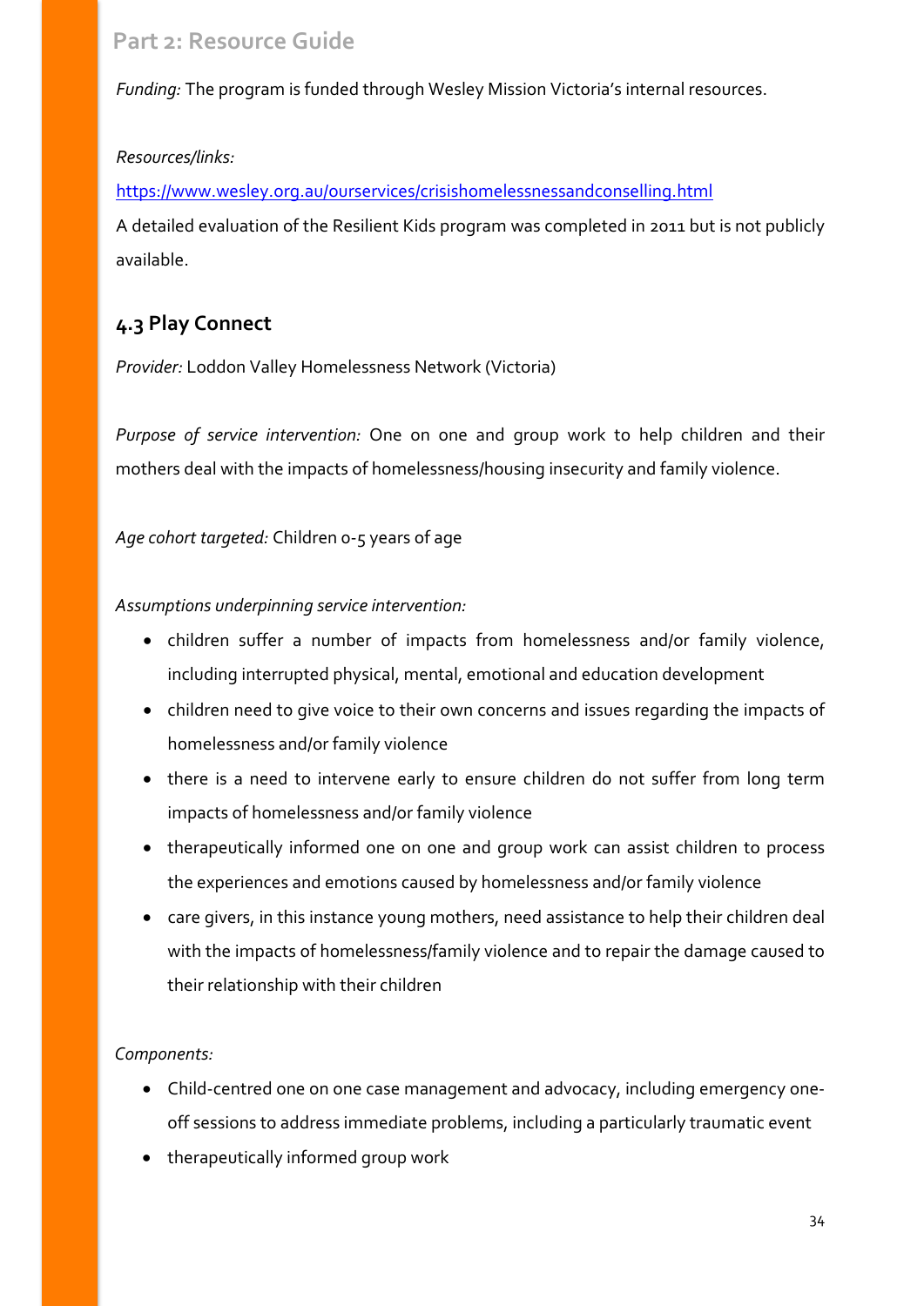*Funding:* The program is funded through Wesley Mission Victoria's internal resources.

*Resources/links:*

https://www.wesley.org.au/ourservices/crisishomelessnessandconselling.html

A detailed evaluation of the Resilient Kids program was completed in 2011 but is not publicly available.

### 4.3 Play Connect

*Provider:* Loddon Valley Homelessness Network (Victoria)

*Purpose of service intervention:* One on one and group work to help children and their mothers deal with the impacts of homelessness/housing insecurity and family violence.

*Age cohort targeted:* Children 0-5 years of age

*Assumptions underpinning service intervention:*

- children suffer a number of impacts from homelessness and/or family violence, including interrupted physical, mental, emotional and education development
- children need to give voice to their own concerns and issues regarding the impacts of homelessness and/or family violence
- there is a need to intervene early to ensure children do not suffer from long term impacts of homelessness and/or family violence
- therapeutically informed one on one and group work can assist children to process the experiences and emotions caused by homelessness and/or family violence
- care givers, in this instance young mothers, need assistance to help their children deal with the impacts of homelessness/family violence and to repair the damage caused to their relationship with their children

*Components:*

- Child-centred one on one case management and advocacy, including emergency one-off sessions to address immediate problems, including a particularly traumatic event
- therapeutically informed group work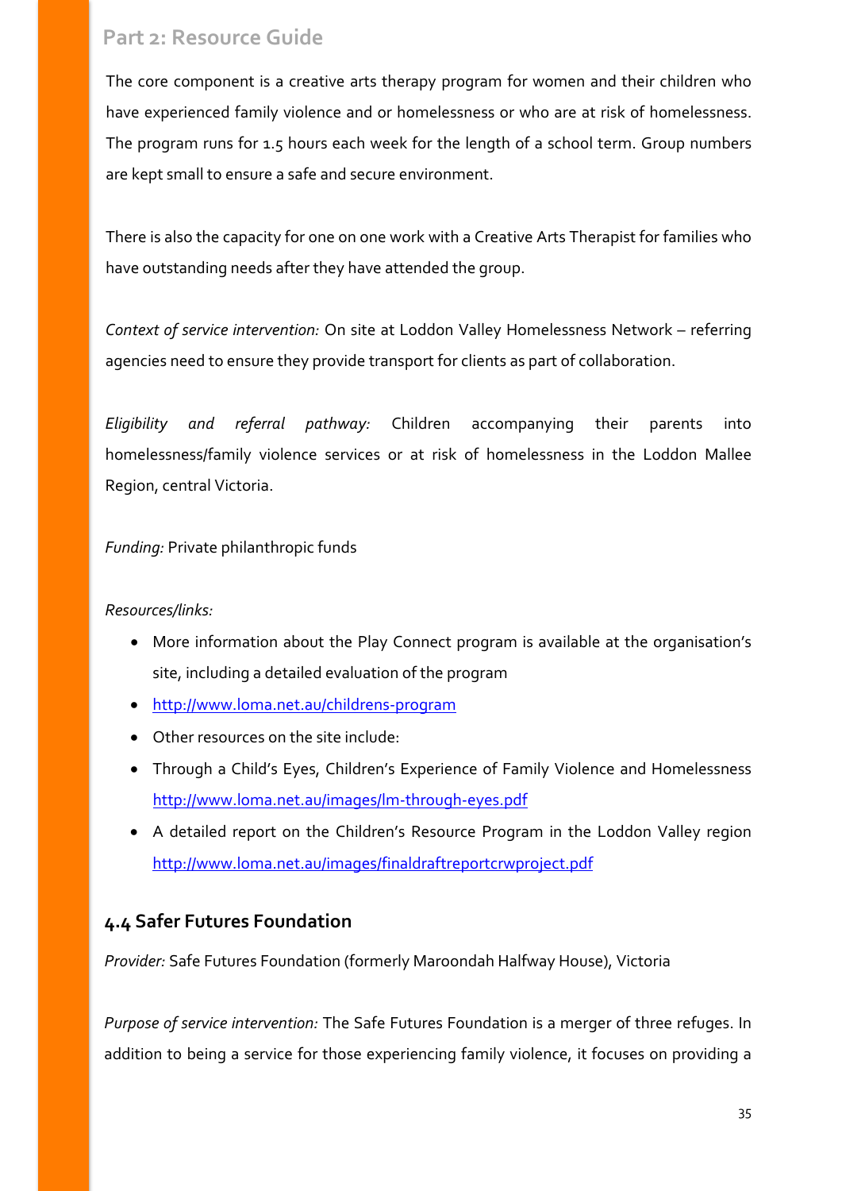The core component is a creative arts therapy program for women and their children who have experienced family violence and or homelessness or who are at risk of homelessness. The program runs for 1.5 hours each week for the length of a school term. Group numbers are kept small to ensure a safe and secure environment.

There is also the capacity for one on one work with a Creative Arts Therapist for families who have outstanding needs after they have attended the group.

*Context of service intervention:* On site at Loddon Valley Homelessness Network – referring agencies need to ensure they provide transport for clients as part of collaboration.

*Eligibility and referral pathway:* Children accompanying their parents into homelessness/family violence services or at risk of homelessness in the Loddon Mallee Region, central Victoria.

*Funding:* Private philanthropic funds

*Resources/links:*

- More information about the Play Connect program is available at the organisation's site, including a detailed evaluation of the program
- http://www.loma.net.au/childrens-program
- Other resources on the site include:
- Through a Child's Eyes, Children's Experience of Family Violence and Homelessness http://www.loma.net.au/images/lm-through-eyes.pdf
- A detailed report on the Children's Resource Program in the Loddon Valley region http://www.loma.net.au/images/finaldraftreportcrwproject.pdf

### 4.4 Safer Futures Foundation

*Provider:* Safe Futures Foundation (formerly Maroondah Halfway House), Victoria

*Purpose of service intervention:* The Safe Futures Foundation is a merger of three refuges. In addition to being a service for those experiencing family violence, it focuses on providing a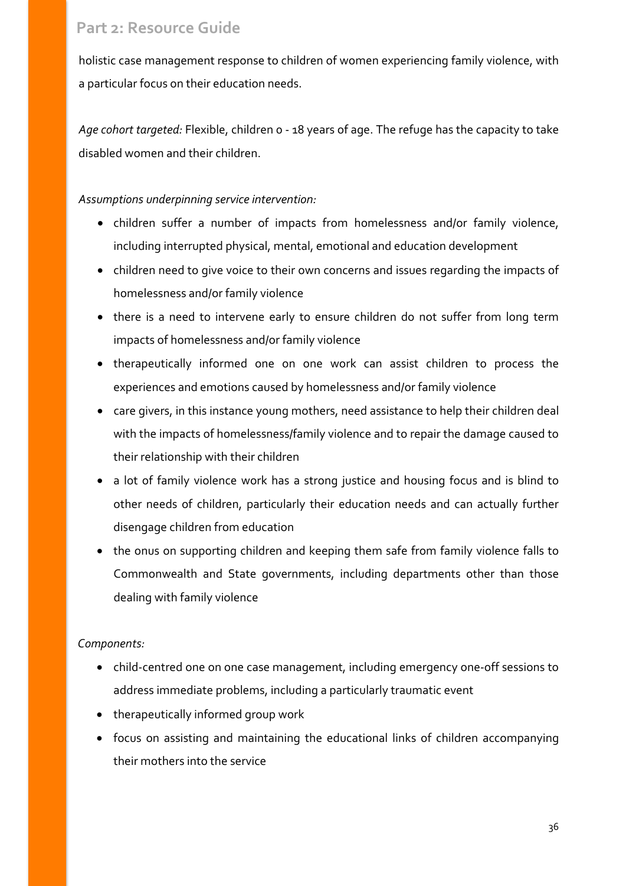holistic case management response to children of women experiencing family violence, with a particular focus on their education needs.

*Age cohort targeted:* Flexible, children 0 - 18 years of age. The refuge has the capacity to take disabled women and their children.

*Assumptions underpinning service intervention:*

- children suffer a number of impacts from homelessness and/or family violence, including interrupted physical, mental, emotional and education development
- children need to give voice to their own concerns and issues regarding the impacts of homelessness and/or family violence
- there is a need to intervene early to ensure children do not suffer from long term impacts of homelessness and/or family violence
- therapeutically informed one on one work can assist children to process the experiences and emotions caused by homelessness and/or family violence
- care givers, in this instance young mothers, need assistance to help their children deal with the impacts of homelessness/family violence and to repair the damage caused to their relationship with their children
- a lot of family violence work has a strong justice and housing focus and is blind to other needs of children, particularly their education needs and can actually further disengage children from education
- the onus on supporting children and keeping them safe from family violence falls to Commonwealth and State governments, including departments other than those dealing with family violence

*Components:*

- child-centred one on one case management, including emergency one-off sessions to address immediate problems, including a particularly traumatic event
- therapeutically informed group work
- focus on assisting and maintaining the educational links of children accompanying their mothers into the service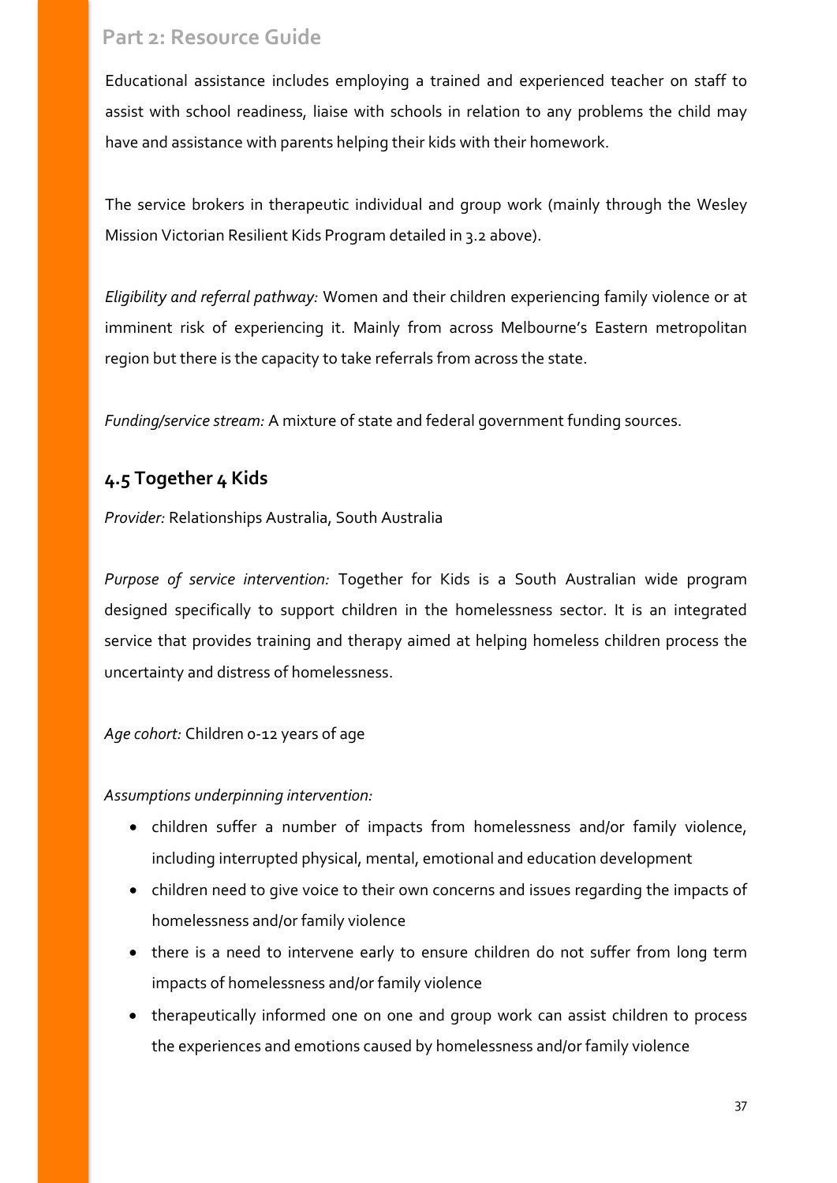Educational assistance includes employing a trained and experienced teacher on staff to assist with school readiness, liaise with schools in relation to any problems the child may have and assistance with parents helping their kids with their homework.

The service brokers in therapeutic individual and group work (mainly through the Wesley Mission Victorian Resilient Kids Program detailed in 3.2 above).

*Eligibility and referral pathway:* Women and their children experiencing family violence or at imminent risk of experiencing it. Mainly from across Melbourne's Eastern metropolitan region but there is the capacity to take referrals from across the state.

*Funding/service stream:* A mixture of state and federal government funding sources.

## 4.5 Together 4 Kids

*Provider:* Relationships Australia, South Australia

*Purpose of service intervention:* Together for Kids is a South Australian wide program designed specifically to support children in the homelessness sector. It is an integrated service that provides training and therapy aimed at helping homeless children process the uncertainty and distress of homelessness.

*Age cohort:* Children 0-12 years of age

*Assumptions underpinning intervention:*

- children suffer a number of impacts from homelessness and/or family violence, including interrupted physical, mental, emotional and education development
- children need to give voice to their own concerns and issues regarding the impacts of homelessness and/or family violence
- there is a need to intervene early to ensure children do not suffer from long term impacts of homelessness and/or family violence
- therapeutically informed one on one and group work can assist children to process the experiences and emotions caused by homelessness and/or family violence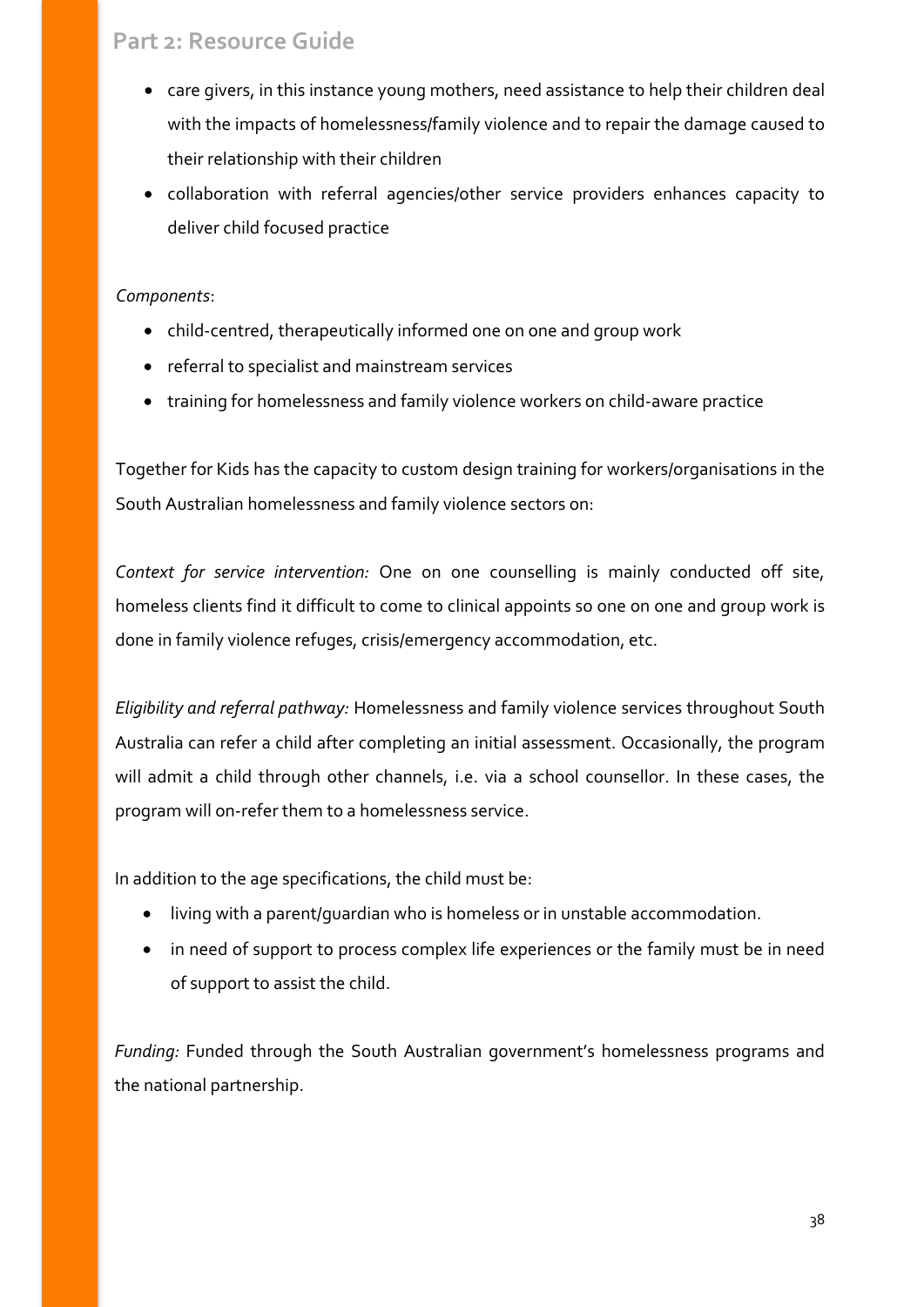- care givers, in this instance young mothers, need assistance to help their children deal with the impacts of homelessness/family violence and to repair the damage caused to their relationship with their children
- collaboration with referral agencies/other service providers enhances capacity to deliver child focused practice

*Components*:

- child-centred, therapeutically informed one on one and group work
- referral to specialist and mainstream services
- training for homelessness and family violence workers on child-aware practice

Together for Kids has the capacity to custom design training for workers/organisations in the South Australian homelessness and family violence sectors on:

*Context for service intervention:* One on one counselling is mainly conducted off site, homeless clients find it difficult to come to clinical appoints so one on one and group work is done in family violence refuges, crisis/emergency accommodation, etc.

*Eligibility and referral pathway:* Homelessness and family violence services throughout South Australia can refer a child after completing an initial assessment. Occasionally, the program will admit a child through other channels, i.e. via a school counsellor. In these cases, the program will on-refer them to a homelessness service.

In addition to the age specifications, the child must be:

- living with a parent/guardian who is homeless or in unstable accommodation.
- in need of support to process complex life experiences or the family must be in need of support to assist the child.

*Funding:* Funded through the South Australian government's homelessness programs and the national partnership.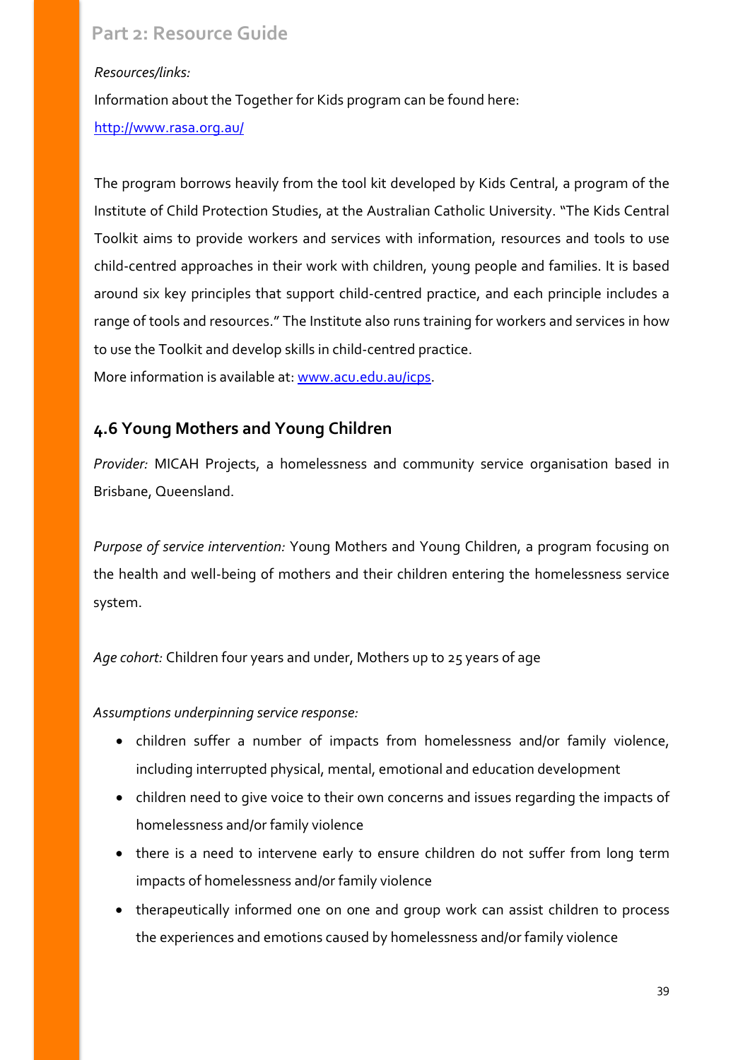*Resources/links:*

Information about the Together for Kids program can be found here:

http://www.rasa.org.au/

The program borrows heavily from the tool kit developed by Kids Central, a program of the Institute of Child Protection Studies, at the Australian Catholic University. "The Kids Central Toolkit aims to provide workers and services with information, resources and tools to use child-centred approaches in their work with children, young people and families. It is based around six key principles that support child-centred practice, and each principle includes a range of tools and resources." The Institute also runs training for workers and services in how to use the Toolkit and develop skills in child-centred practice.

More information is available at: www.acu.edu.au/icps.

## 4.6 Young Mothers and Young Children

*Provider:* MICAH Projects, a homelessness and community service organisation based in Brisbane, Queensland.

*Purpose of service intervention:* Young Mothers and Young Children, a program focusing on the health and well-being of mothers and their children entering the homelessness service system.

*Age cohort:* Children four years and under, Mothers up to 25 years of age

*Assumptions underpinning service response:*

- children suffer a number of impacts from homelessness and/or family violence, including interrupted physical, mental, emotional and education development
- children need to give voice to their own concerns and issues regarding the impacts of homelessness and/or family violence
- there is a need to intervene early to ensure children do not suffer from long term impacts of homelessness and/or family violence
- therapeutically informed one on one and group work can assist children to process the experiences and emotions caused by homelessness and/or family violence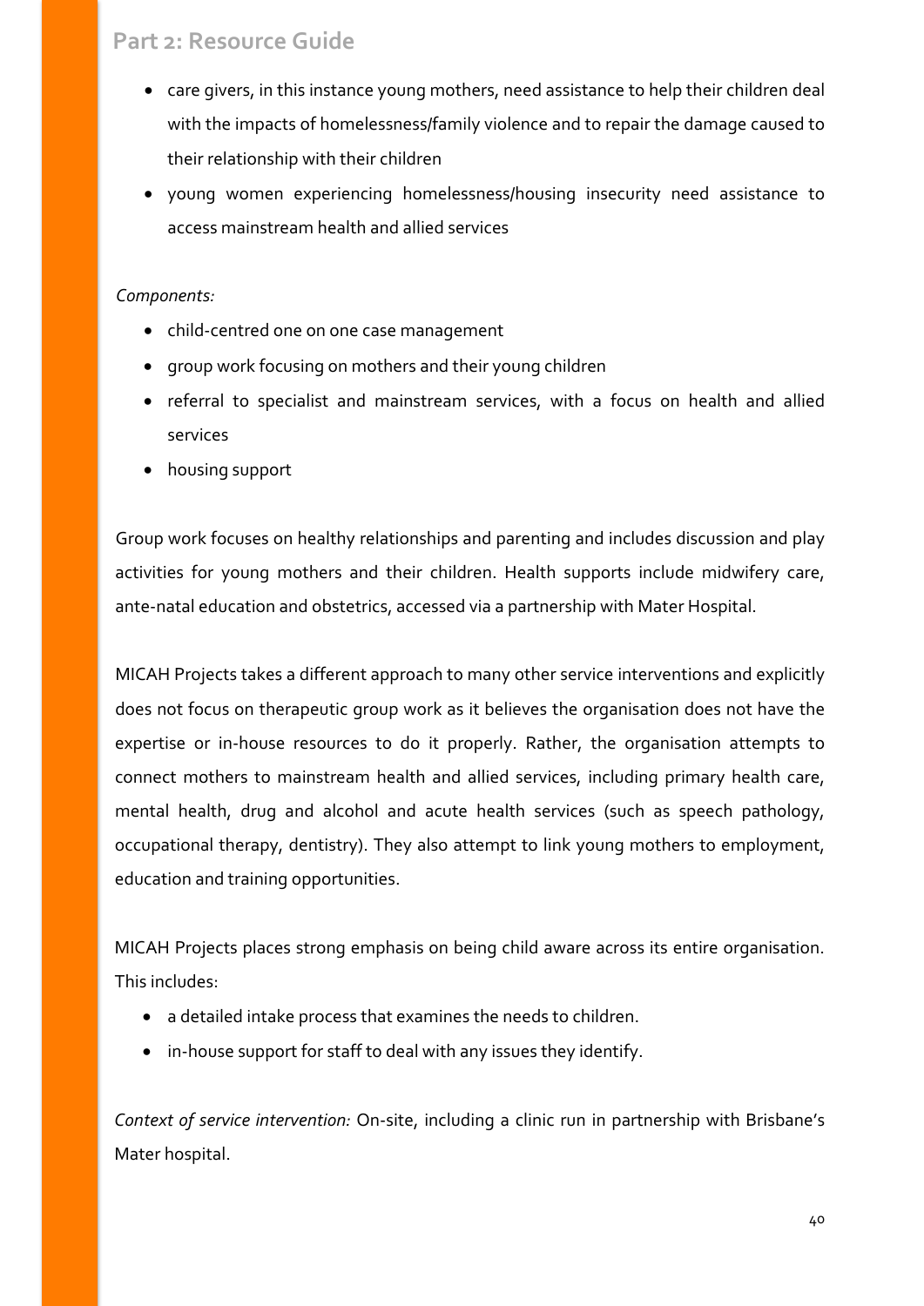- care givers, in this instance young mothers, need assistance to help their children deal with the impacts of homelessness/family violence and to repair the damage caused to their relationship with their children
- young women experiencing homelessness/housing insecurity need assistance to access mainstream health and allied services

*Components:*

- child-centred one on one case management
- group work focusing on mothers and their young children
- referral to specialist and mainstream services, with a focus on health and allied services
- housing support

Group work focuses on healthy relationships and parenting and includes discussion and play activities for young mothers and their children. Health supports include midwifery care, ante-natal education and obstetrics, accessed via a partnership with Mater Hospital.

MICAH Projects takes a different approach to many other service interventions and explicitly does not focus on therapeutic group work as it believes the organisation does not have the expertise or in-house resources to do it properly. Rather, the organisation attempts to connect mothers to mainstream health and allied services, including primary health care, mental health, drug and alcohol and acute health services (such as speech pathology, occupational therapy, dentistry). They also attempt to link young mothers to employment, education and training opportunities.

MICAH Projects places strong emphasis on being child aware across its entire organisation. This includes:

- a detailed intake process that examines the needs to children.
- in-house support for staff to deal with any issues they identify.

*Context of service intervention:* On-site, including a clinic run in partnership with Brisbane's Mater hospital.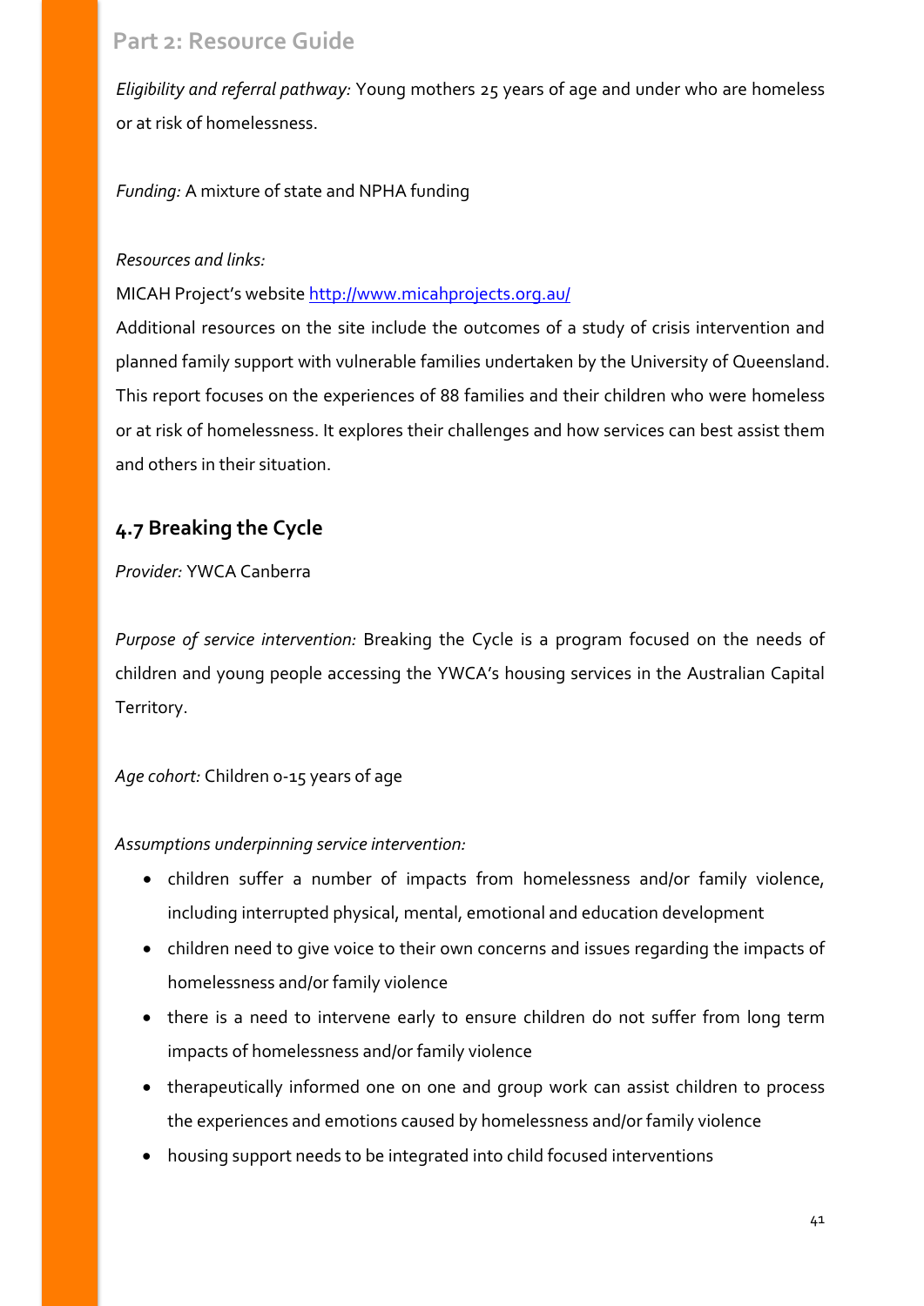*Eligibility and referral pathway:* Young mothers 25 years of age and under who are homeless or at risk of homelessness.

*Funding:* A mixture of state and NPHA funding

*Resources and links:*

MICAH Project's website http://www.micahprojects.org.au/

Additional resources on the site include the outcomes of a study of crisis intervention and planned family support with vulnerable families undertaken by the University of Queensland. This report focuses on the experiences of 88 families and their children who were homeless or at risk of homelessness. It explores their challenges and how services can best assist them and others in their situation.

## 4.7 Breaking the Cycle

*Provider:* YWCA Canberra

*Purpose of service intervention:* Breaking the Cycle is a program focused on the needs of children and young people accessing the YWCA's housing services in the Australian Capital Territory.

*Age cohort:* Children 0-15 years of age

*Assumptions underpinning service intervention:*

- children suffer a number of impacts from homelessness and/or family violence, including interrupted physical, mental, emotional and education development
- children need to give voice to their own concerns and issues regarding the impacts of homelessness and/or family violence
- there is a need to intervene early to ensure children do not suffer from long term impacts of homelessness and/or family violence
- therapeutically informed one on one and group work can assist children to process the experiences and emotions caused by homelessness and/or family violence
- housing support needs to be integrated into child focused interventions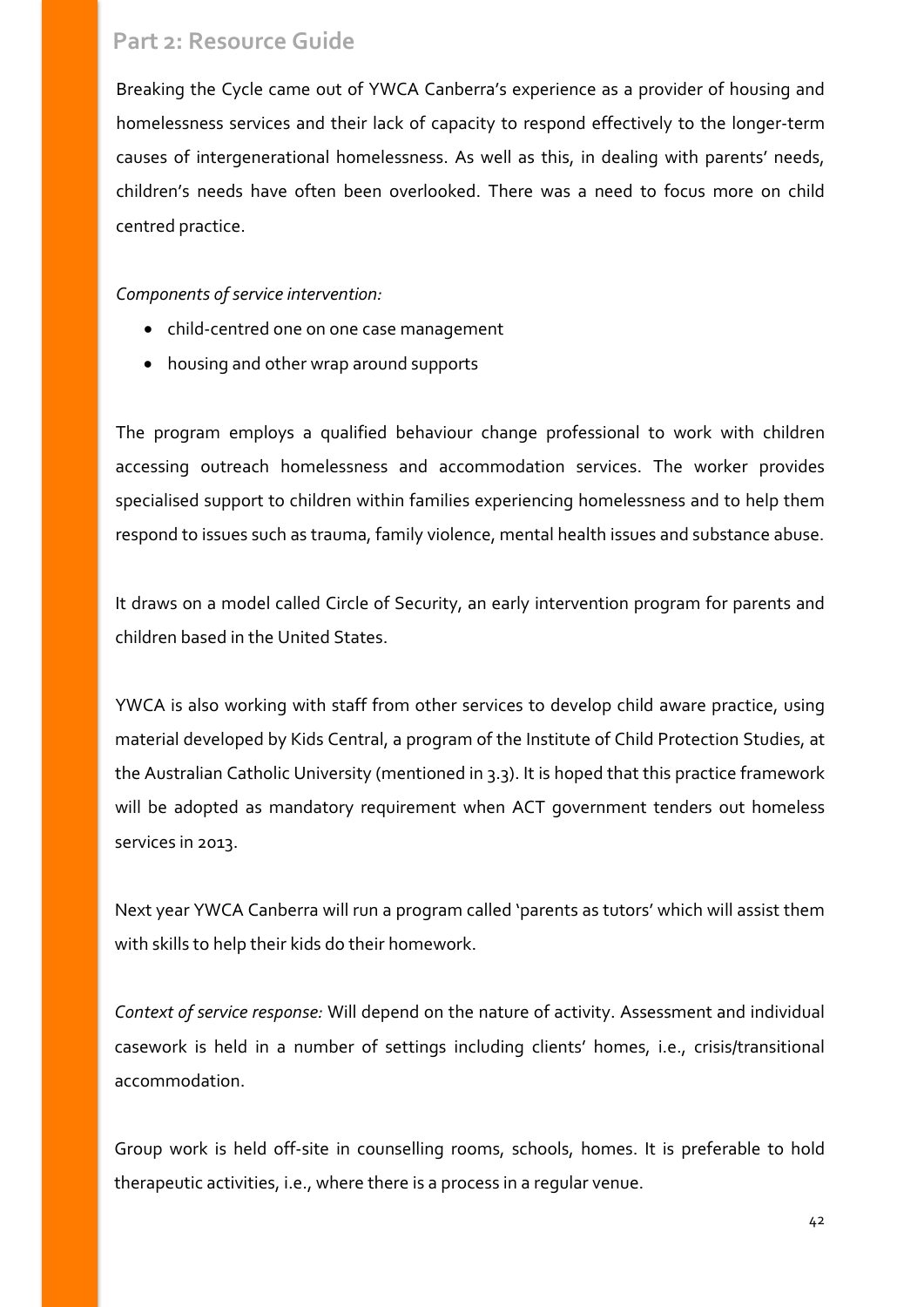Breaking the Cycle came out of YWCA Canberra's experience as a provider of housing and homelessness services and their lack of capacity to respond effectively to the longer-term causes of intergenerational homelessness. As well as this, in dealing with parents' needs, children's needs have often been overlooked. There was a need to focus more on child centred practice.

*Components of service intervention:*

- child-centred one on one case management
- housing and other wrap around supports

The program employs a qualified behaviour change professional to work with children accessing outreach homelessness and accommodation services. The worker provides specialised support to children within families experiencing homelessness and to help them respond to issues such as trauma, family violence, mental health issues and substance abuse.

It draws on a model called Circle of Security, an early intervention program for parents and children based in the United States.

YWCA is also working with staff from other services to develop child aware practice, using material developed by Kids Central, a program of the Institute of Child Protection Studies, at the Australian Catholic University (mentioned in 3.3). It is hoped that this practice framework will be adopted as mandatory requirement when ACT government tenders out homeless services in 2013.

Next year YWCA Canberra will run a program called 'parents as tutors' which will assist them with skills to help their kids do their homework.

*Context of service response:* Will depend on the nature of activity. Assessment and individual casework is held in a number of settings including clients' homes, i.e., crisis/transitional accommodation.

Group work is held off-site in counselling rooms, schools, homes. It is preferable to hold therapeutic activities, i.e., where there is a process in a regular venue.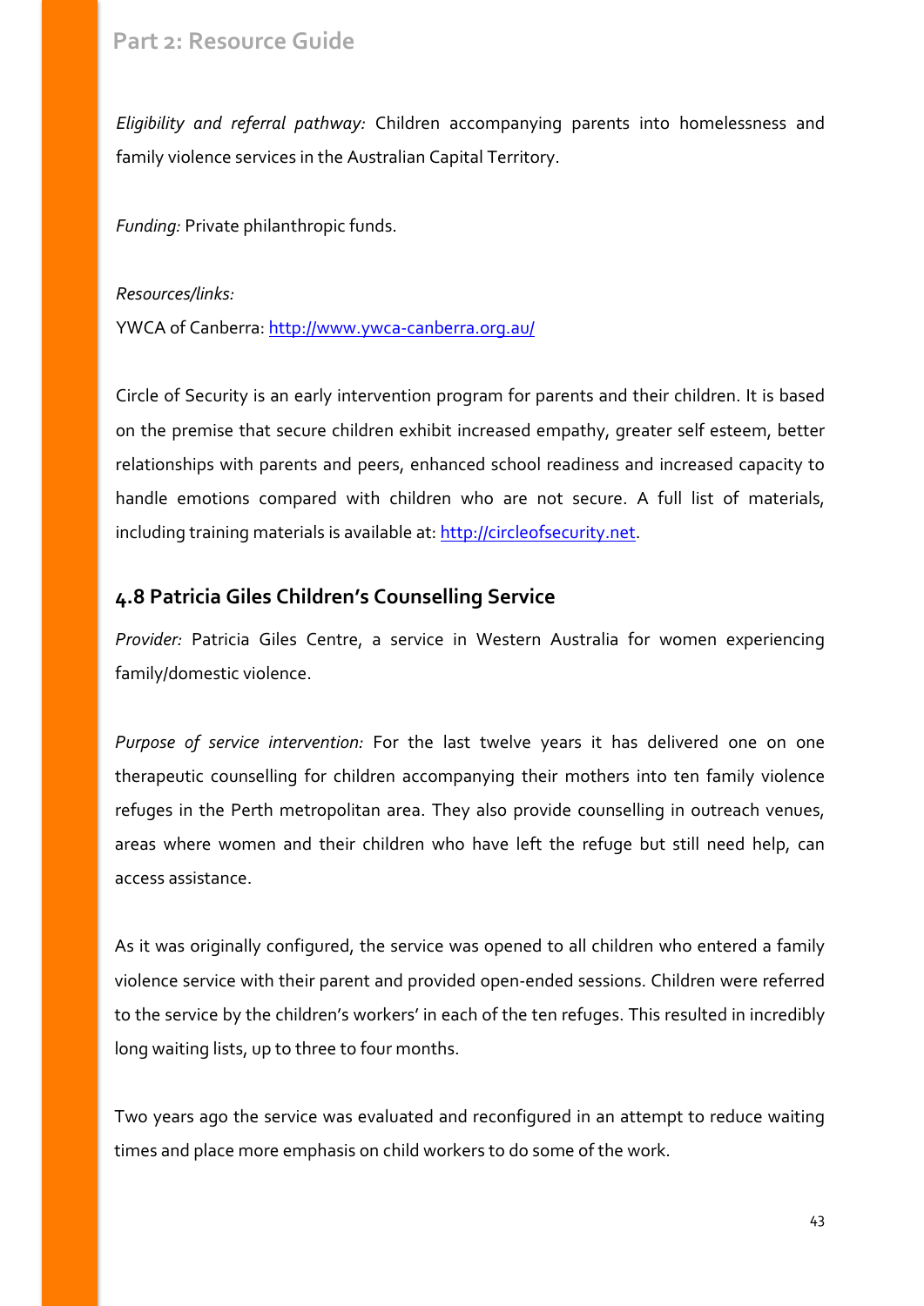*Eligibility and referral pathway:* Children accompanying parents into homelessness and family violence services in the Australian Capital Territory.

*Funding:* Private philanthropic funds.

*Resources/links:*

YWCA of Canberra: http://www.ywca-canberra.org.au/

Circle of Security is an early intervention program for parents and their children. It is based on the premise that secure children exhibit increased empathy, greater self esteem, better relationships with parents and peers, enhanced school readiness and increased capacity to handle emotions compared with children who are not secure. A full list of materials, including training materials is available at: http://circleofsecurity.net.

## 4.8 Patricia Giles Children's Counselling Service

*Provider:* Patricia Giles Centre, a service in Western Australia for women experiencing family/domestic violence.

*Purpose of service intervention:* For the last twelve years it has delivered one on one therapeutic counselling for children accompanying their mothers into ten family violence refuges in the Perth metropolitan area. They also provide counselling in outreach venues, areas where women and their children who have left the refuge but still need help, can access assistance.

As it was originally configured, the service was opened to all children who entered a family violence service with their parent and provided open-ended sessions. Children were referred to the service by the children's workers' in each of the ten refuges. This resulted in incredibly long waiting lists, up to three to four months.

Two years ago the service was evaluated and reconfigured in an attempt to reduce waiting times and place more emphasis on child workers to do some of the work.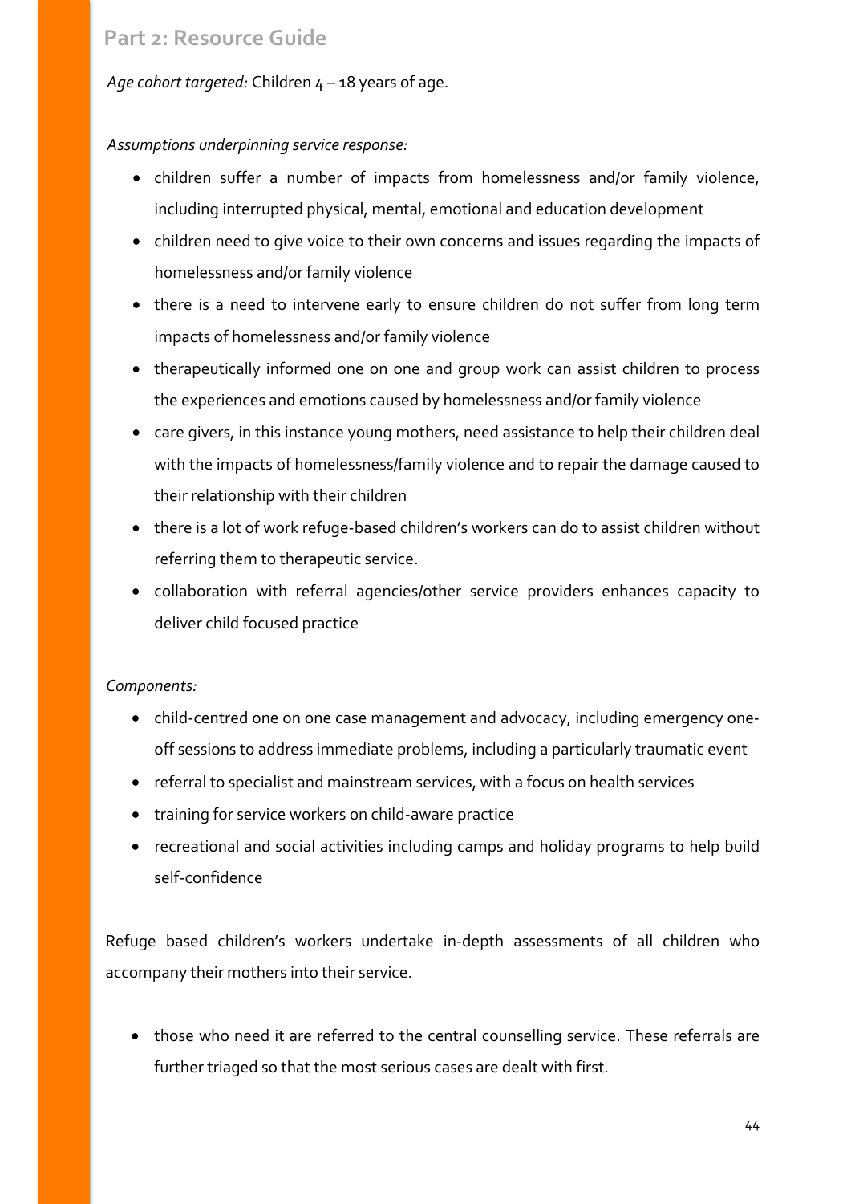*Age cohort targeted:* Children 4 – 18 years of age.

*Assumptions underpinning service response:*

- children suffer a number of impacts from homelessness and/or family violence, including interrupted physical, mental, emotional and education development
- children need to give voice to their own concerns and issues regarding the impacts of homelessness and/or family violence
- there is a need to intervene early to ensure children do not suffer from long term impacts of homelessness and/or family violence
- therapeutically informed one on one and group work can assist children to process the experiences and emotions caused by homelessness and/or family violence
- care givers, in this instance young mothers, need assistance to help their children deal with the impacts of homelessness/family violence and to repair the damage caused to their relationship with their children
- there is a lot of work refuge-based children's workers can do to assist children without referring them to therapeutic service.
- collaboration with referral agencies/other service providers enhances capacity to deliver child focused practice

*Components:*

- child-centred one on one case management and advocacy, including emergency one-off sessions to address immediate problems, including a particularly traumatic event
- referral to specialist and mainstream services, with a focus on health services
- training for service workers on child-aware practice
- recreational and social activities including camps and holiday programs to help build self-confidence

Refuge based children's workers undertake in-depth assessments of all children who accompany their mothers into their service.

- those who need it are referred to the central counselling service. These referrals are further triaged so that the most serious cases are dealt with first.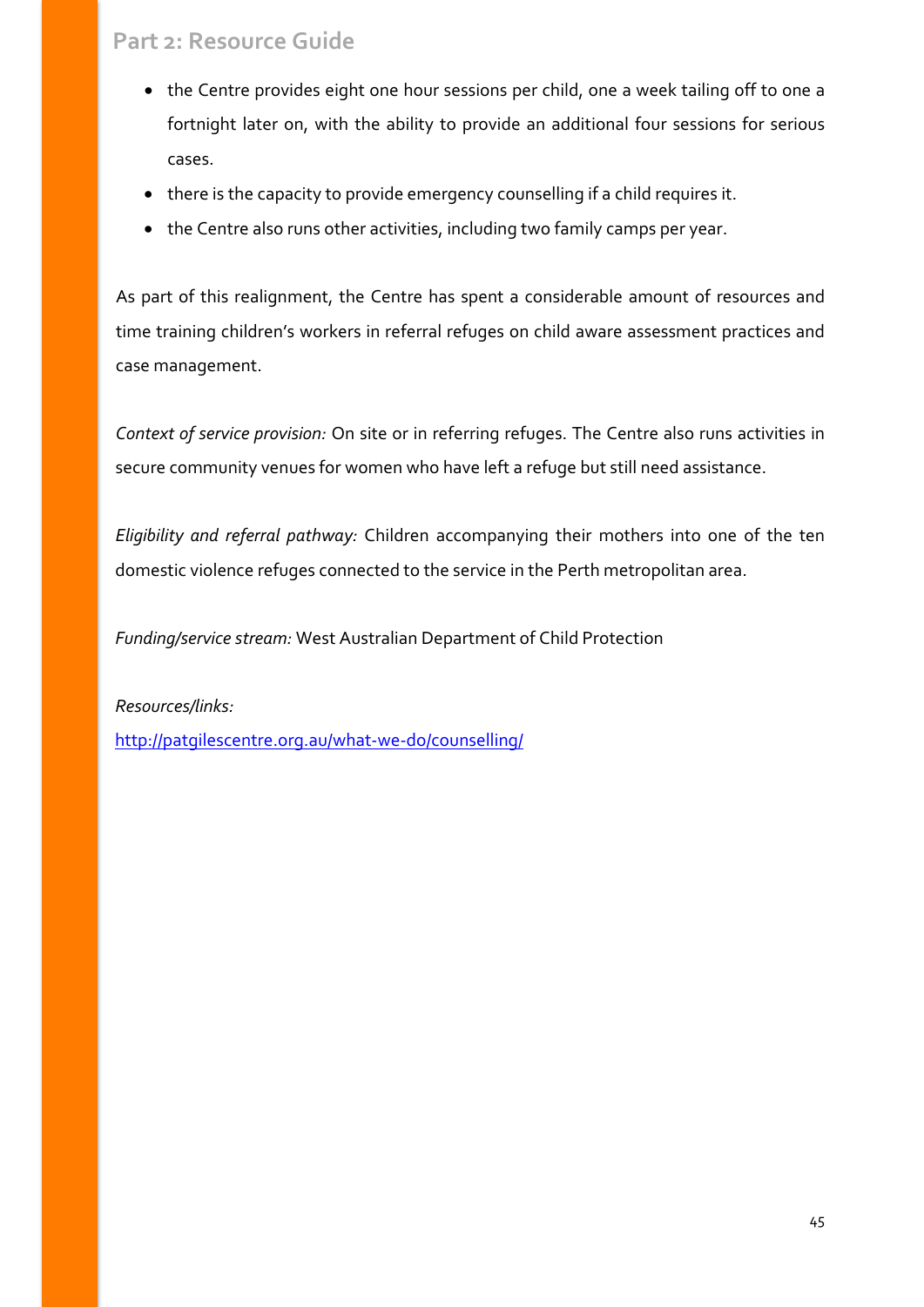- the Centre provides eight one hour sessions per child, one a week tailing off to one a fortnight later on, with the ability to provide an additional four sessions for serious cases.
- there is the capacity to provide emergency counselling if a child requires it.
- the Centre also runs other activities, including two family camps per year.

As part of this realignment, the Centre has spent a considerable amount of resources and time training children's workers in referral refuges on child aware assessment practices and case management.

*Context of service provision:* On site or in referring refuges. The Centre also runs activities in secure community venues for women who have left a refuge but still need assistance.

*Eligibility and referral pathway:* Children accompanying their mothers into one of the ten domestic violence refuges connected to the service in the Perth metropolitan area.

*Funding/service stream:* West Australian Department of Child Protection

*Resources/links:*

http://patgilescentre.org.au/what-we-do/counselling/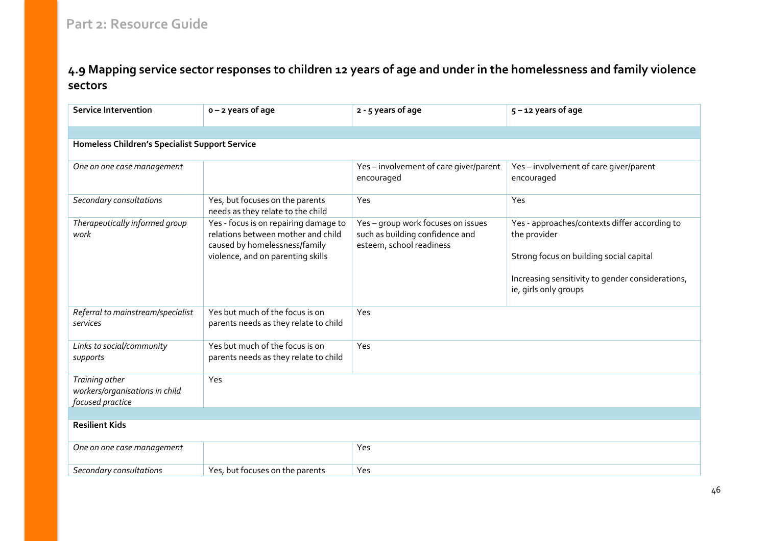## 4.9 Mapping service sector responses to children 12 years of age and under in the homelessness and family violence sectors

| Service Intervention | 0 – 2 years of age | 2 - 5 years of age | 5 – 12 years of age |
|---|---|---|---|
| | | | |
| **Homeless Children's Specialist Support Service** | | | |
| *One on one case management* | | Yes – involvement of care giver/parent encouraged | Yes – involvement of care giver/parent encouraged |
| *Secondary consultations* | Yes, but focuses on the parents needs as they relate to the child | Yes | Yes |
| *Therapeutically informed group work* | Yes - focus is on repairing damage to relations between mother and child caused by homelessness/family violence, and on parenting skills | Yes – group work focuses on issues such as building confidence and esteem, school readiness | Yes - approaches/contexts differ according to the provider<br><br>Strong focus on building social capital<br><br>Increasing sensitivity to gender considerations, ie, girls only groups |
| *Referral to mainstream/specialist services* | Yes but much of the focus is on parents needs as they relate to child | Yes | |
| *Links to social/community supports* | Yes but much of the focus is on parents needs as they relate to child | Yes | |
| *Training other workers/organisations in child focused practice* | Yes | | |
| | | | |
| **Resilient Kids** | | | |
| *One on one case management* | | Yes | |
| *Secondary consultations* | Yes, but focuses on the parents | Yes | |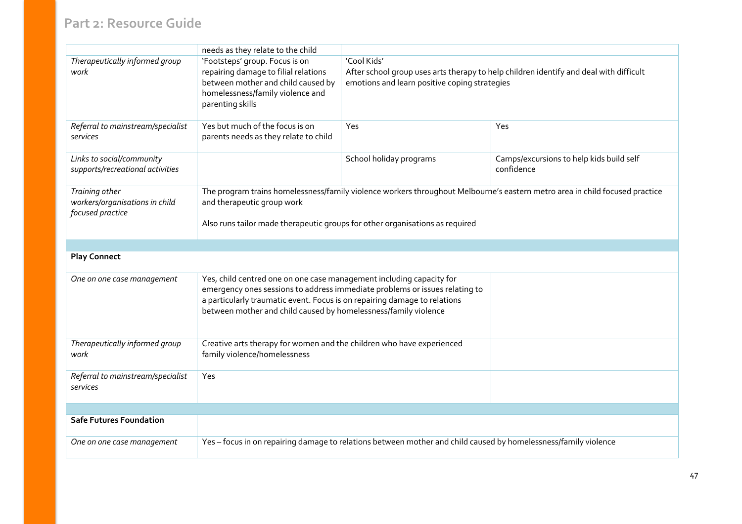## Part 2: Resource Guide

| | | | |
|---|---|---|---|
| | needs as they relate to the child | | |
| *Therapeutically informed group work* | 'Footsteps' group. Focus is on repairing damage to filial relations between mother and child caused by homelessness/family violence and parenting skills | 'Cool Kids'<br>After school group uses arts therapy to help children identify and deal with difficult emotions and learn positive coping strategies | |
| *Referral to mainstream/specialist services* | Yes but much of the focus is on parents needs as they relate to child | Yes | Yes |
| *Links to social/community supports/recreational activities* | | School holiday programs | Camps/excursions to help kids build self confidence |
| *Training other workers/organisations in child focused practice* | The program trains homelessness/family violence workers throughout Melbourne's eastern metro area in child focused practice and therapeutic group work<br><br>Also runs tailor made therapeutic groups for other organisations as required | | |
| | | | |
| **Play Connect** | | | |
| *One on one case management* | Yes, child centred one on one case management including capacity for emergency ones sessions to address immediate problems or issues relating to a particularly traumatic event. Focus is on repairing damage to relations between mother and child caused by homelessness/family violence | | |
| *Therapeutically informed group work* | Creative arts therapy for women and the children who have experienced family violence/homelessness | | |
| *Referral to mainstream/specialist services* | Yes | | |
| | | | |
| **Safe Futures Foundation** | | | |
| *One on one case management* | Yes – focus in on repairing damage to relations between mother and child caused by homelessness/family violence | | |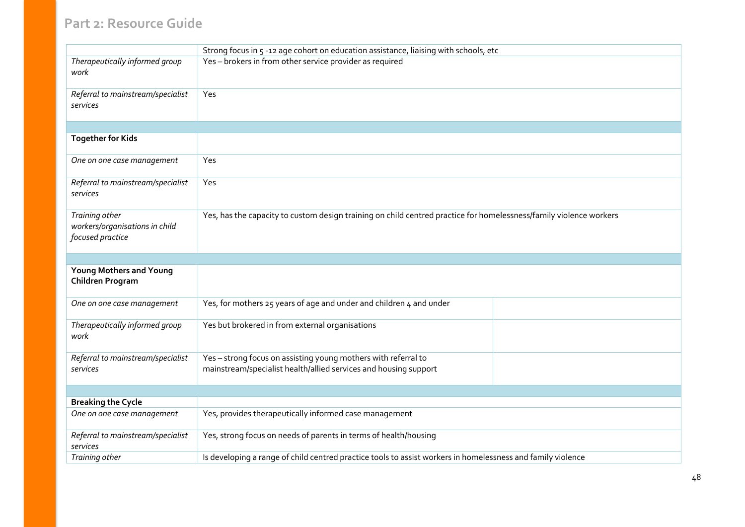| | |
|---|---|
| | Strong focus in 5 -12 age cohort on education assistance, liaising with schools, etc |
| *Therapeutically informed group work* | Yes – brokers in from other service provider as required |
| *Referral to mainstream/specialist services* | Yes |
| | |
| **Together for Kids** | |
| *One on one case management* | Yes |
| *Referral to mainstream/specialist services* | Yes |
| *Training other workers/organisations in child focused practice* | Yes, has the capacity to custom design training on child centred practice for homelessness/family violence workers |
| | |
| **Young Mothers and Young Children Program** | |
| *One on one case management* | Yes, for mothers 25 years of age and under and children 4 and under |
| *Therapeutically informed group work* | Yes but brokered in from external organisations |
| *Referral to mainstream/specialist services* | Yes – strong focus on assisting young mothers with referral to mainstream/specialist health/allied services and housing support |
| | |
| **Breaking the Cycle** | |
| *One on one case management* | Yes, provides therapeutically informed case management |
| *Referral to mainstream/specialist services* | Yes, strong focus on needs of parents in terms of health/housing |
| *Training other* | Is developing a range of child centred practice tools to assist workers in homelessness and family violence |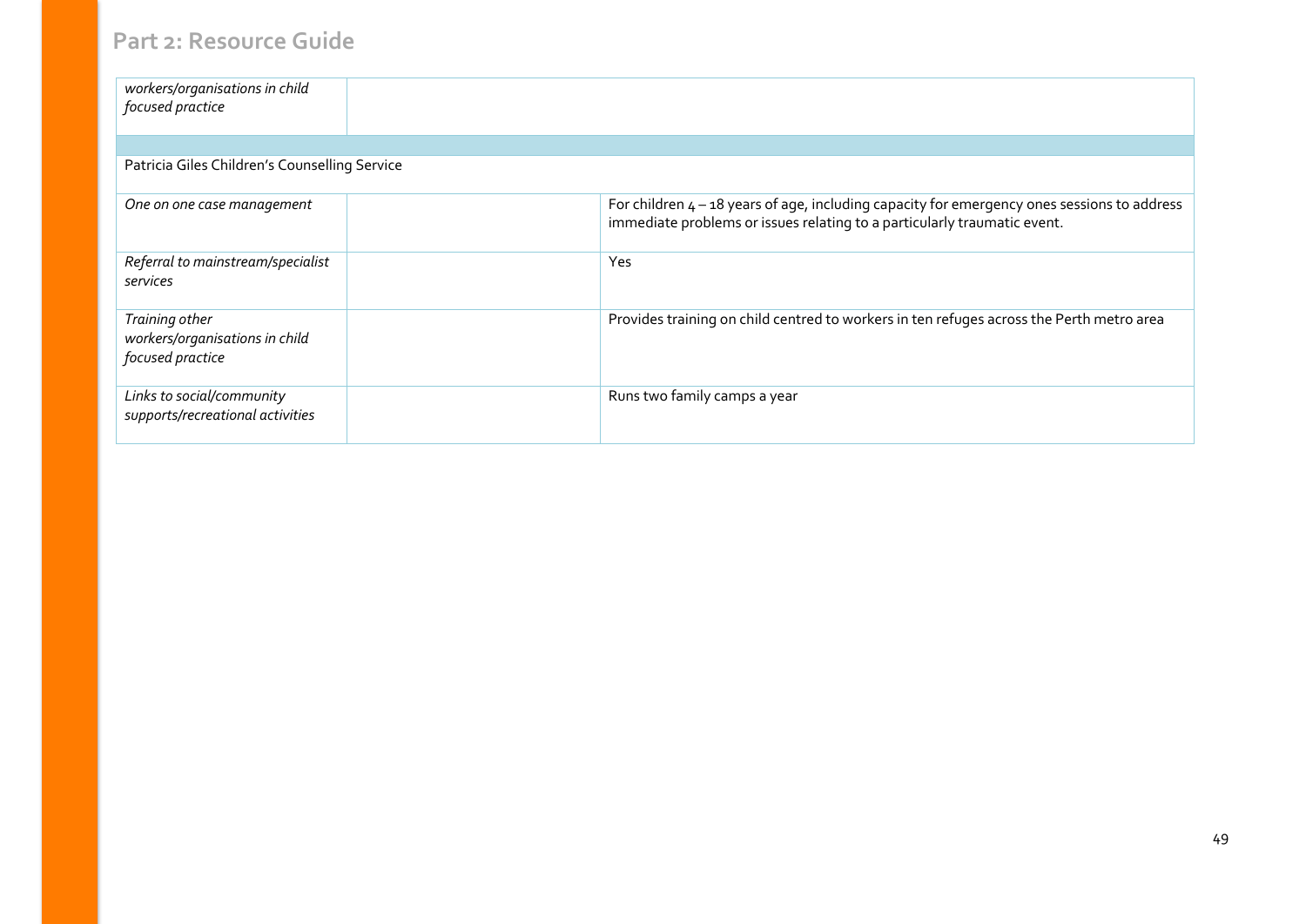| *workers/organisations in child focused practice* | | |
|---|---|---|
| | | |
| Patricia Giles Children's Counselling Service | | |
| *One on one case management* | | For children 4 – 18 years of age, including capacity for emergency ones sessions to address immediate problems or issues relating to a particularly traumatic event. |
| *Referral to mainstream/specialist services* | | Yes |
| *Training other workers/organisations in child focused practice* | | Provides training on child centred to workers in ten refuges across the Perth metro area |
| *Links to social/community supports/recreational activities* | | Runs two family camps a year |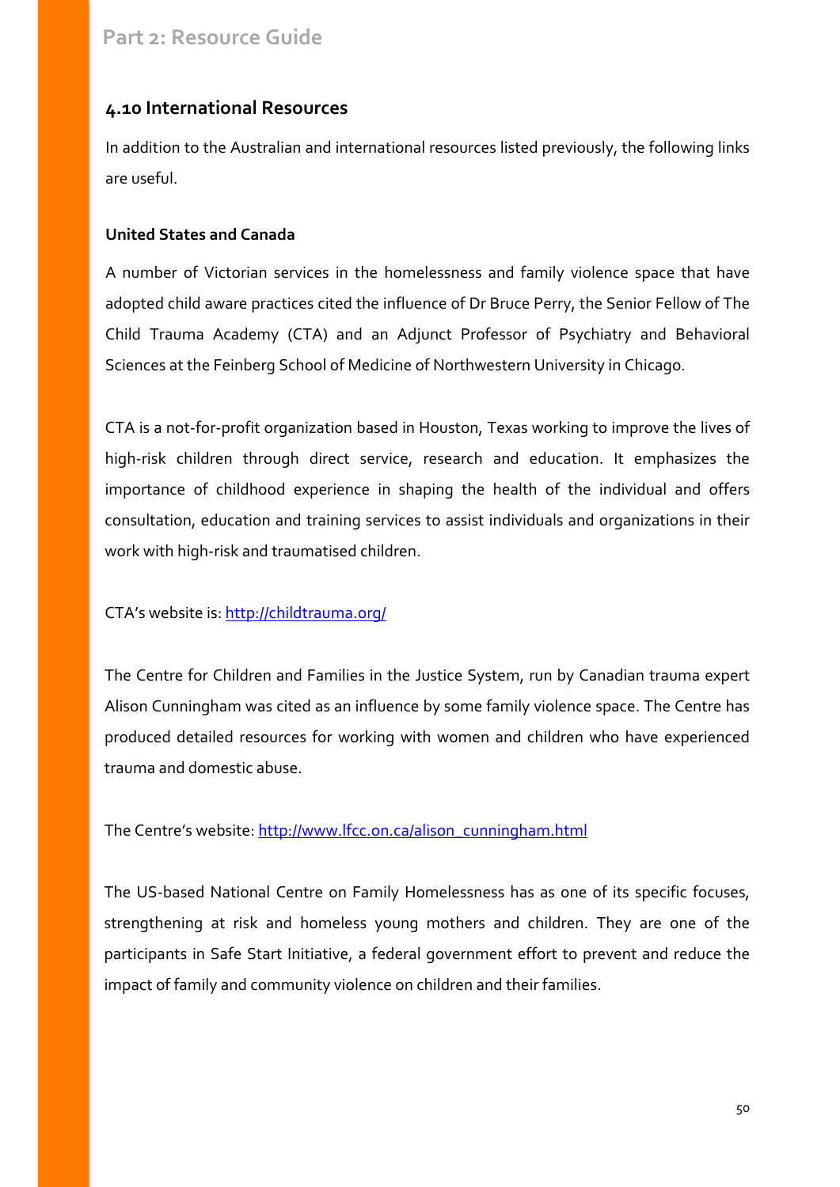## 4.10 International Resources

In addition to the Australian and international resources listed previously, the following links are useful.

**United States and Canada**

A number of Victorian services in the homelessness and family violence space that have adopted child aware practices cited the influence of Dr Bruce Perry, the Senior Fellow of The Child Trauma Academy (CTA) and an Adjunct Professor of Psychiatry and Behavioral Sciences at the Feinberg School of Medicine of Northwestern University in Chicago.

CTA is a not-for-profit organization based in Houston, Texas working to improve the lives of high-risk children through direct service, research and education. It emphasizes the importance of childhood experience in shaping the health of the individual and offers consultation, education and training services to assist individuals and organizations in their work with high-risk and traumatised children.

CTA's website is: [http://childtrauma.org/](http://childtrauma.org/)

The Centre for Children and Families in the Justice System, run by Canadian trauma expert Alison Cunningham was cited as an influence by some family violence space. The Centre has produced detailed resources for working with women and children who have experienced trauma and domestic abuse.

The Centre's website: [http://www.lfcc.on.ca/alison_cunningham.html](http://www.lfcc.on.ca/alison_cunningham.html)

The US-based National Centre on Family Homelessness has as one of its specific focuses, strengthening at risk and homeless young mothers and children. They are one of the participants in Safe Start Initiative, a federal government effort to prevent and reduce the impact of family and community violence on children and their families.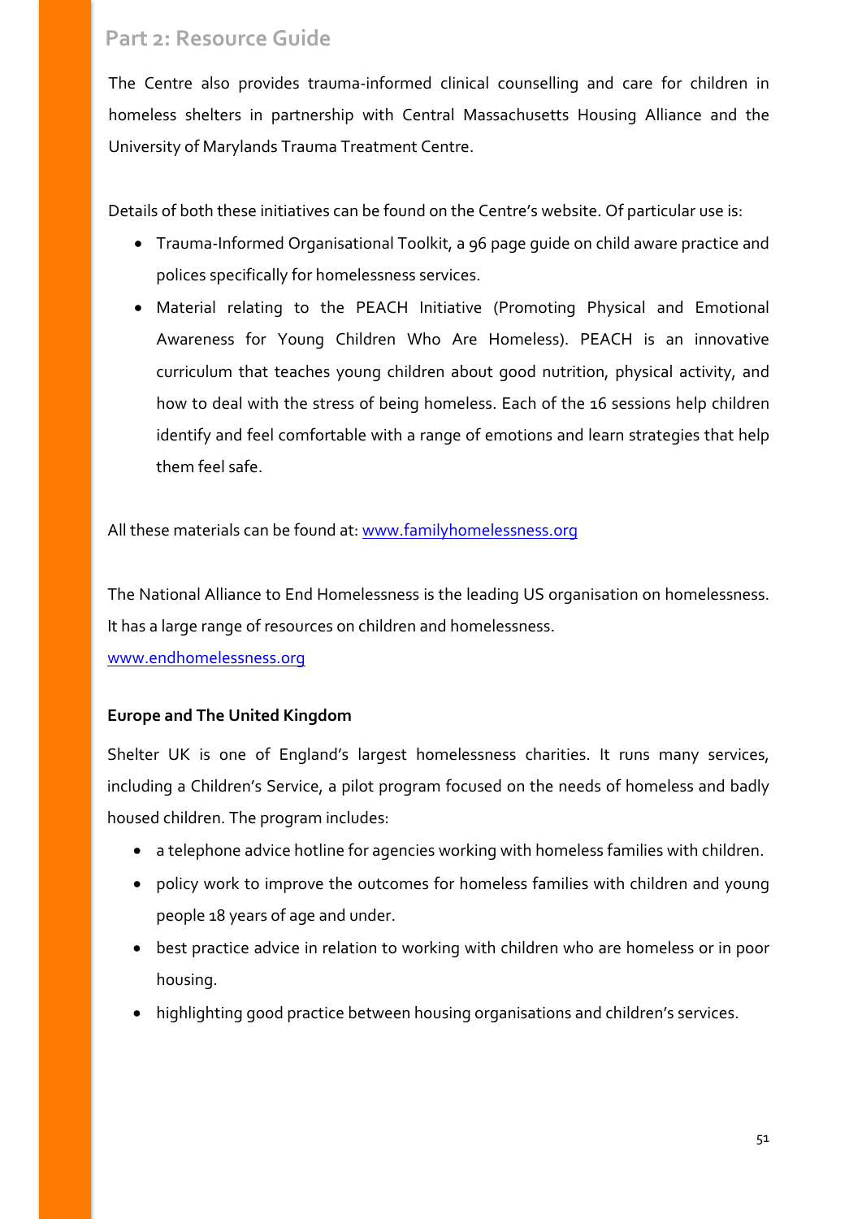The Centre also provides trauma-informed clinical counselling and care for children in homeless shelters in partnership with Central Massachusetts Housing Alliance and the University of Marylands Trauma Treatment Centre.

Details of both these initiatives can be found on the Centre's website. Of particular use is:

- Trauma-Informed Organisational Toolkit, a 96 page guide on child aware practice and polices specifically for homelessness services.
- Material relating to the PEACH Initiative (Promoting Physical and Emotional Awareness for Young Children Who Are Homeless). PEACH is an innovative curriculum that teaches young children about good nutrition, physical activity, and how to deal with the stress of being homeless. Each of the 16 sessions help children identify and feel comfortable with a range of emotions and learn strategies that help them feel safe.

All these materials can be found at: www.familyhomelessness.org

The National Alliance to End Homelessness is the leading US organisation on homelessness. It has a large range of resources on children and homelessness.
www.endhomelessness.org

**Europe and The United Kingdom**

Shelter UK is one of England's largest homelessness charities. It runs many services, including a Children's Service, a pilot program focused on the needs of homeless and badly housed children. The program includes:

- a telephone advice hotline for agencies working with homeless families with children.
- policy work to improve the outcomes for homeless families with children and young people 18 years of age and under.
- best practice advice in relation to working with children who are homeless or in poor housing.
- highlighting good practice between housing organisations and children's services.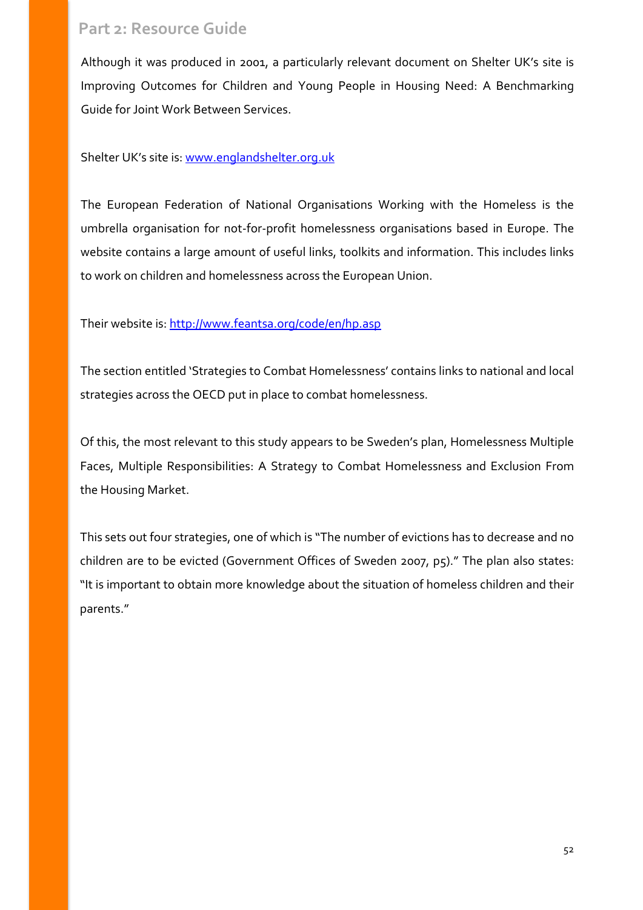Although it was produced in 2001, a particularly relevant document on Shelter UK's site is Improving Outcomes for Children and Young People in Housing Need: A Benchmarking Guide for Joint Work Between Services.

Shelter UK's site is: [www.englandshelter.org.uk](www.englandshelter.org.uk)

The European Federation of National Organisations Working with the Homeless is the umbrella organisation for not-for-profit homelessness organisations based in Europe. The website contains a large amount of useful links, toolkits and information. This includes links to work on children and homelessness across the European Union.

Their website is: [http://www.feantsa.org/code/en/hp.asp](http://www.feantsa.org/code/en/hp.asp)

The section entitled 'Strategies to Combat Homelessness' contains links to national and local strategies across the OECD put in place to combat homelessness.

Of this, the most relevant to this study appears to be Sweden's plan, Homelessness Multiple Faces, Multiple Responsibilities: A Strategy to Combat Homelessness and Exclusion From the Housing Market.

This sets out four strategies, one of which is "The number of evictions has to decrease and no children are to be evicted (Government Offices of Sweden 2007, p5)." The plan also states: "It is important to obtain more knowledge about the situation of homeless children and their parents."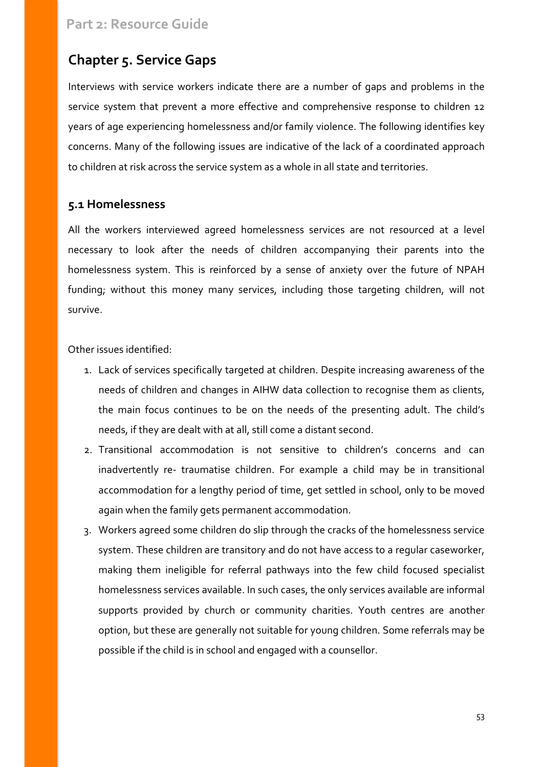## Chapter 5. Service Gaps

Interviews with service workers indicate there are a number of gaps and problems in the service system that prevent a more effective and comprehensive response to children 12 years of age experiencing homelessness and/or family violence. The following identifies key concerns. Many of the following issues are indicative of the lack of a coordinated approach to children at risk across the service system as a whole in all state and territories.

### 5.1 Homelessness

All the workers interviewed agreed homelessness services are not resourced at a level necessary to look after the needs of children accompanying their parents into the homelessness system. This is reinforced by a sense of anxiety over the future of NPAH funding; without this money many services, including those targeting children, will not survive.

Other issues identified:

1. Lack of services specifically targeted at children. Despite increasing awareness of the needs of children and changes in AIHW data collection to recognise them as clients, the main focus continues to be on the needs of the presenting adult. The child's needs, if they are dealt with at all, still come a distant second.
2. Transitional accommodation is not sensitive to children's concerns and can inadvertently re- traumatise children. For example a child may be in transitional accommodation for a lengthy period of time, get settled in school, only to be moved again when the family gets permanent accommodation.
3. Workers agreed some children do slip through the cracks of the homelessness service system. These children are transitory and do not have access to a regular caseworker, making them ineligible for referral pathways into the few child focused specialist homelessness services available. In such cases, the only services available are informal supports provided by church or community charities. Youth centres are another option, but these are generally not suitable for young children. Some referrals may be possible if the child is in school and engaged with a counsellor.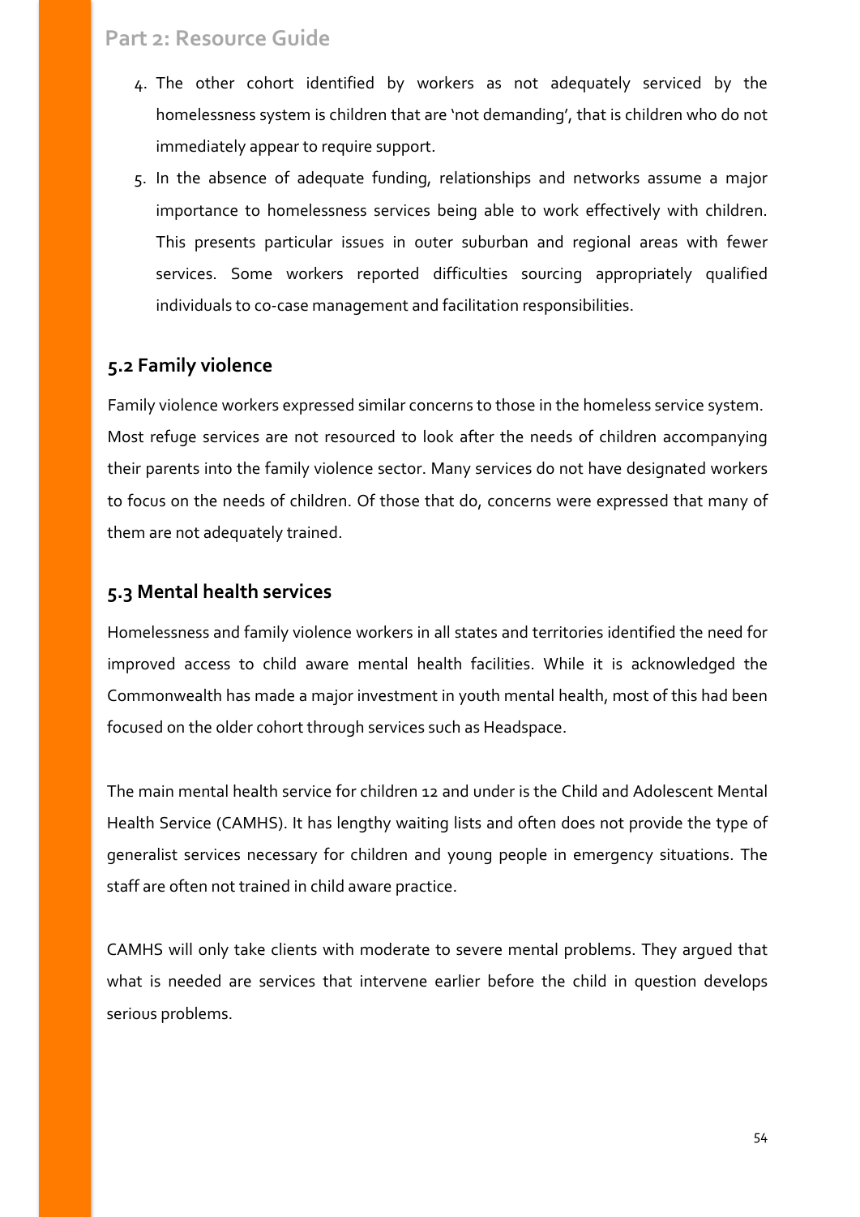4. The other cohort identified by workers as not adequately serviced by the homelessness system is children that are 'not demanding', that is children who do not immediately appear to require support.
5. In the absence of adequate funding, relationships and networks assume a major importance to homelessness services being able to work effectively with children. This presents particular issues in outer suburban and regional areas with fewer services. Some workers reported difficulties sourcing appropriately qualified individuals to co-case management and facilitation responsibilities.

## 5.2 Family violence

Family violence workers expressed similar concerns to those in the homeless service system. Most refuge services are not resourced to look after the needs of children accompanying their parents into the family violence sector. Many services do not have designated workers to focus on the needs of children. Of those that do, concerns were expressed that many of them are not adequately trained.

## 5.3 Mental health services

Homelessness and family violence workers in all states and territories identified the need for improved access to child aware mental health facilities. While it is acknowledged the Commonwealth has made a major investment in youth mental health, most of this had been focused on the older cohort through services such as Headspace.

The main mental health service for children 12 and under is the Child and Adolescent Mental Health Service (CAMHS). It has lengthy waiting lists and often does not provide the type of generalist services necessary for children and young people in emergency situations. The staff are often not trained in child aware practice.

CAMHS will only take clients with moderate to severe mental problems. They argued that what is needed are services that intervene earlier before the child in question develops serious problems.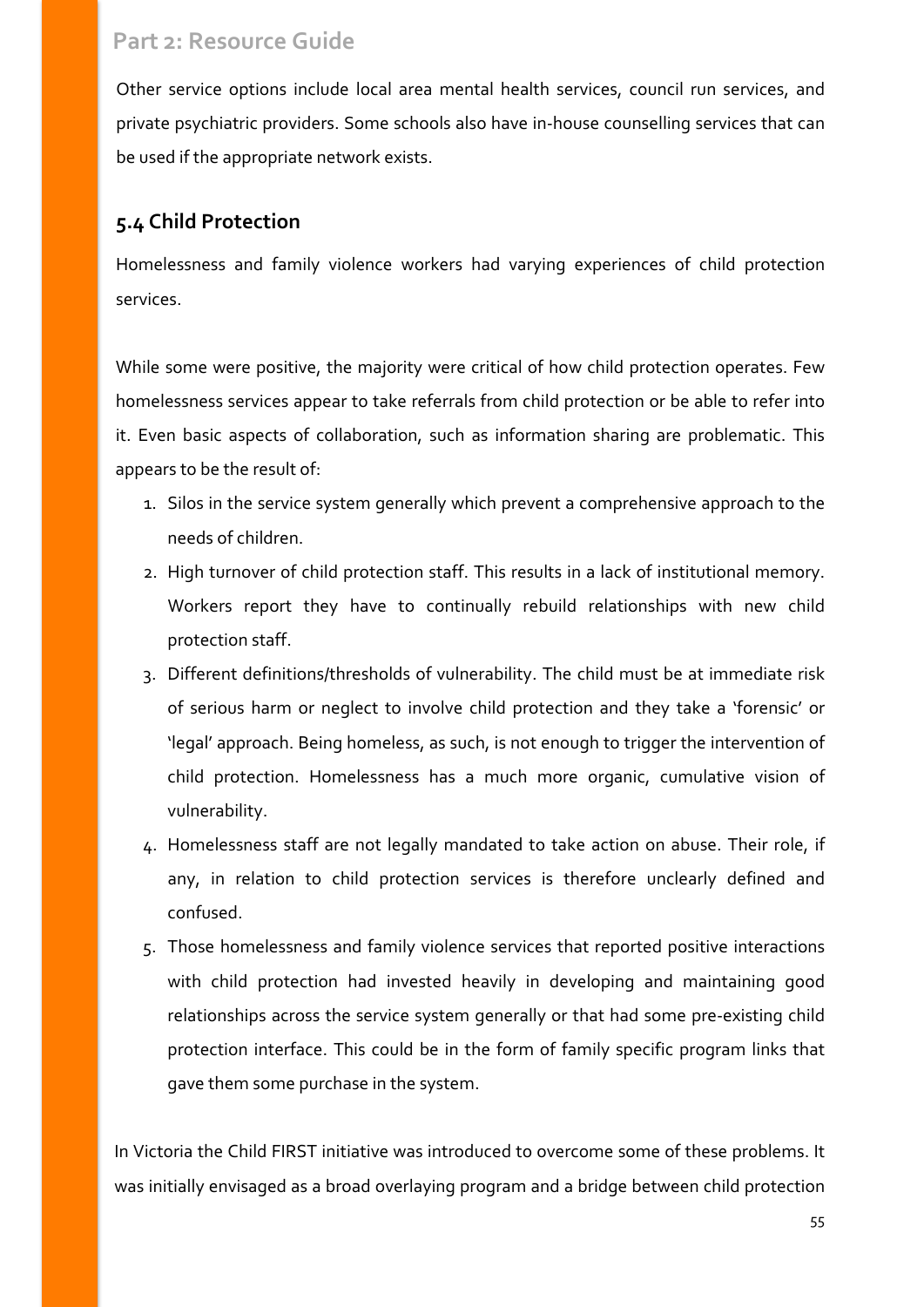Other service options include local area mental health services, council run services, and private psychiatric providers. Some schools also have in-house counselling services that can be used if the appropriate network exists.

### 5.4 Child Protection

Homelessness and family violence workers had varying experiences of child protection services.

While some were positive, the majority were critical of how child protection operates. Few homelessness services appear to take referrals from child protection or be able to refer into it. Even basic aspects of collaboration, such as information sharing are problematic. This appears to be the result of:

1. Silos in the service system generally which prevent a comprehensive approach to the needs of children.
2. High turnover of child protection staff. This results in a lack of institutional memory. Workers report they have to continually rebuild relationships with new child protection staff.
3. Different definitions/thresholds of vulnerability. The child must be at immediate risk of serious harm or neglect to involve child protection and they take a 'forensic' or 'legal' approach. Being homeless, as such, is not enough to trigger the intervention of child protection. Homelessness has a much more organic, cumulative vision of vulnerability.
4. Homelessness staff are not legally mandated to take action on abuse. Their role, if any, in relation to child protection services is therefore unclearly defined and confused.
5. Those homelessness and family violence services that reported positive interactions with child protection had invested heavily in developing and maintaining good relationships across the service system generally or that had some pre-existing child protection interface. This could be in the form of family specific program links that gave them some purchase in the system.

In Victoria the Child FIRST initiative was introduced to overcome some of these problems. It was initially envisaged as a broad overlaying program and a bridge between child protection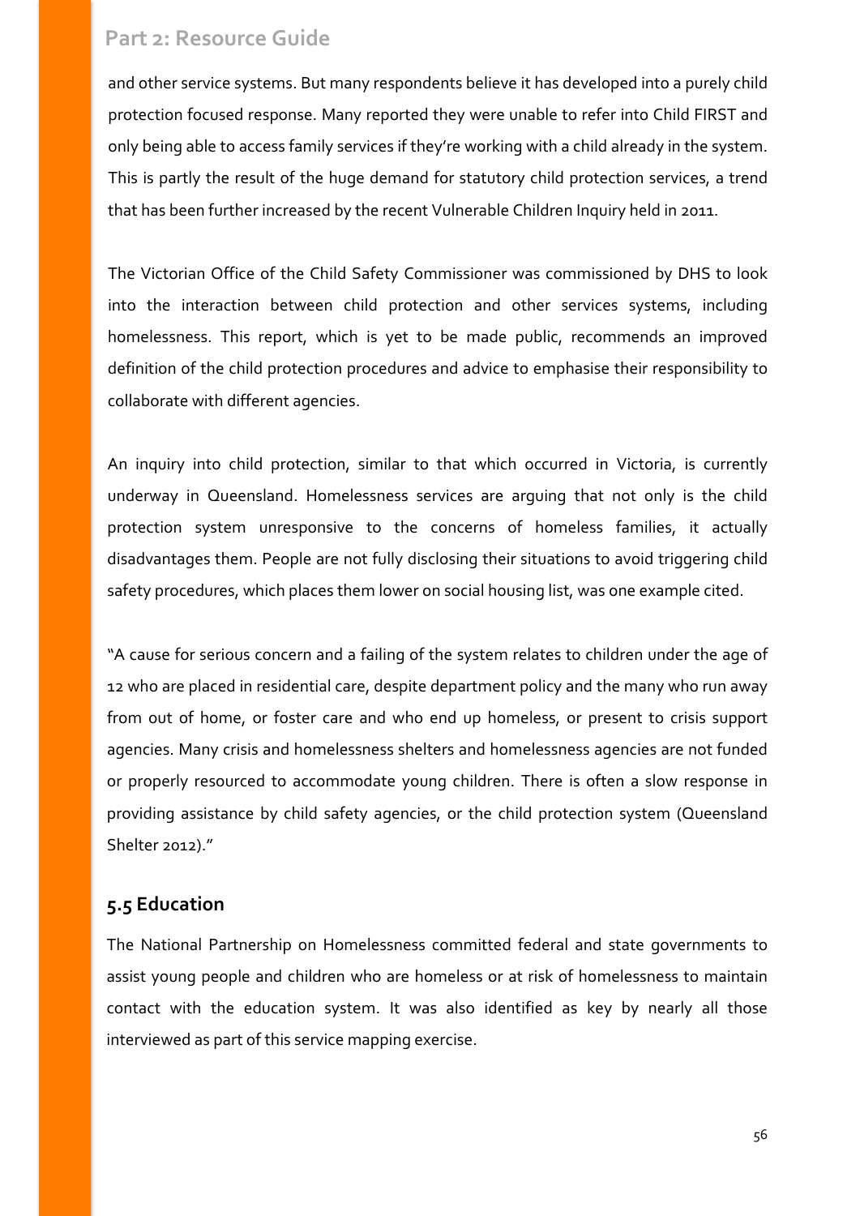and other service systems. But many respondents believe it has developed into a purely child protection focused response. Many reported they were unable to refer into Child FIRST and only being able to access family services if they're working with a child already in the system. This is partly the result of the huge demand for statutory child protection services, a trend that has been further increased by the recent Vulnerable Children Inquiry held in 2011.

The Victorian Office of the Child Safety Commissioner was commissioned by DHS to look into the interaction between child protection and other services systems, including homelessness. This report, which is yet to be made public, recommends an improved definition of the child protection procedures and advice to emphasise their responsibility to collaborate with different agencies.

An inquiry into child protection, similar to that which occurred in Victoria, is currently underway in Queensland. Homelessness services are arguing that not only is the child protection system unresponsive to the concerns of homeless families, it actually disadvantages them. People are not fully disclosing their situations to avoid triggering child safety procedures, which places them lower on social housing list, was one example cited.

"A cause for serious concern and a failing of the system relates to children under the age of 12 who are placed in residential care, despite department policy and the many who run away from out of home, or foster care and who end up homeless, or present to crisis support agencies. Many crisis and homelessness shelters and homelessness agencies are not funded or properly resourced to accommodate young children. There is often a slow response in providing assistance by child safety agencies, or the child protection system (Queensland Shelter 2012)."

## 5.5 Education

The National Partnership on Homelessness committed federal and state governments to assist young people and children who are homeless or at risk of homelessness to maintain contact with the education system. It was also identified as key by nearly all those interviewed as part of this service mapping exercise.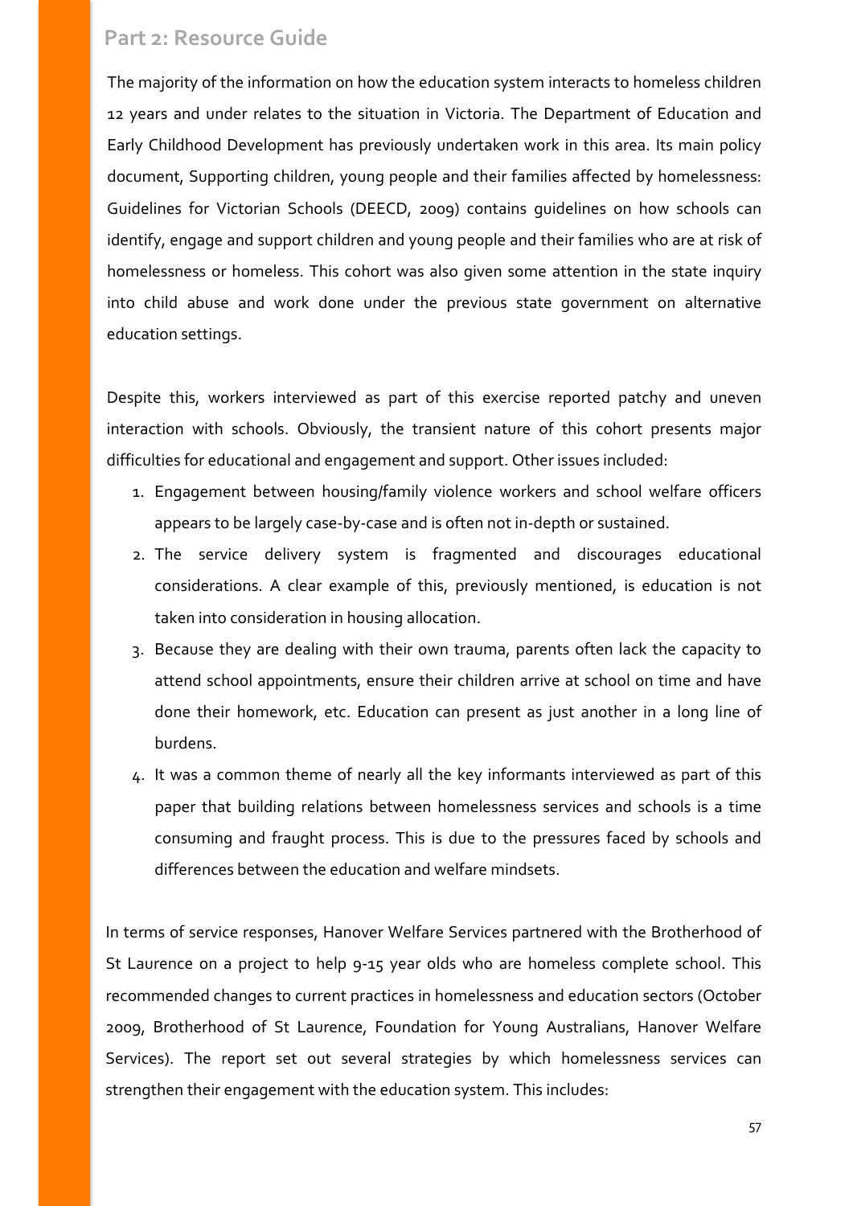## Part 2: Resource Guide

The majority of the information on how the education system interacts to homeless children 12 years and under relates to the situation in Victoria. The Department of Education and Early Childhood Development has previously undertaken work in this area. Its main policy document, Supporting children, young people and their families affected by homelessness: Guidelines for Victorian Schools (DEECD, 2009) contains guidelines on how schools can identify, engage and support children and young people and their families who are at risk of homelessness or homeless. This cohort was also given some attention in the state inquiry into child abuse and work done under the previous state government on alternative education settings.

Despite this, workers interviewed as part of this exercise reported patchy and uneven interaction with schools. Obviously, the transient nature of this cohort presents major difficulties for educational and engagement and support. Other issues included:

1. Engagement between housing/family violence workers and school welfare officers appears to be largely case-by-case and is often not in-depth or sustained.
2. The service delivery system is fragmented and discourages educational considerations. A clear example of this, previously mentioned, is education is not taken into consideration in housing allocation.
3. Because they are dealing with their own trauma, parents often lack the capacity to attend school appointments, ensure their children arrive at school on time and have done their homework, etc. Education can present as just another in a long line of burdens.
4. It was a common theme of nearly all the key informants interviewed as part of this paper that building relations between homelessness services and schools is a time consuming and fraught process. This is due to the pressures faced by schools and differences between the education and welfare mindsets.

In terms of service responses, Hanover Welfare Services partnered with the Brotherhood of St Laurence on a project to help 9-15 year olds who are homeless complete school. This recommended changes to current practices in homelessness and education sectors (October 2009, Brotherhood of St Laurence, Foundation for Young Australians, Hanover Welfare Services). The report set out several strategies by which homelessness services can strengthen their engagement with the education system. This includes: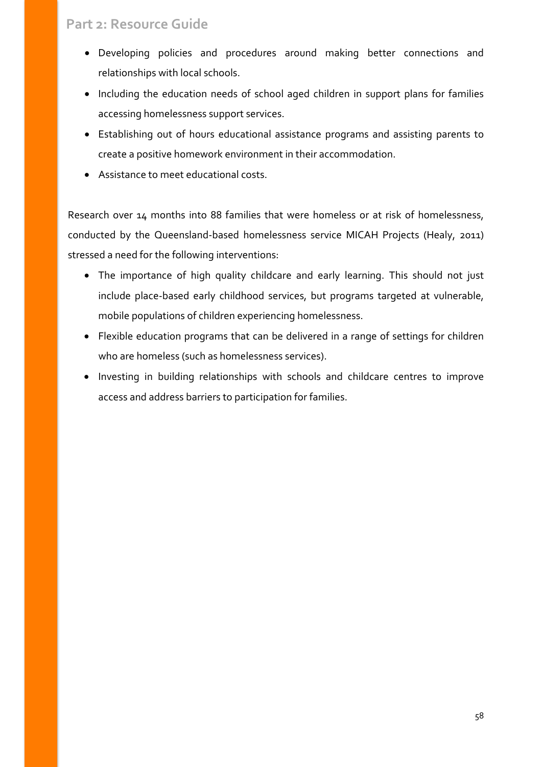- Developing policies and procedures around making better connections and relationships with local schools.
- Including the education needs of school aged children in support plans for families accessing homelessness support services.
- Establishing out of hours educational assistance programs and assisting parents to create a positive homework environment in their accommodation.
- Assistance to meet educational costs.

Research over 14 months into 88 families that were homeless or at risk of homelessness, conducted by the Queensland-based homelessness service MICAH Projects (Healy, 2011) stressed a need for the following interventions:

- The importance of high quality childcare and early learning. This should not just include place-based early childhood services, but programs targeted at vulnerable, mobile populations of children experiencing homelessness.
- Flexible education programs that can be delivered in a range of settings for children who are homeless (such as homelessness services).
- Investing in building relationships with schools and childcare centres to improve access and address barriers to participation for families.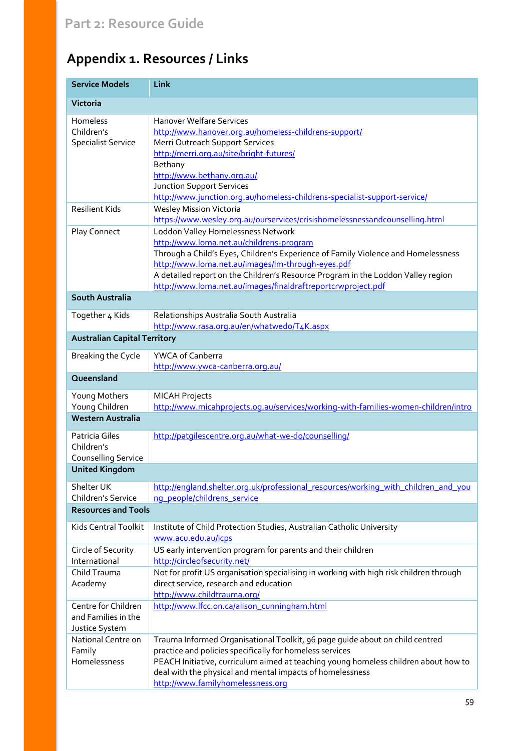## Part 2: Resource Guide

# Appendix 1. Resources / Links

| Service Models | Link |
|---|---|
| **Victoria** | |
| Homeless Children's Specialist Service | Hanover Welfare Services http://www.hanover.org.au/homeless-childrens-support/ Merri Outreach Support Services http://merri.org.au/site/bright-futures/ Bethany http://www.bethany.org.au/ Junction Support Services http://www.junction.org.au/homeless-childrens-specialist-support-service/ |
| Resilient Kids | Wesley Mission Victoria https://www.wesley.org.au/ourservices/crisishomelessnessandcounselling.html |
| Play Connect | Loddon Valley Homelessness Network http://www.loma.net.au/childrens-program Through a Child's Eyes, Children's Experience of Family Violence and Homelessness http://www.loma.net.au/images/lm-through-eyes.pdf A detailed report on the Children's Resource Program in the Loddon Valley region http://www.loma.net.au/images/finaldraftreportcrwproject.pdf |
| **South Australia** | |
| Together 4 Kids | Relationships Australia South Australia http://www.rasa.org.au/en/whatwedo/T4K.aspx |
| **Australian Capital Territory** | |
| Breaking the Cycle | YWCA of Canberra http://www.ywca-canberra.org.au/ |
| **Queensland** | |
| Young Mothers Young Children | MICAH Projects http://www.micahprojects.og.au/services/working-with-families-women-children/intro |
| **Western Australia** | |
| Patricia Giles Children's Counselling Service | http://patgilescentre.org.au/what-we-do/counselling/ |
| **United Kingdom** | |
| Shelter UK Children's Service | http://england.shelter.org.uk/professional_resources/working_with_children_and_young_people/childrens_service |
| **Resources and Tools** | |
| Kids Central Toolkit | Institute of Child Protection Studies, Australian Catholic University www.acu.edu.au/icps |
| Circle of Security International | US early intervention program for parents and their children http://circleofsecurity.net/ |
| Child Trauma Academy | Not for profit US organisation specialising in working with high risk children through direct service, research and education http://www.childtrauma.org/ |
| Centre for Children and Families in the Justice System | http://www.lfcc.on.ca/alison_cunningham.html |
| National Centre on Family Homelessness | Trauma Informed Organisational Toolkit, 96 page guide about on child centred practice and policies specifically for homeless services PEACH Initiative, curriculum aimed at teaching young homeless children about how to deal with the physical and mental impacts of homelessness http://www.familyhomelessness.org |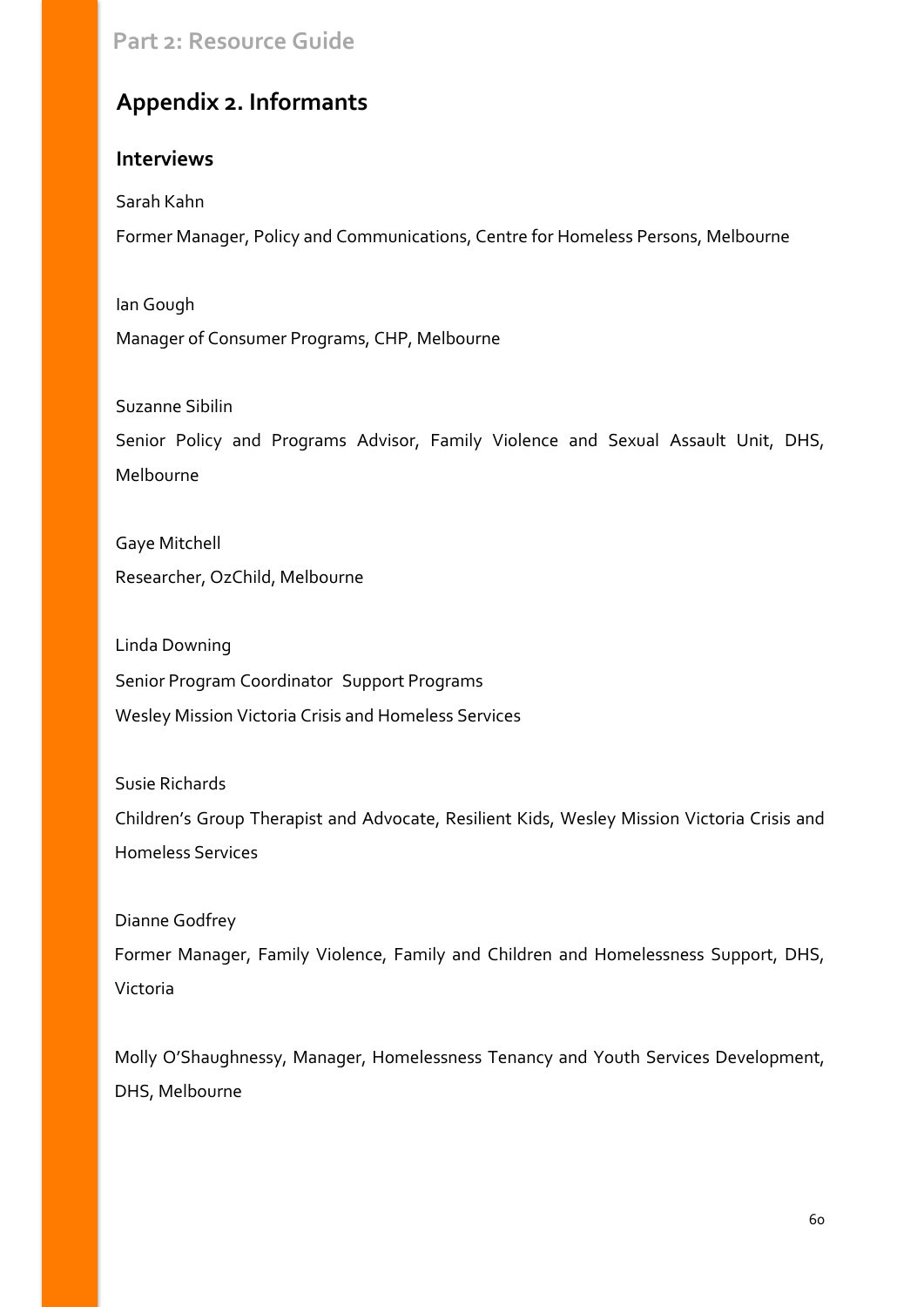# Appendix 2. Informants

## Interviews

Sarah Kahn

Former Manager, Policy and Communications, Centre for Homeless Persons, Melbourne

Ian Gough

Manager of Consumer Programs, CHP, Melbourne

Suzanne Sibilin

Senior Policy and Programs Advisor, Family Violence and Sexual Assault Unit, DHS, Melbourne

Gaye Mitchell

Researcher, OzChild, Melbourne

Linda Downing

Senior Program Coordinator Support Programs

Wesley Mission Victoria Crisis and Homeless Services

Susie Richards

Children's Group Therapist and Advocate, Resilient Kids, Wesley Mission Victoria Crisis and Homeless Services

Dianne Godfrey

Former Manager, Family Violence, Family and Children and Homelessness Support, DHS, Victoria

Molly O'Shaughnessy, Manager, Homelessness Tenancy and Youth Services Development, DHS, Melbourne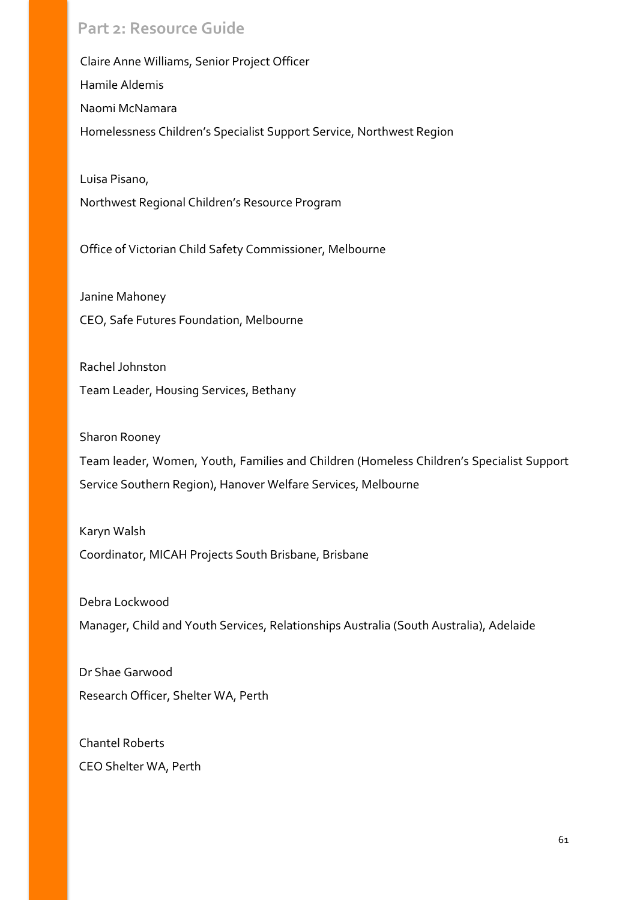Claire Anne Williams, Senior Project Officer

Hamile Aldemis

Naomi McNamara

Homelessness Children's Specialist Support Service, Northwest Region

Luisa Pisano,

Northwest Regional Children's Resource Program

Office of Victorian Child Safety Commissioner, Melbourne

Janine Mahoney

CEO, Safe Futures Foundation, Melbourne

Rachel Johnston

Team Leader, Housing Services, Bethany

Sharon Rooney

Team leader, Women, Youth, Families and Children (Homeless Children's Specialist Support Service Southern Region), Hanover Welfare Services, Melbourne

Karyn Walsh

Coordinator, MICAH Projects South Brisbane, Brisbane

Debra Lockwood

Manager, Child and Youth Services, Relationships Australia (South Australia), Adelaide

Dr Shae Garwood

Research Officer, Shelter WA, Perth

Chantel Roberts

CEO Shelter WA, Perth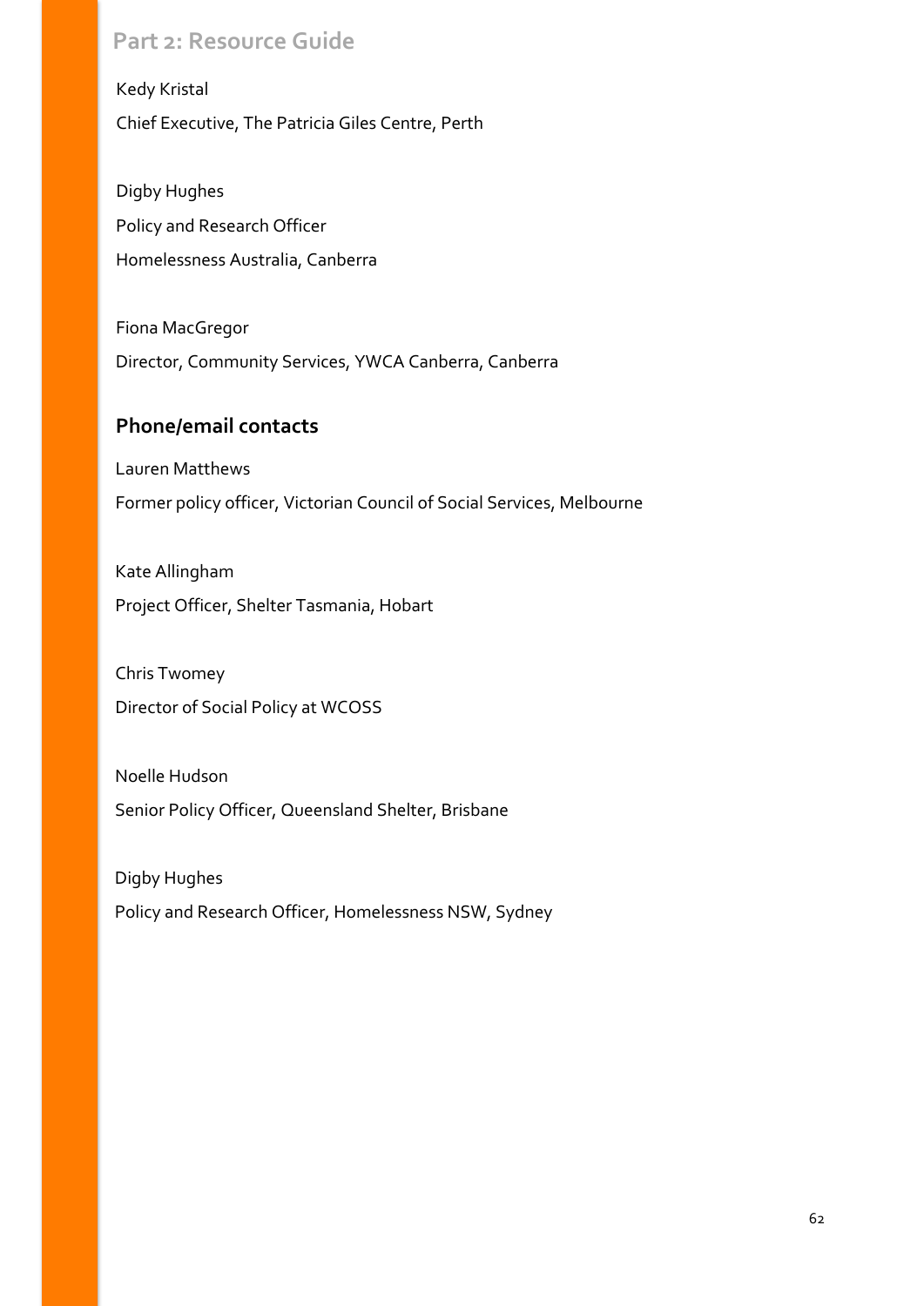Kedy Kristal

Chief Executive, The Patricia Giles Centre, Perth

Digby Hughes

Policy and Research Officer

Homelessness Australia, Canberra

Fiona MacGregor

Director, Community Services, YWCA Canberra, Canberra

## Phone/email contacts

Lauren Matthews

Former policy officer, Victorian Council of Social Services, Melbourne

Kate Allingham

Project Officer, Shelter Tasmania, Hobart

Chris Twomey

Director of Social Policy at WCOSS

Noelle Hudson

Senior Policy Officer, Queensland Shelter, Brisbane

Digby Hughes

Policy and Research Officer, Homelessness NSW, Sydney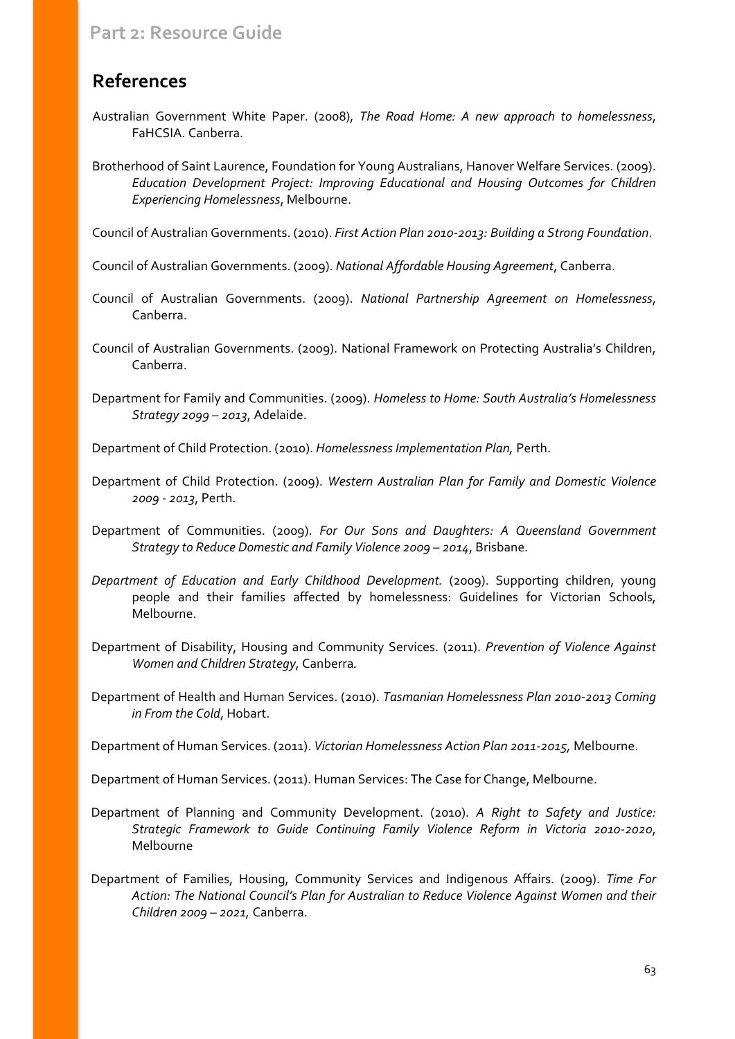## References

Australian Government White Paper. (2008), *The Road Home: A new approach to homelessness*, FaHCSIA. Canberra.

Brotherhood of Saint Laurence, Foundation for Young Australians, Hanover Welfare Services. (2009). *Education Development Project: Improving Educational and Housing Outcomes for Children Experiencing Homelessness*, Melbourne.

Council of Australian Governments. (2010). *First Action Plan 2010-2013: Building a Strong Foundation*.

Council of Australian Governments. (2009). *National Affordable Housing Agreement*, Canberra.

Council of Australian Governments. (2009). *National Partnership Agreement on Homelessness*, Canberra.

Council of Australian Governments. (2009). National Framework on Protecting Australia's Children, Canberra.

Department for Family and Communities. (2009). *Homeless to Home: South Australia's Homelessness Strategy 2099 – 2013*, Adelaide.

Department of Child Protection. (2010). *Homelessness Implementation Plan,* Perth.

Department of Child Protection. (2009). *Western Australian Plan for Family and Domestic Violence 2009 - 2013*, Perth.

Department of Communities. (2009). *For Our Sons and Daughters: A Queensland Government Strategy to Reduce Domestic and Family Violence 2009 – 2014*, Brisbane.

*Department of Education and Early Childhood Development.* (2009). Supporting children, young people and their families affected by homelessness: Guidelines for Victorian Schools, Melbourne.

Department of Disability, Housing and Community Services. (2011). *Prevention of Violence Against Women and Children Strategy*, Canberra*.*

Department of Health and Human Services. (2010). *Tasmanian Homelessness Plan 2010-2013 Coming in From the Cold*, Hobart.

Department of Human Services. (2011). *Victorian Homelessness Action Plan 2011-2015,* Melbourne.

Department of Human Services. (2011). Human Services: The Case for Change, Melbourne.

Department of Planning and Community Development. (2010). *A Right to Safety and Justice: Strategic Framework to Guide Continuing Family Violence Reform in Victoria 2010-2020*, Melbourne

Department of Families, Housing, Community Services and Indigenous Affairs. (2009). *Time For Action: The National Council's Plan for Australian to Reduce Violence Against Women and their Children 2009 – 2021,* Canberra.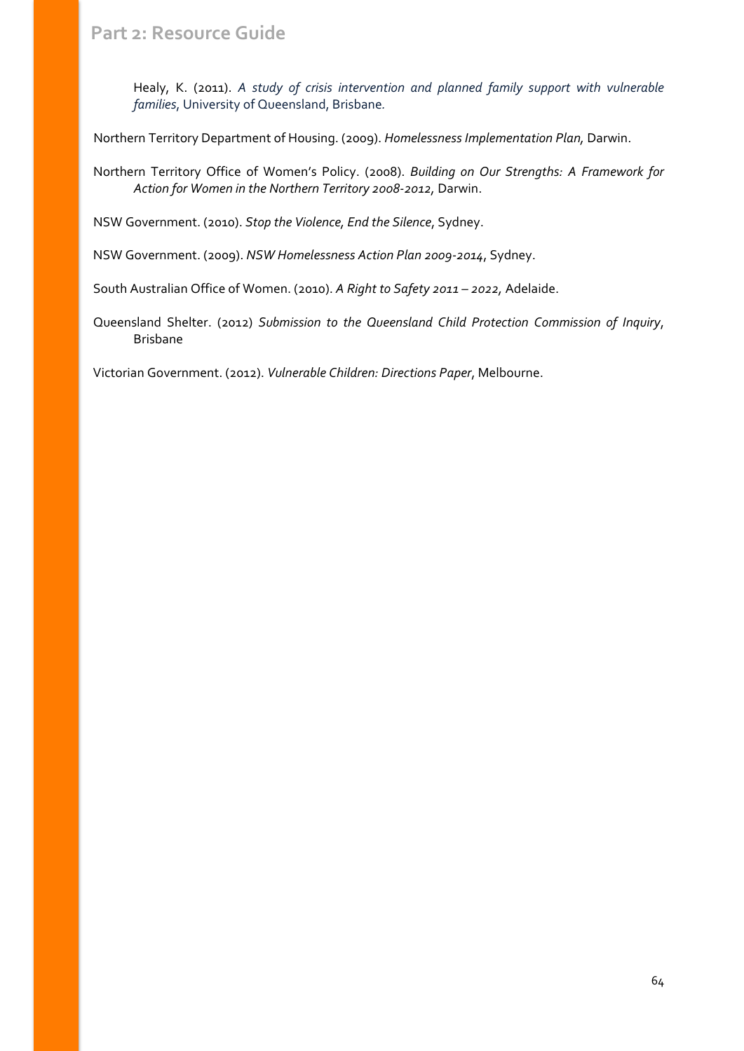Healy, K. (2011). *A study of crisis intervention and planned family support with vulnerable families*, University of Queensland, Brisbane.

Northern Territory Department of Housing. (2009). *Homelessness Implementation Plan,* Darwin.

Northern Territory Office of Women's Policy. (2008). *Building on Our Strengths: A Framework for Action for Women in the Northern Territory 2008-2012,* Darwin.

NSW Government. (2010). *Stop the Violence, End the Silence*, Sydney.

NSW Government. (2009). *NSW Homelessness Action Plan 2009-2014*, Sydney.

South Australian Office of Women. (2010). *A Right to Safety 2011 – 2022,* Adelaide.

Queensland Shelter. (2012) *Submission to the Queensland Child Protection Commission of Inquiry*, Brisbane

Victorian Government. (2012). *Vulnerable Children: Directions Paper*, Melbourne.